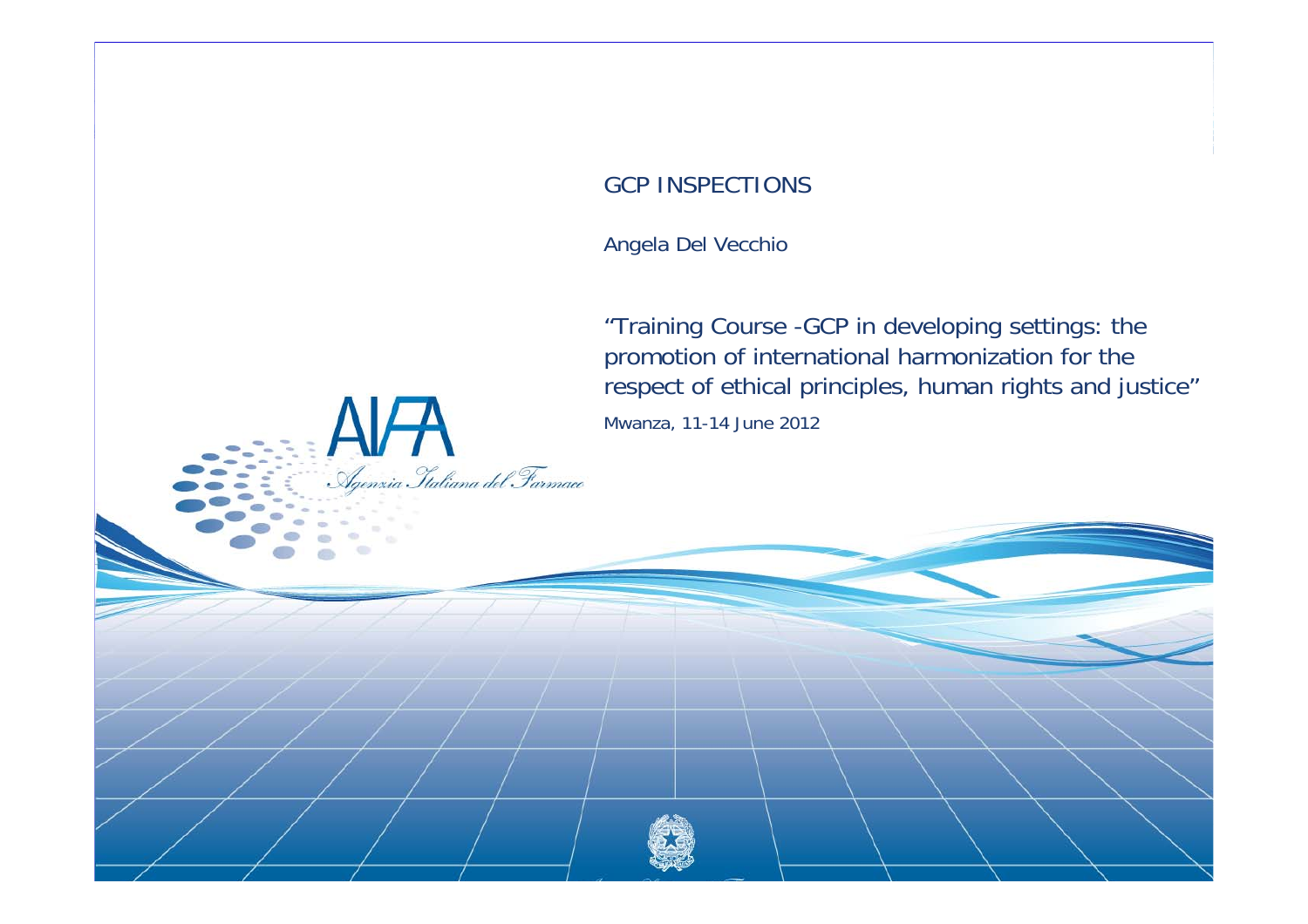# GCP INSPECTIONS

Angela Del Vecchio

"Training Course -GCP in developing settings: the promotion of international harmonization for the respect of ethical principles, human rights and justice"

Mwanza, 11-14 June 2012

AIFA
Agenzia Italiana del Farmaco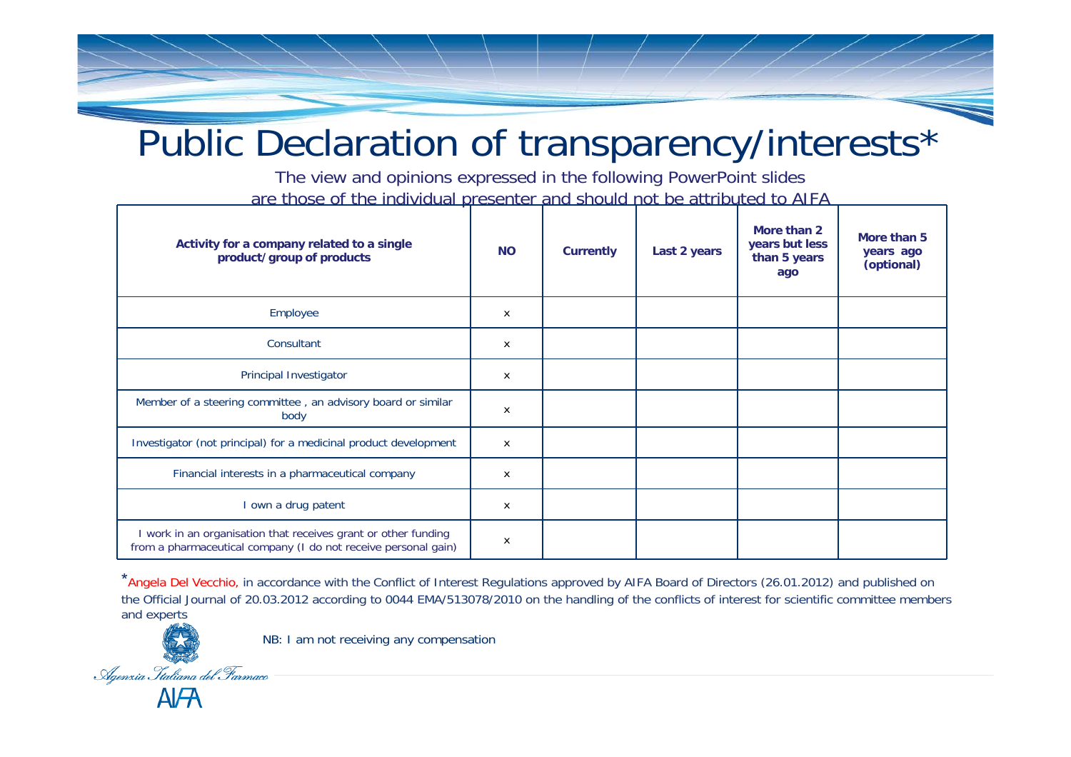# Public Declaration of transparency/interests*

The view and opinions expressed in the following PowerPoint slides are those of the individual presenter and should not be attributed to AIFA

| Activity for a company related to a single product/group of products | NO | Currently | Last 2 years | More than 2 years but less than 5 years ago | More than 5 years ago (optional) |
|---|---|---|---|---|---|
| Employee | x | | | | |
| Consultant | x | | | | |
| Principal Investigator | x | | | | |
| Member of a steering committee , an advisory board or similar body | x | | | | |
| Investigator (not principal) for a medicinal product development | x | | | | |
| Financial interests in a pharmaceutical company | x | | | | |
| I own a drug patent | x | | | | |
| I work in an organisation that receives grant or other funding from a pharmaceutical company (I do not receive personal gain) | x | | | | |

*Angela Del Vecchio, in accordance with the Conflict of Interest Regulations approved by AIFA Board of Directors (26.01.2012) and published on the Official Journal of 20.03.2012 according to 0044 EMA/513078/2010 on the handling of the conflicts of interest for scientific committee members and experts

NB: I am not receiving any compensation

Agenzia Italiana del Farmaco

AIFA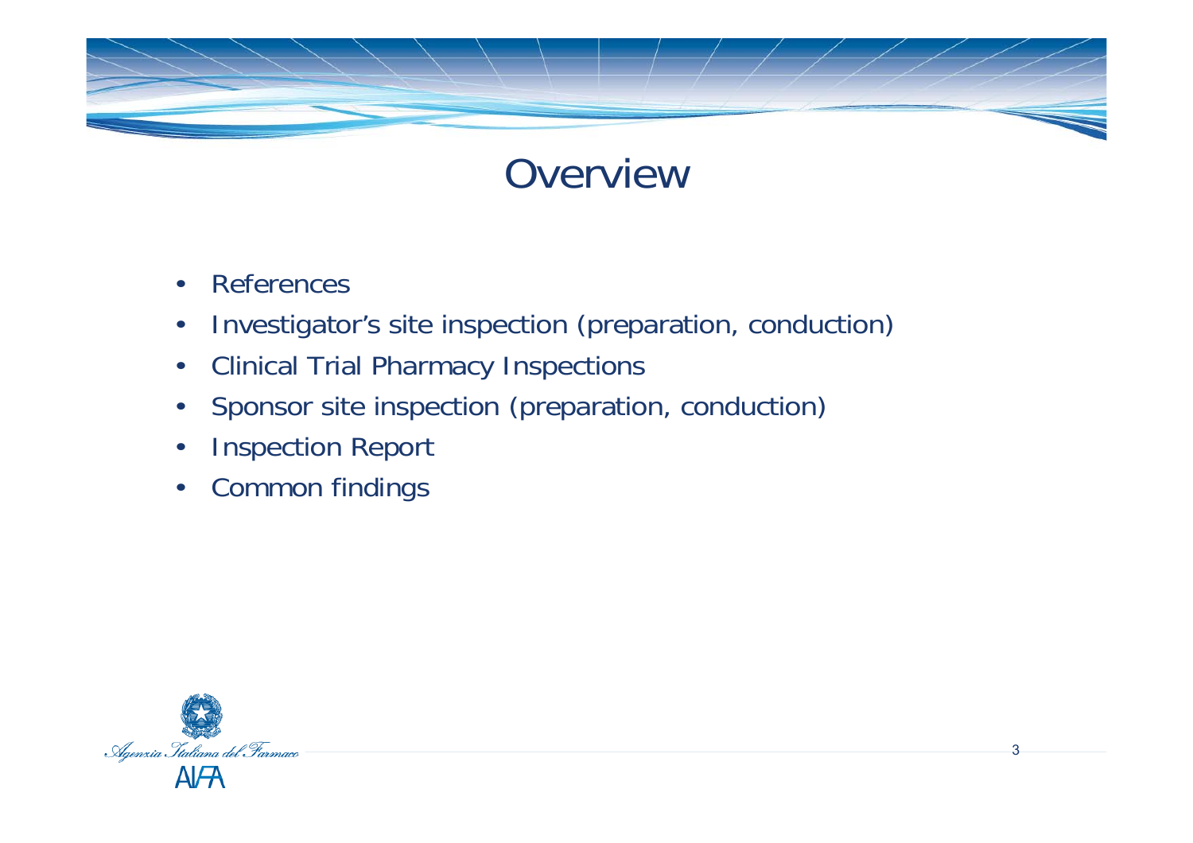# Overview

- References
- Investigator's site inspection (preparation, conduction)
- Clinical Trial Pharmacy Inspections
- Sponsor site inspection (preparation, conduction)
- Inspection Report
- Common findings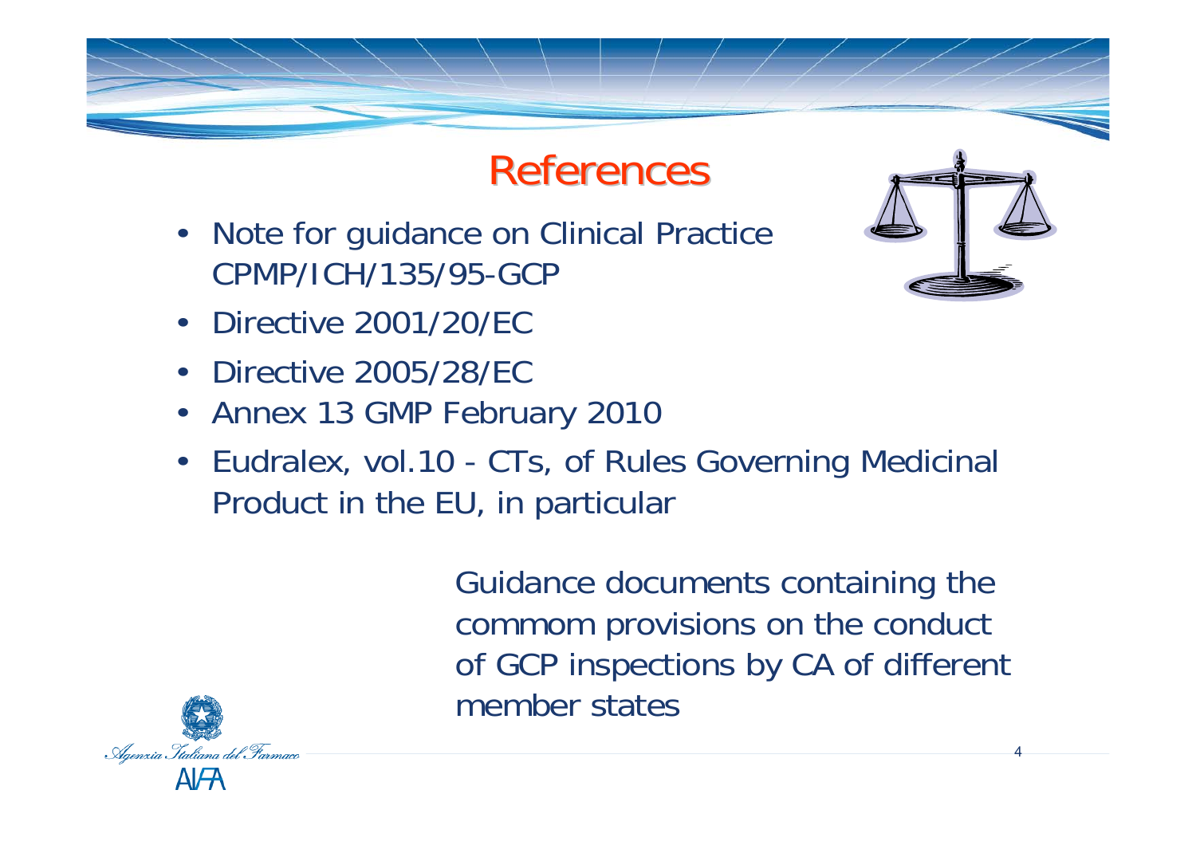# References

- Note for guidance on Clinical Practice CPMP/ICH/135/95-GCP
- Directive 2001/20/EC
- Directive 2005/28/EC
- Annex 13 GMP February 2010
- Eudralex, vol.10 - CTs, of Rules Governing Medicinal Product in the EU, in particular

Guidance documents containing the commom provisions on the conduct of GCP inspections by CA of different member states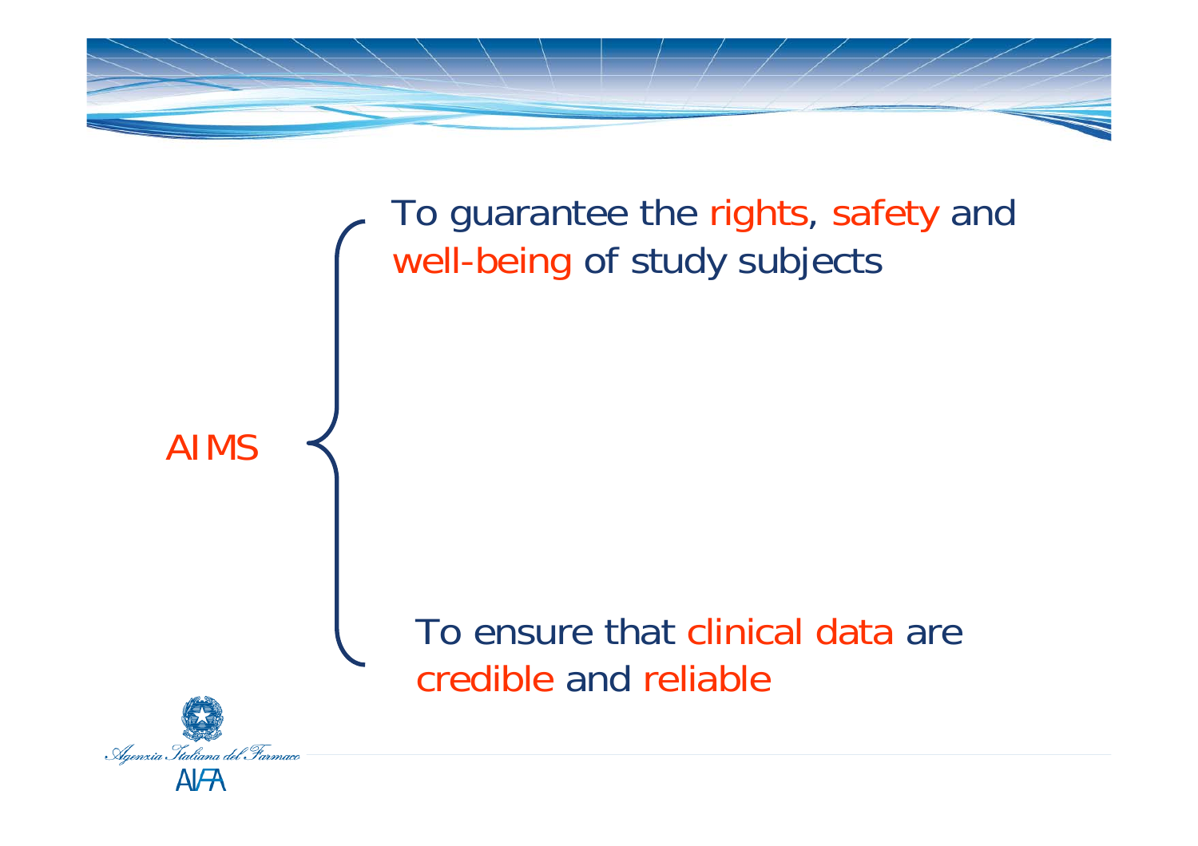AIMS

- To guarantee the rights, safety and well-being of study subjects
- To ensure that clinical data are credible and reliable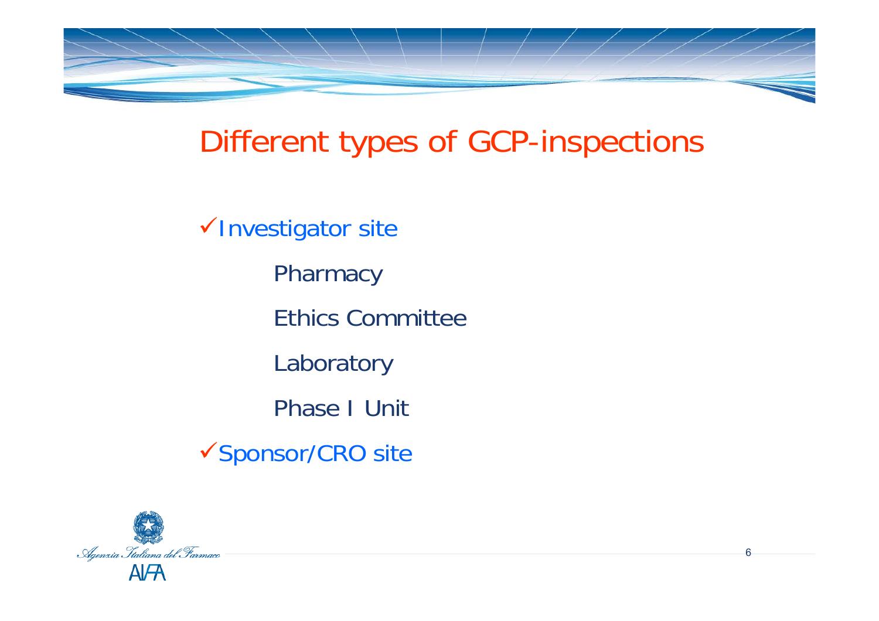# Different types of GCP-inspections

- Investigator site
  - Pharmacy
  - Ethics Committee
  - Laboratory
  - Phase I Unit
- Sponsor/CRO site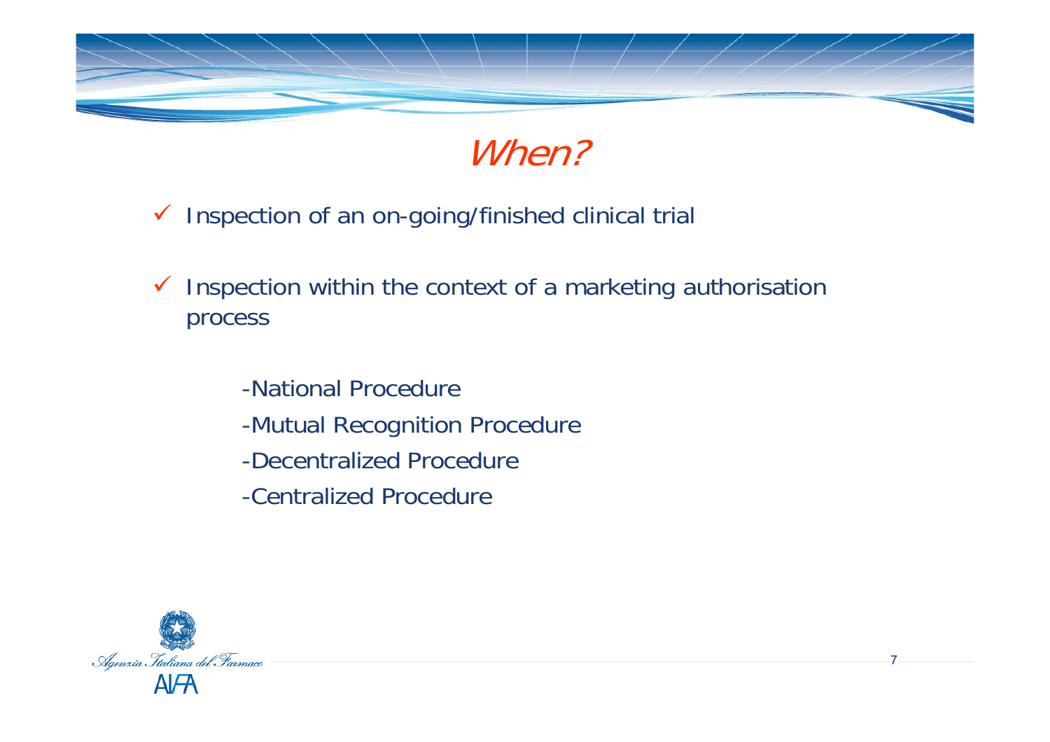# *When?*

- ✓ Inspection of an on-going/finished clinical trial
- ✓ Inspection within the context of a marketing authorisation process
    - -National Procedure
    - -Mutual Recognition Procedure
    - -Decentralized Procedure
    - -Centralized Procedure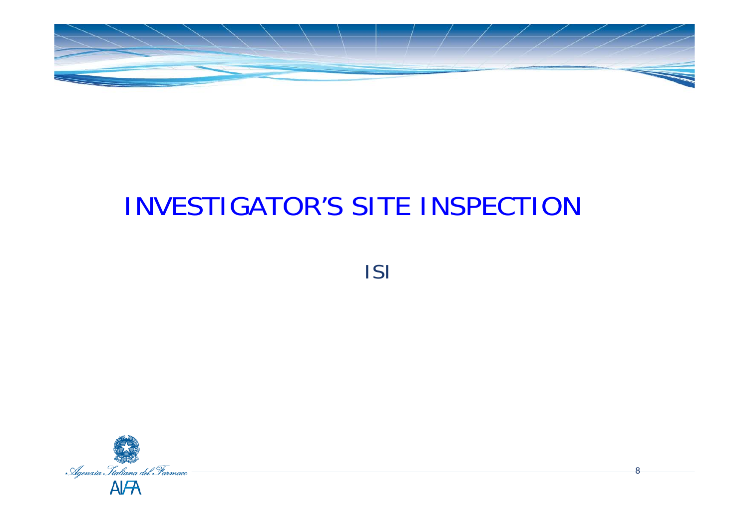# INVESTIGATOR'S SITE INSPECTION

ISI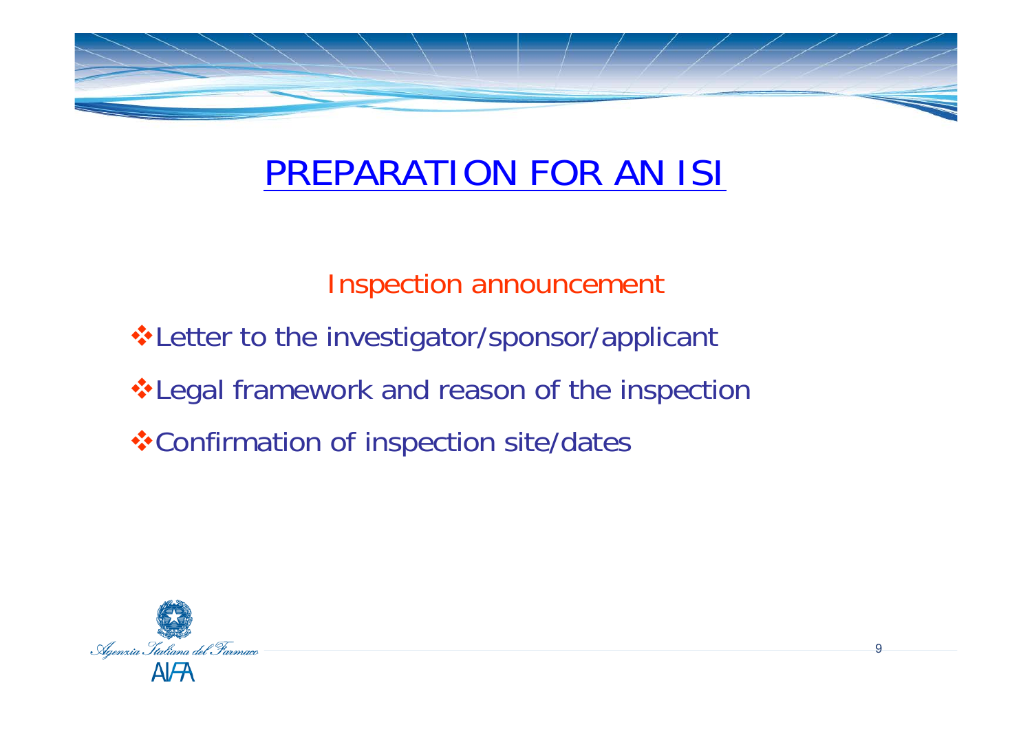# PREPARATION FOR AN ISI

## Inspection announcement

- Letter to the investigator/sponsor/applicant
- Legal framework and reason of the inspection
- Confirmation of inspection site/dates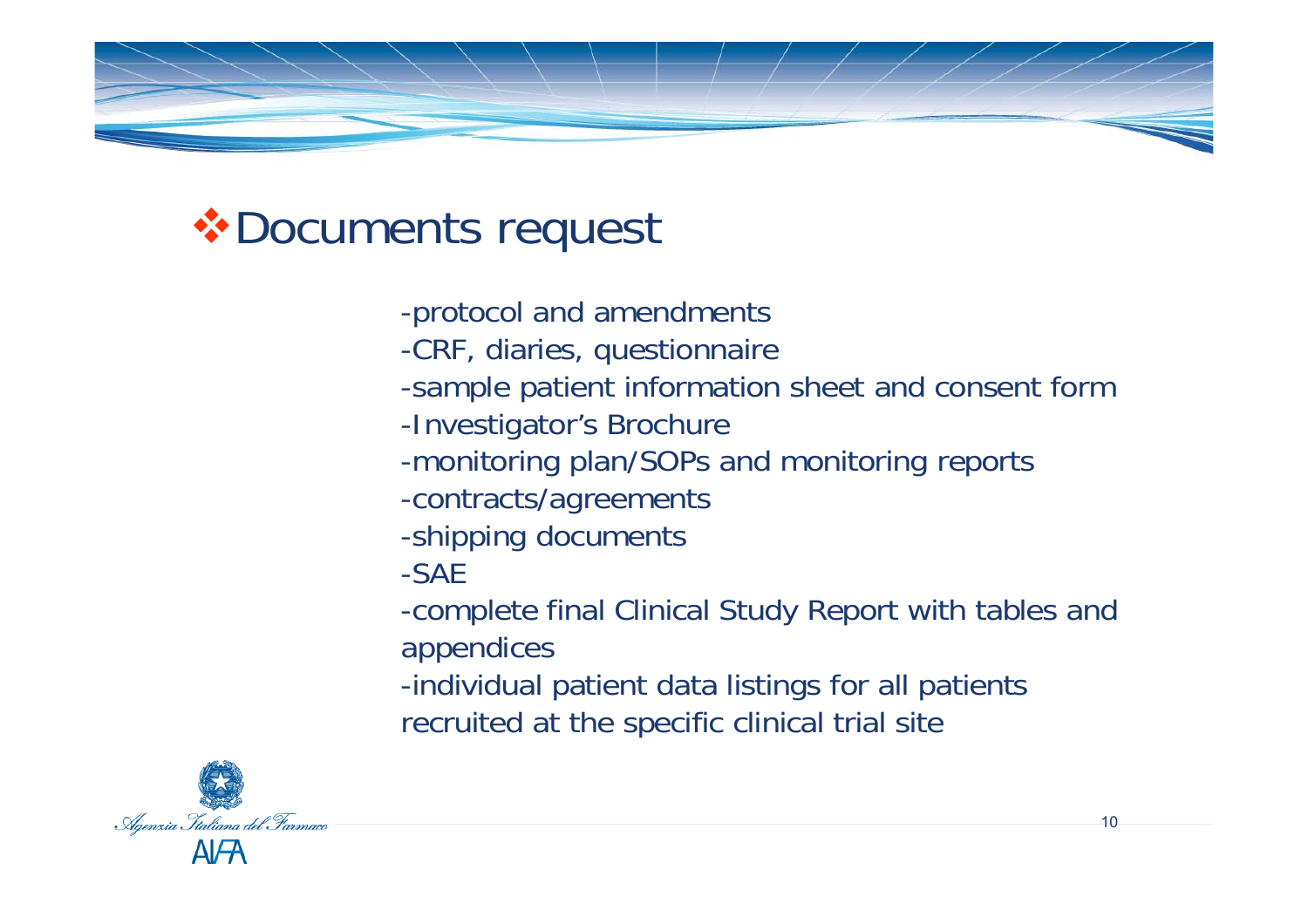## ❖ Documents request

- protocol and amendments
- CRF, diaries, questionnaire
- sample patient information sheet and consent form
- Investigator's Brochure
- monitoring plan/SOPs and monitoring reports
- contracts/agreements
- shipping documents
- SAE
- complete final Clinical Study Report with tables and appendices
- individual patient data listings for all patients recruited at the specific clinical trial site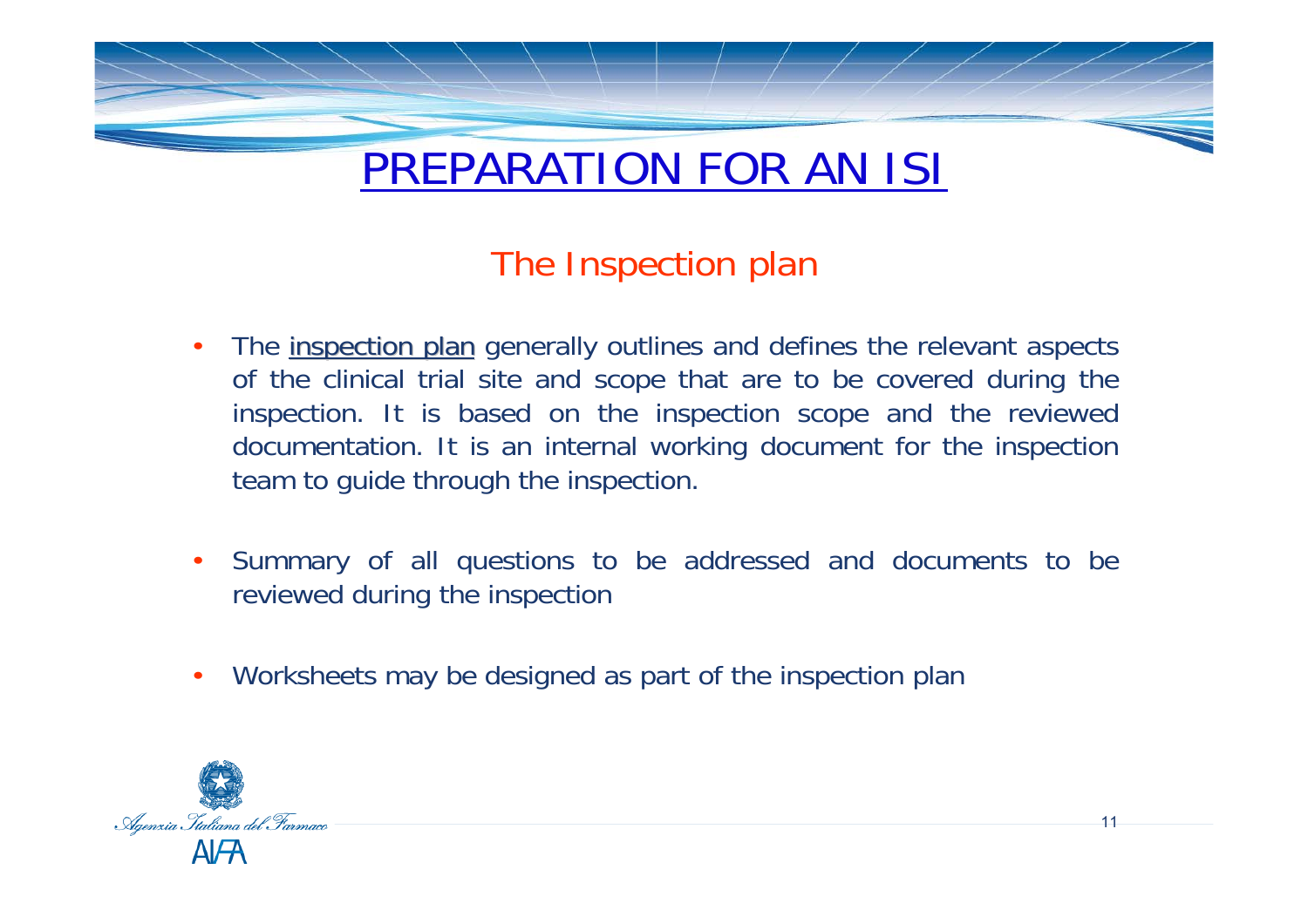# PREPARATION FOR AN ISI

## The Inspection plan

- The inspection plan generally outlines and defines the relevant aspects of the clinical trial site and scope that are to be covered during the inspection. It is based on the inspection scope and the reviewed documentation. It is an internal working document for the inspection team to guide through the inspection.

- Summary of all questions to be addressed and documents to be reviewed during the inspection

- Worksheets may be designed as part of the inspection plan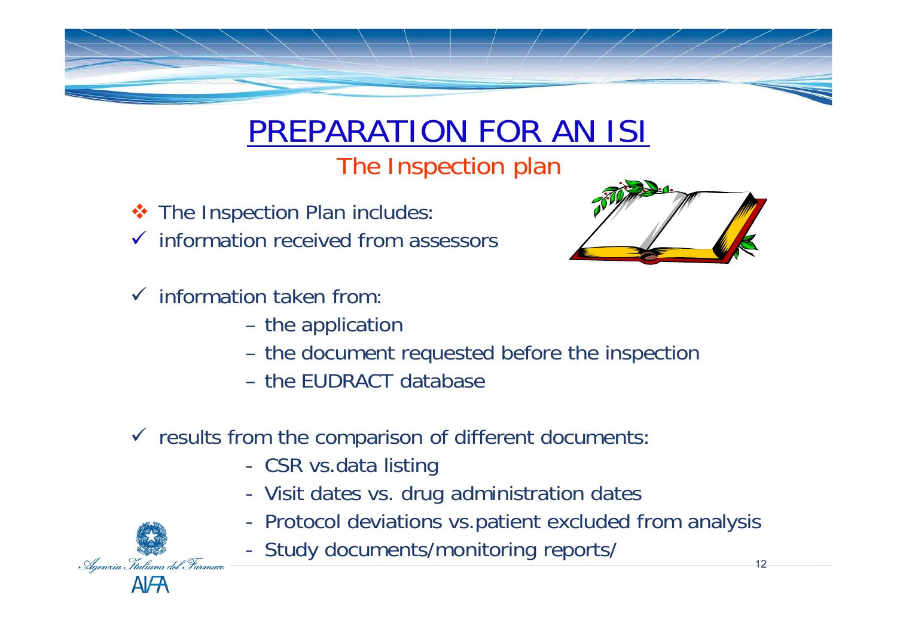# PREPARATION FOR AN ISI

## The Inspection plan

- The Inspection Plan includes:
- ✓ information received from assessors

- ✓ information taken from:
  - the application
  - the document requested before the inspection
  - the EUDRACT database

- ✓ results from the comparison of different documents:
  - CSR vs.data listing
  - Visit dates vs. drug administration dates
  - Protocol deviations vs.patient excluded from analysis
  - Study documents/monitoring reports/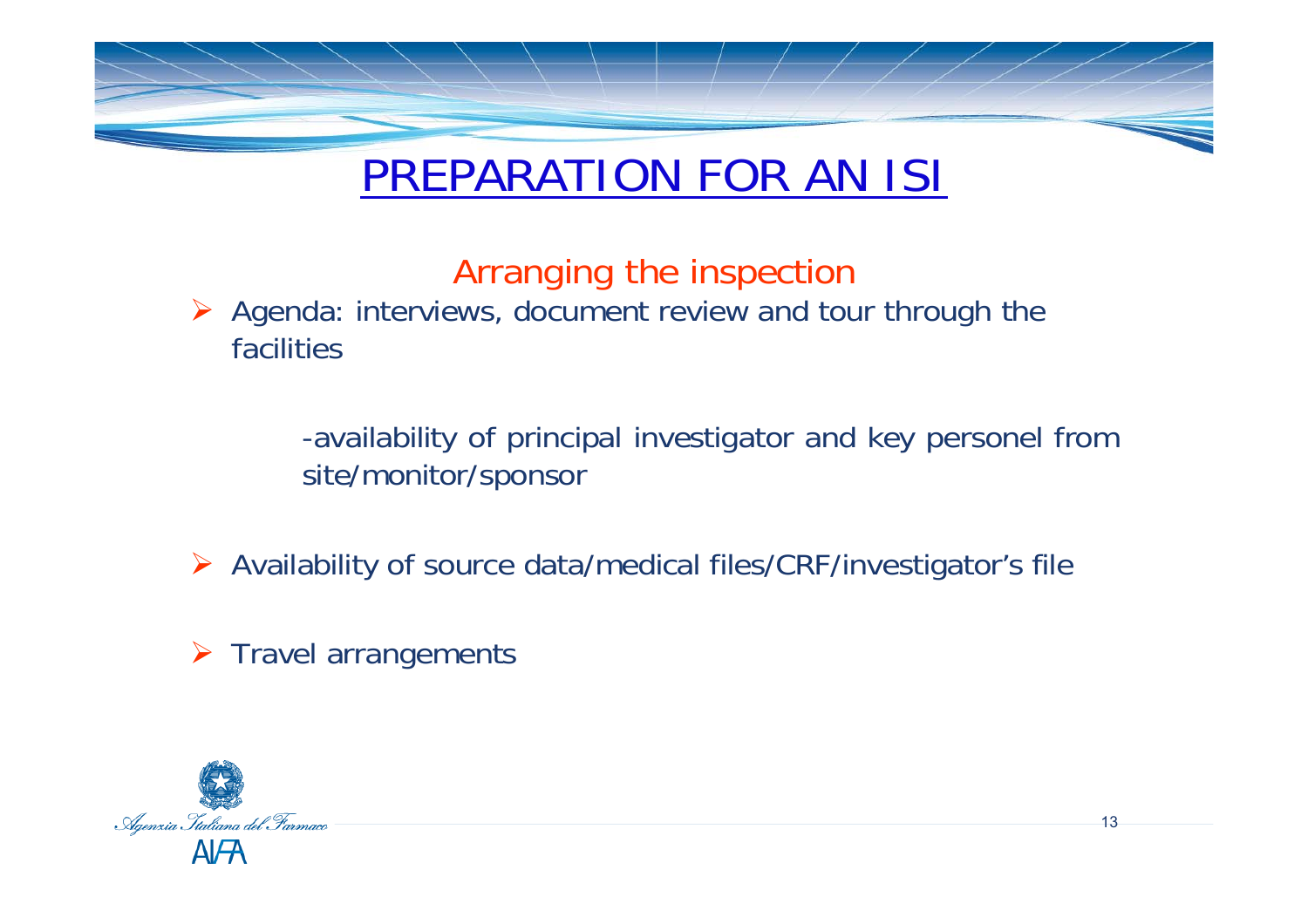# PREPARATION FOR AN ISI

## Arranging the inspection

- Agenda: interviews, document review and tour through the facilities

  -availability of principal investigator and key personel from site/monitor/sponsor

- Availability of source data/medical files/CRF/investigator's file

- Travel arrangements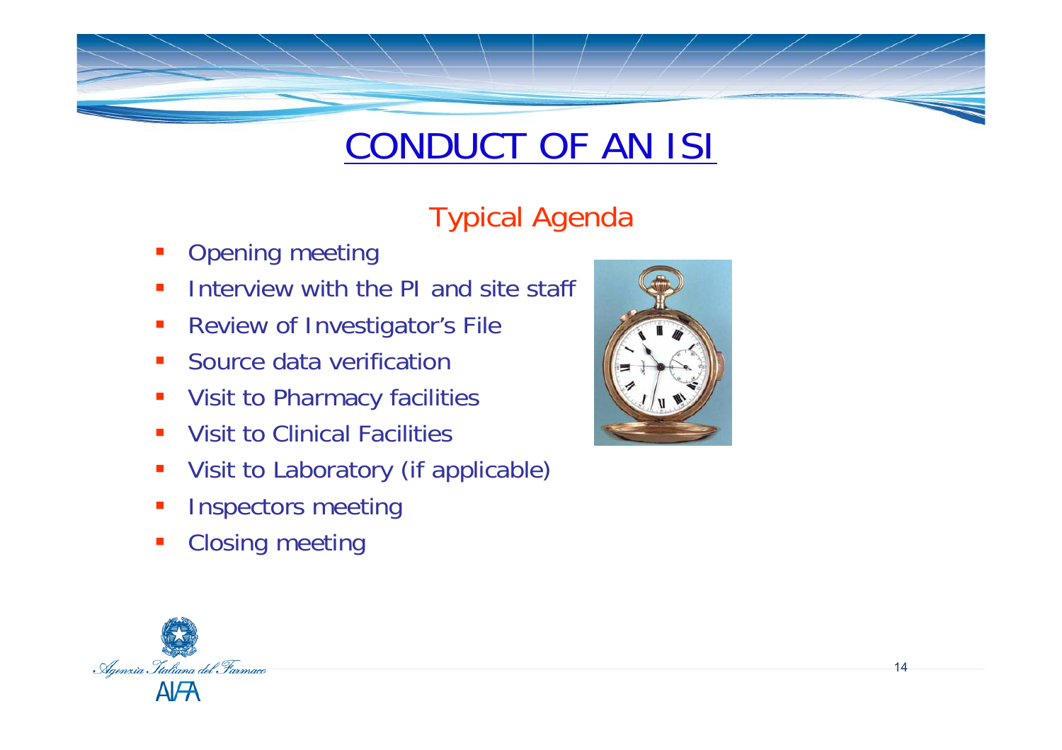# CONDUCT OF AN ISI

## Typical Agenda

- Opening meeting
- Interview with the PI and site staff
- Review of Investigator's File
- Source data verification
- Visit to Pharmacy facilities
- Visit to Clinical Facilities
- Visit to Laboratory (if applicable)
- Inspectors meeting
- Closing meeting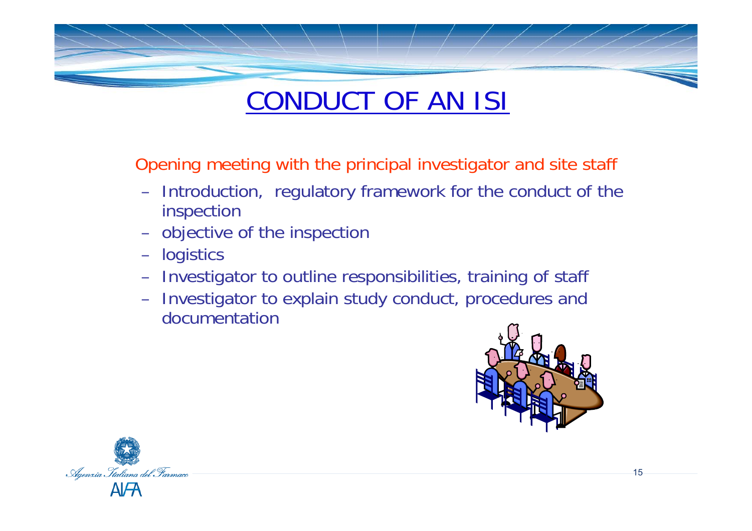# CONDUCT OF AN ISI

Opening meeting with the principal investigator and site staff

- Introduction, regulatory framework for the conduct of the inspection
- objective of the inspection
- logistics
- Investigator to outline responsibilities, training of staff
- Investigator to explain study conduct, procedures and documentation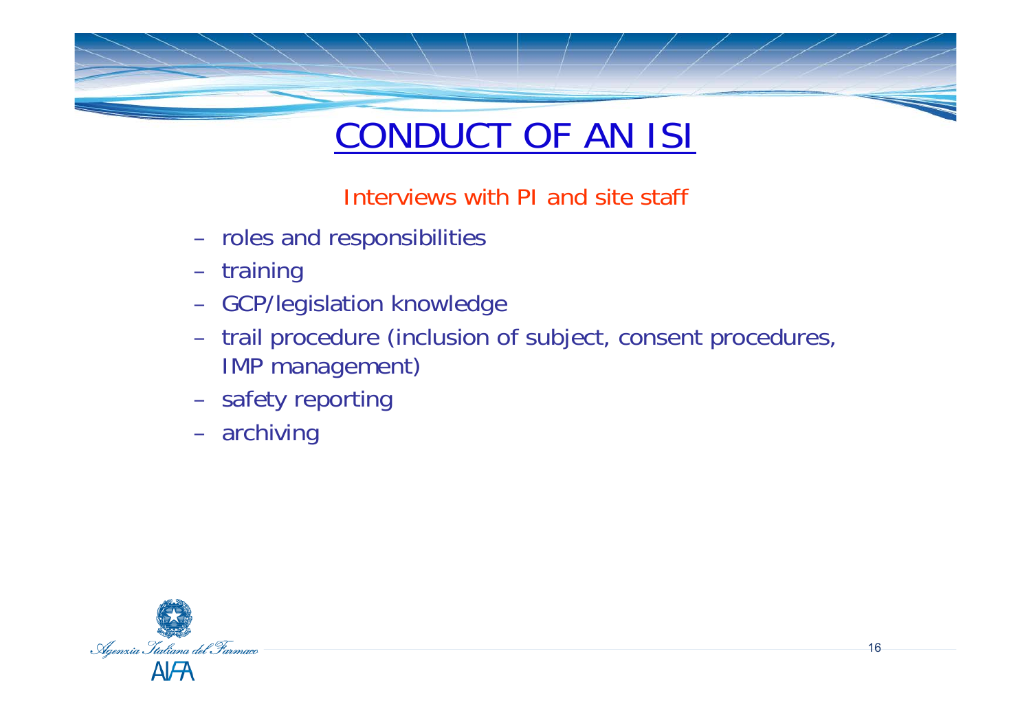# CONDUCT OF AN ISI

## Interviews with PI and site staff

- roles and responsibilities
- training
- GCP/legislation knowledge
- trail procedure (inclusion of subject, consent procedures, IMP management)
- safety reporting
- archiving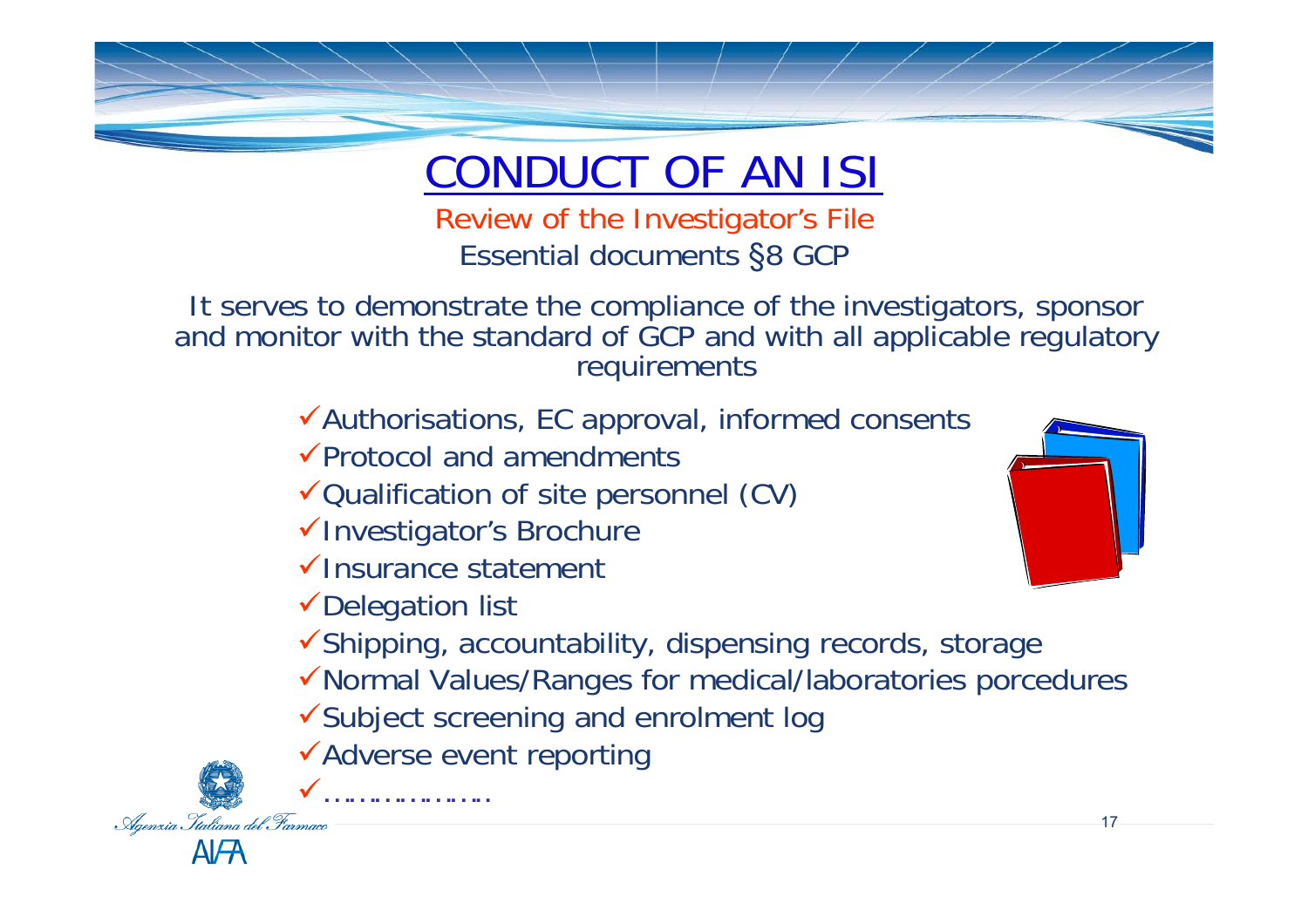# CONDUCT OF AN ISI

## Review of the Investigator's File

### Essential documents §8 GCP

It serves to demonstrate the compliance of the investigators, sponsor and monitor with the standard of GCP and with all applicable regulatory requirements

- ✓ Authorisations, EC approval, informed consents
- ✓ Protocol and amendments
- ✓ Qualification of site personnel (CV)
- ✓ Investigator's Brochure
- ✓ Insurance statement
- ✓ Delegation list
- ✓ Shipping, accountability, dispensing records, storage
- ✓ Normal Values/Ranges for medical/laboratories porcedures
- ✓ Subject screening and enrolment log
- ✓ Adverse event reporting
- ✓ ………………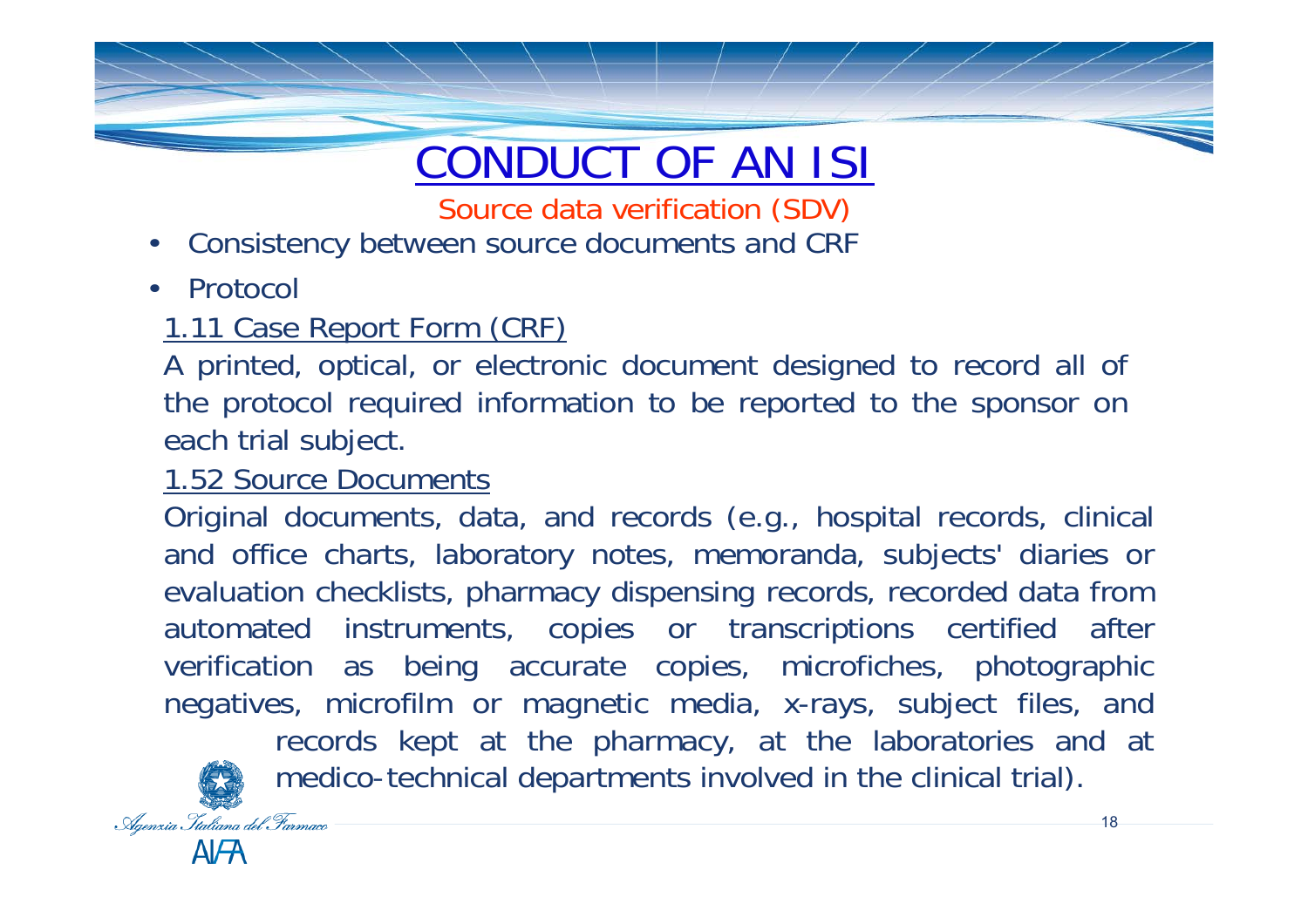# CONDUCT OF AN ISI

## Source data verification (SDV)

- Consistency between source documents and CRF
- Protocol

1.11 Case Report Form (CRF)

A printed, optical, or electronic document designed to record all of the protocol required information to be reported to the sponsor on each trial subject.

1.52 Source Documents

Original documents, data, and records (e.g., hospital records, clinical and office charts, laboratory notes, memoranda, subjects' diaries or evaluation checklists, pharmacy dispensing records, recorded data from automated instruments, copies or transcriptions certified after verification as being accurate copies, microfiches, photographic negatives, microfilm or magnetic media, x-rays, subject files, and records kept at the pharmacy, at the laboratories and at medico-technical departments involved in the clinical trial).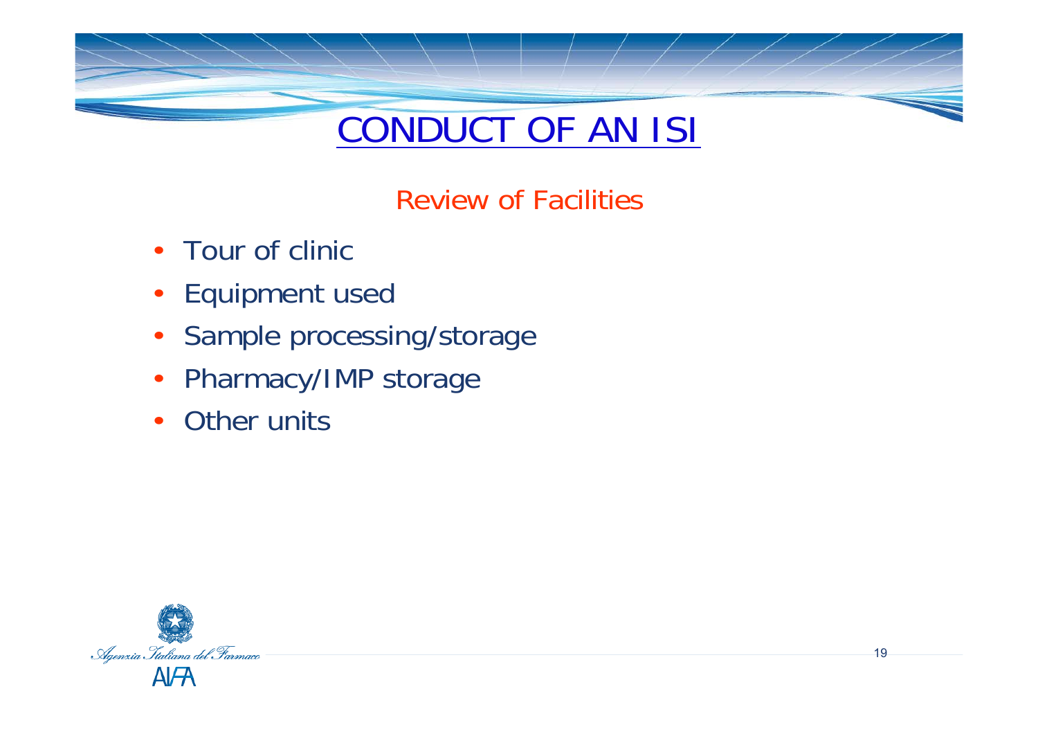# CONDUCT OF AN ISI

## Review of Facilities

- Tour of clinic
- Equipment used
- Sample processing/storage
- Pharmacy/IMP storage
- Other units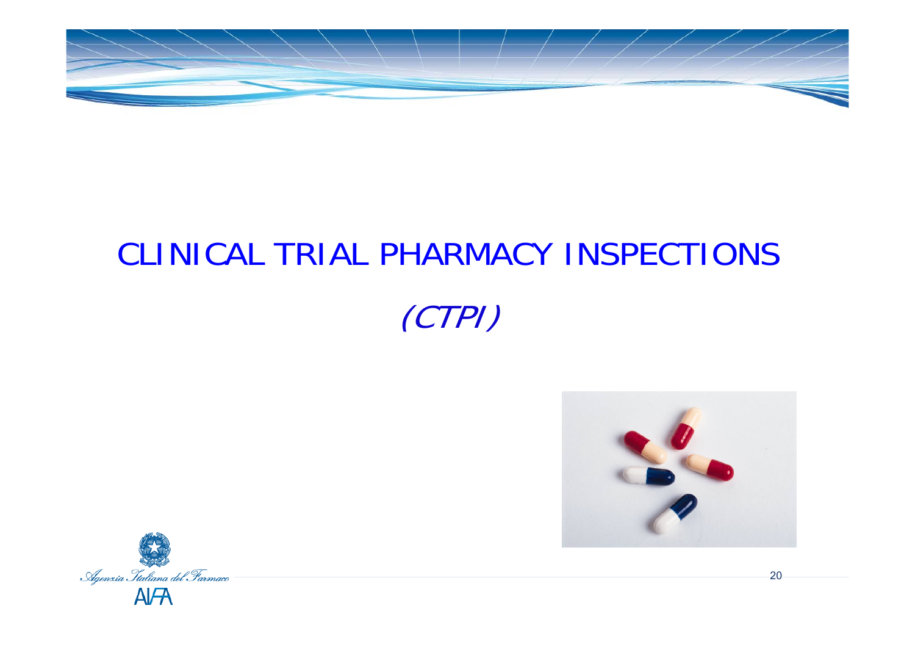# CLINICAL TRIAL PHARMACY INSPECTIONS

*(CTPI)*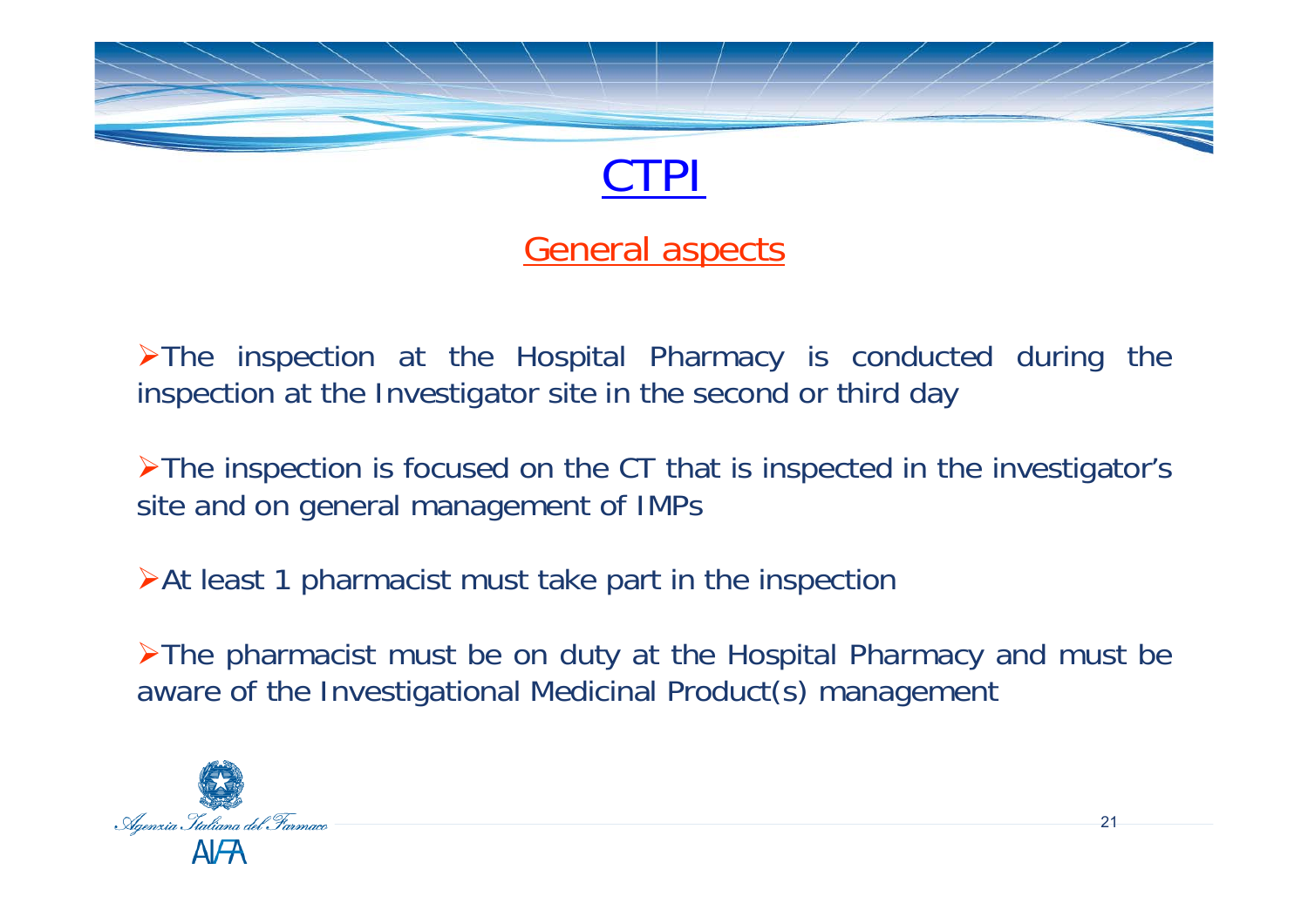# CTPI

## General aspects

- The inspection at the Hospital Pharmacy is conducted during the inspection at the Investigator site in the second or third day
- The inspection is focused on the CT that is inspected in the investigator's site and on general management of IMPs
- At least 1 pharmacist must take part in the inspection
- The pharmacist must be on duty at the Hospital Pharmacy and must be aware of the Investigational Medicinal Product(s) management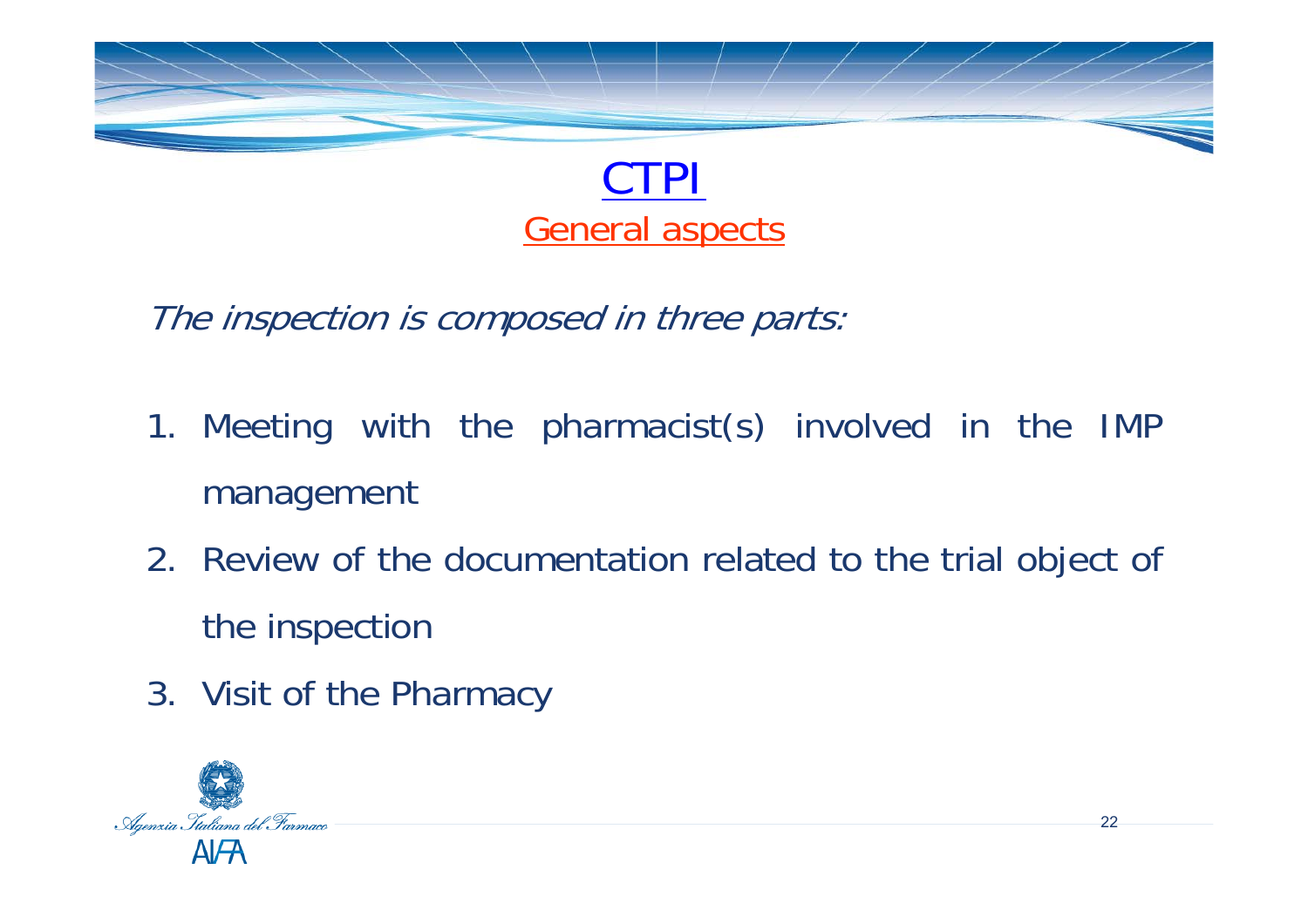# CTPI

## General aspects

*The inspection is composed in three parts:*

1. Meeting with the pharmacist(s) involved in the IMP management
2. Review of the documentation related to the trial object of the inspection
3. Visit of the Pharmacy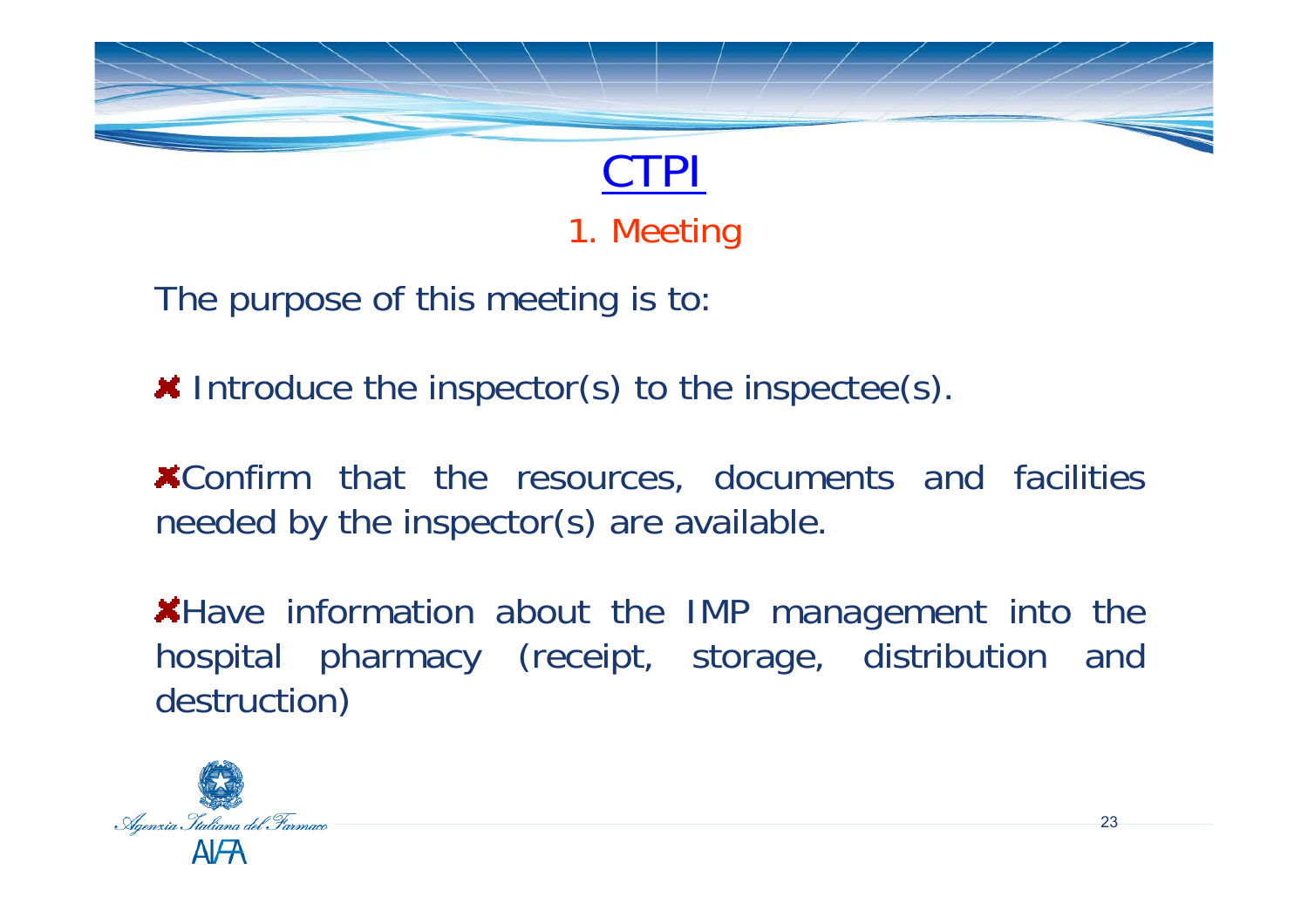# CTPI

## 1. Meeting

The purpose of this meeting is to:

- Introduce the inspector(s) to the inspectee(s).
- Confirm that the resources, documents and facilities needed by the inspector(s) are available.
- Have information about the IMP management into the hospital pharmacy (receipt, storage, distribution and destruction)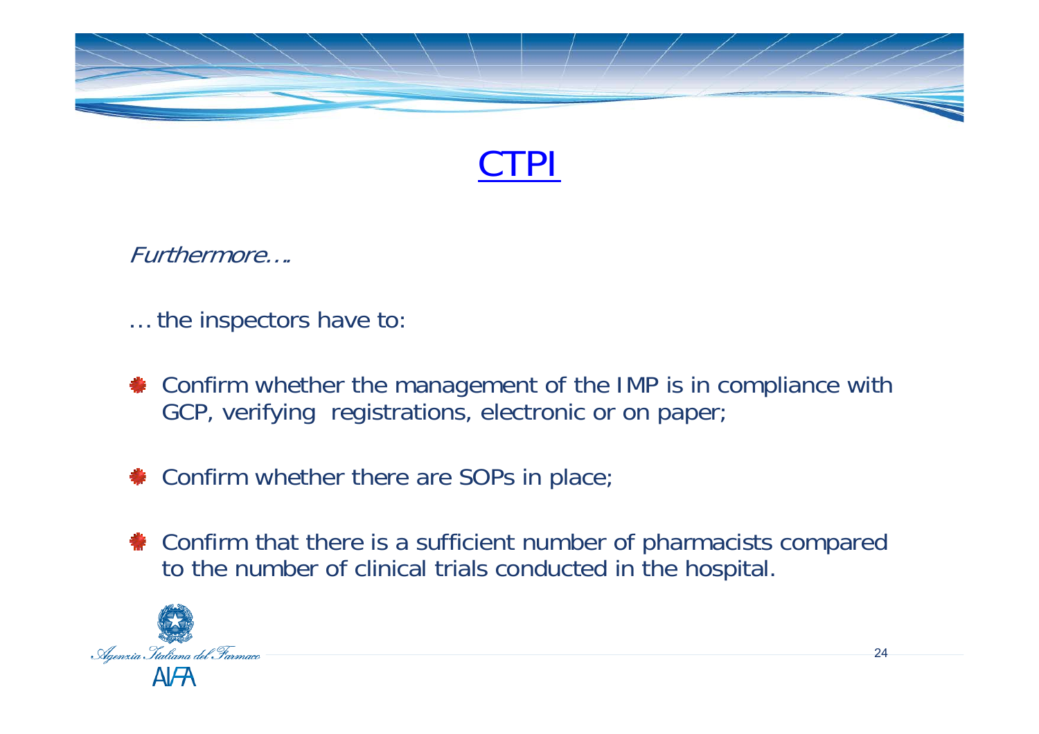# CTPI

*Furthermore….*

… the inspectors have to:

- Confirm whether the management of the IMP is in compliance with GCP, verifying registrations, electronic or on paper;
- Confirm whether there are SOPs in place;
- Confirm that there is a sufficient number of pharmacists compared to the number of clinical trials conducted in the hospital.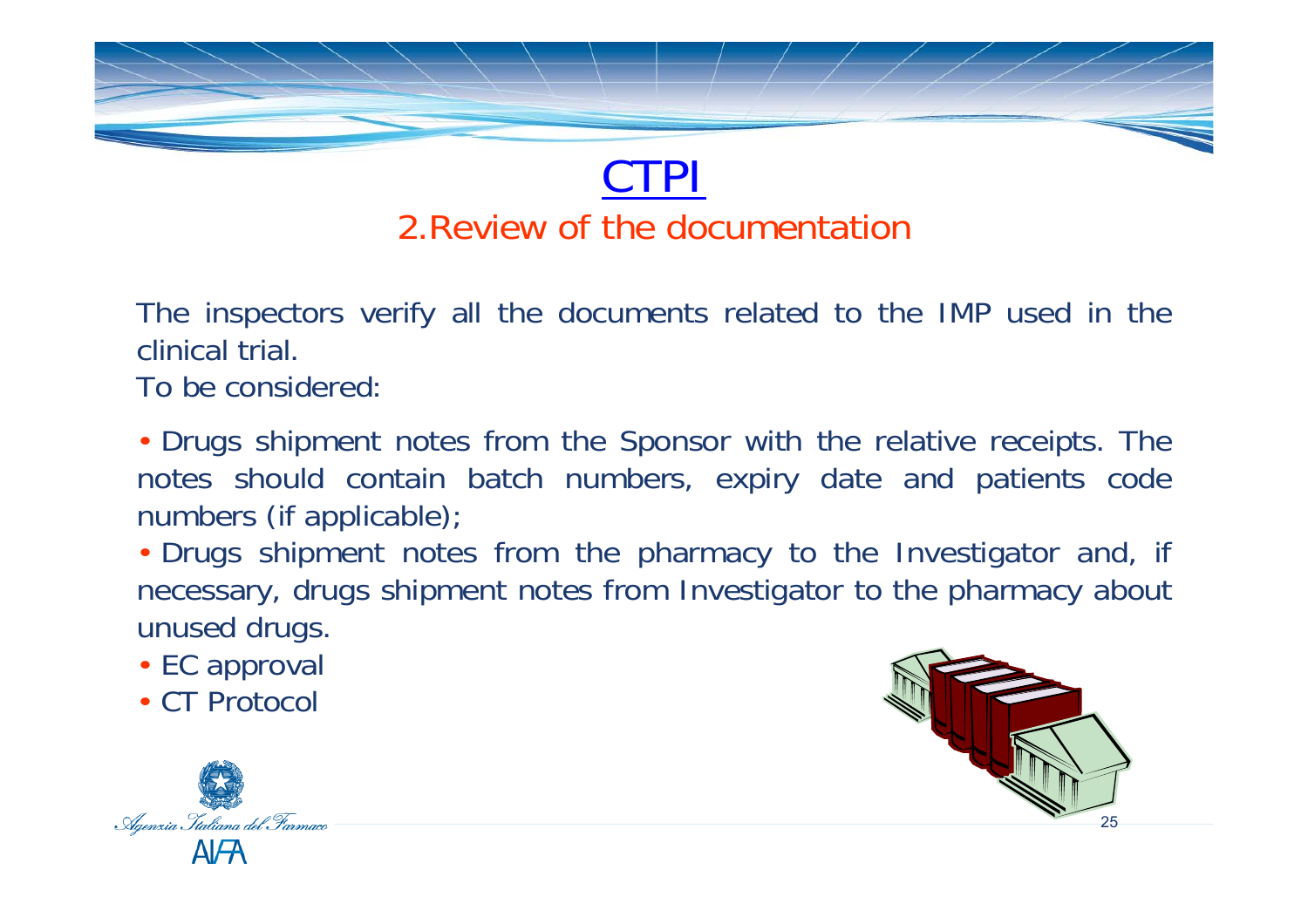# CTPI

## 2.Review of the documentation

The inspectors verify all the documents related to the IMP used in the clinical trial.

To be considered:

- Drugs shipment notes from the Sponsor with the relative receipts. The notes should contain batch numbers, expiry date and patients code numbers (if applicable);
- Drugs shipment notes from the pharmacy to the Investigator and, if necessary, drugs shipment notes from Investigator to the pharmacy about unused drugs.
- EC approval
- CT Protocol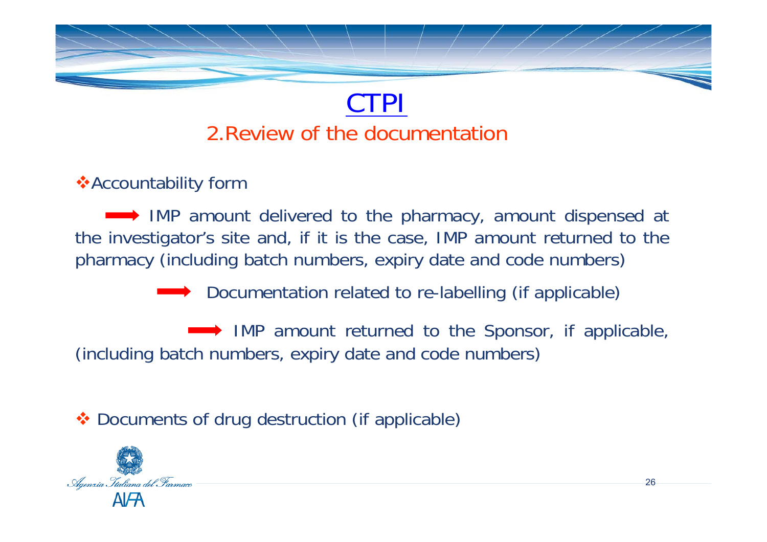# CTPI

## 2.Review of the documentation

- Accountability form

  → IMP amount delivered to the pharmacy, amount dispensed at the investigator's site and, if it is the case, IMP amount returned to the pharmacy (including batch numbers, expiry date and code numbers)

  → Documentation related to re-labelling (if applicable)

  → IMP amount returned to the Sponsor, if applicable, (including batch numbers, expiry date and code numbers)

- Documents of drug destruction (if applicable)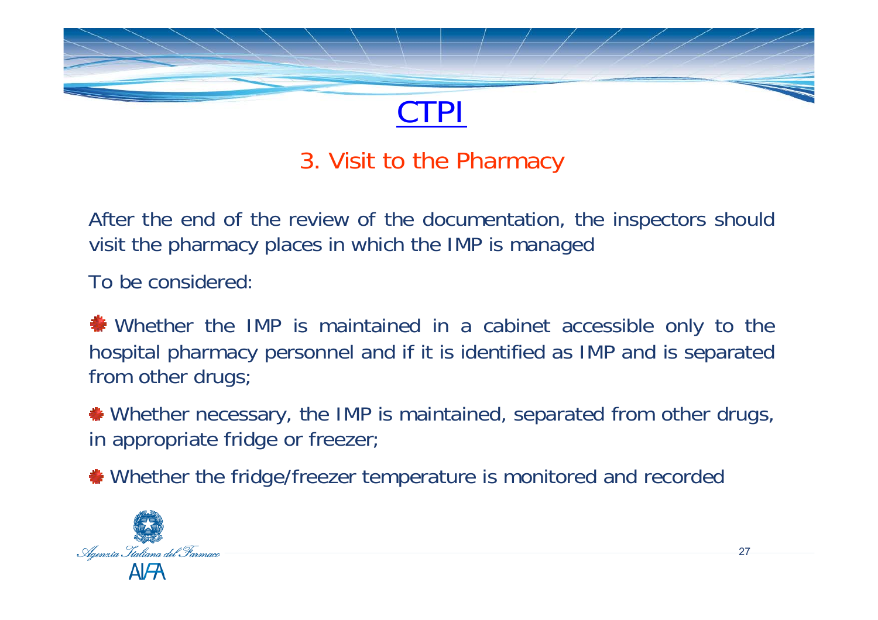# CTPI

## 3. Visit to the Pharmacy

After the end of the review of the documentation, the inspectors should visit the pharmacy places in which the IMP is managed

To be considered:

- Whether the IMP is maintained in a cabinet accessible only to the hospital pharmacy personnel and if it is identified as IMP and is separated from other drugs;
- Whether necessary, the IMP is maintained, separated from other drugs, in appropriate fridge or freezer;
- Whether the fridge/freezer temperature is monitored and recorded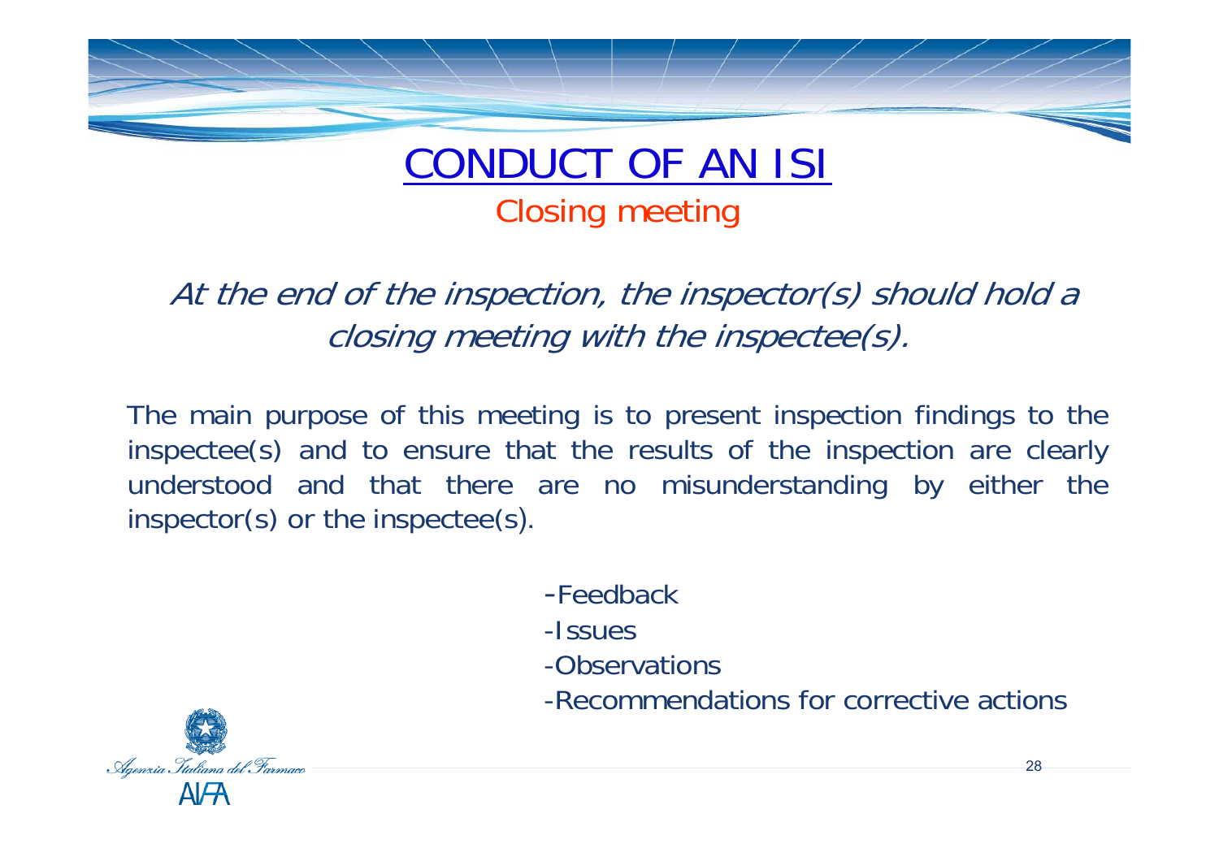# CONDUCT OF AN ISI

## Closing meeting

*At the end of the inspection, the inspector(s) should hold a closing meeting with the inspectee(s).*

The main purpose of this meeting is to present inspection findings to the inspectee(s) and to ensure that the results of the inspection are clearly understood and that there are no misunderstanding by either the inspector(s) or the inspectee(s).

- Feedback
- Issues
- Observations
- Recommendations for corrective actions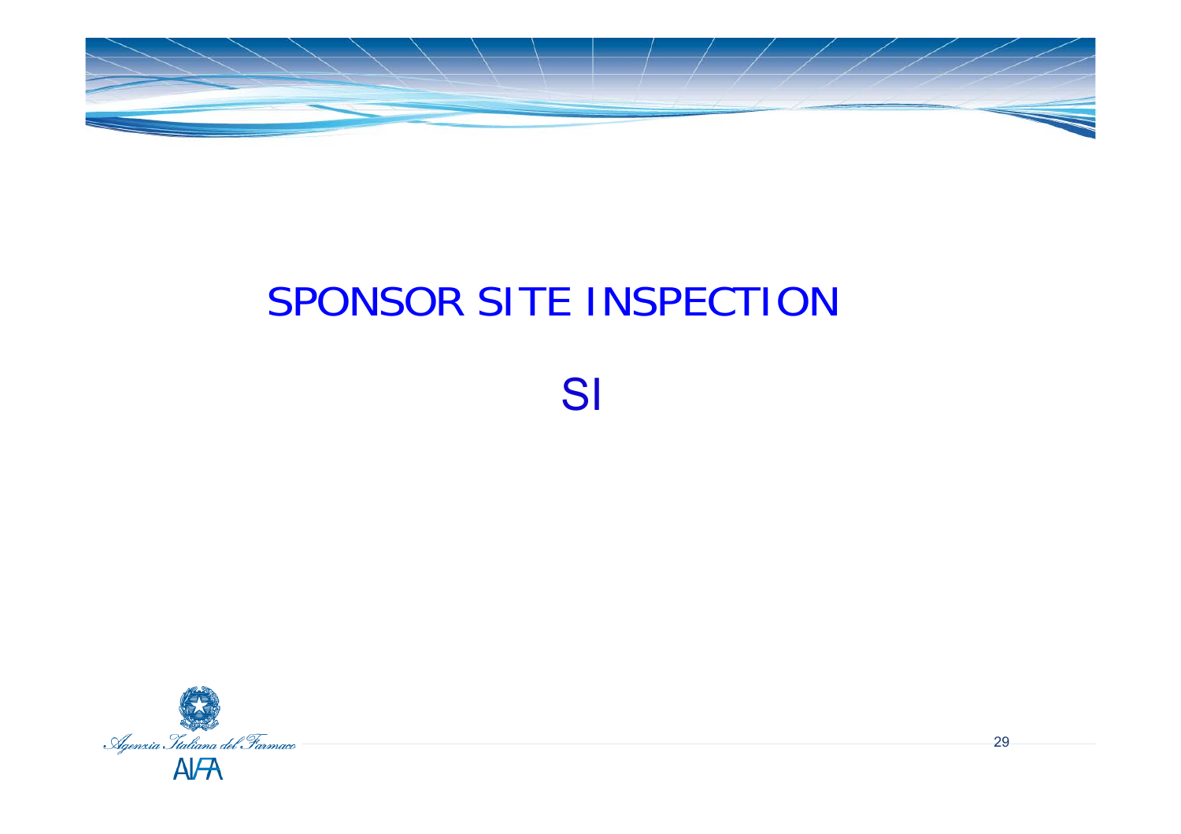# SPONSOR SITE INSPECTION

SI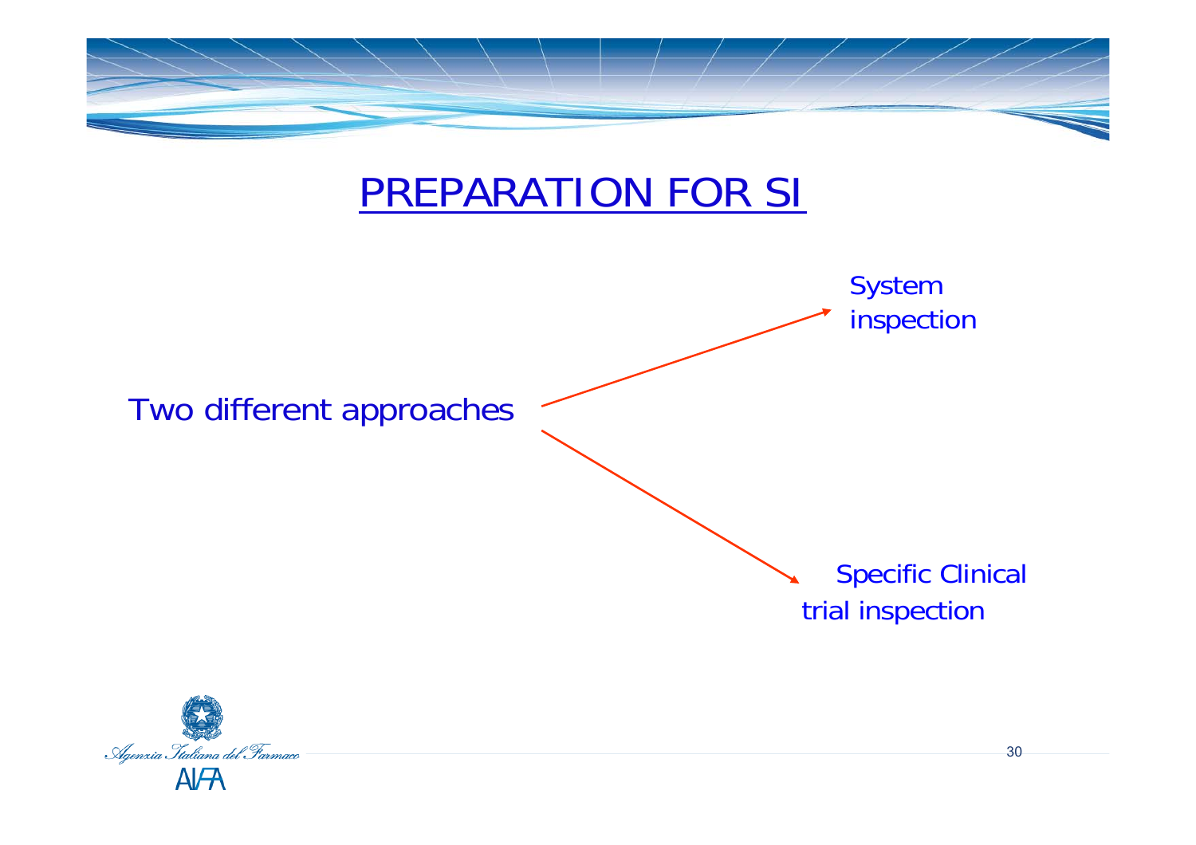# PREPARATION FOR SI

Two different approaches

- System inspection
- Specific Clinical trial inspection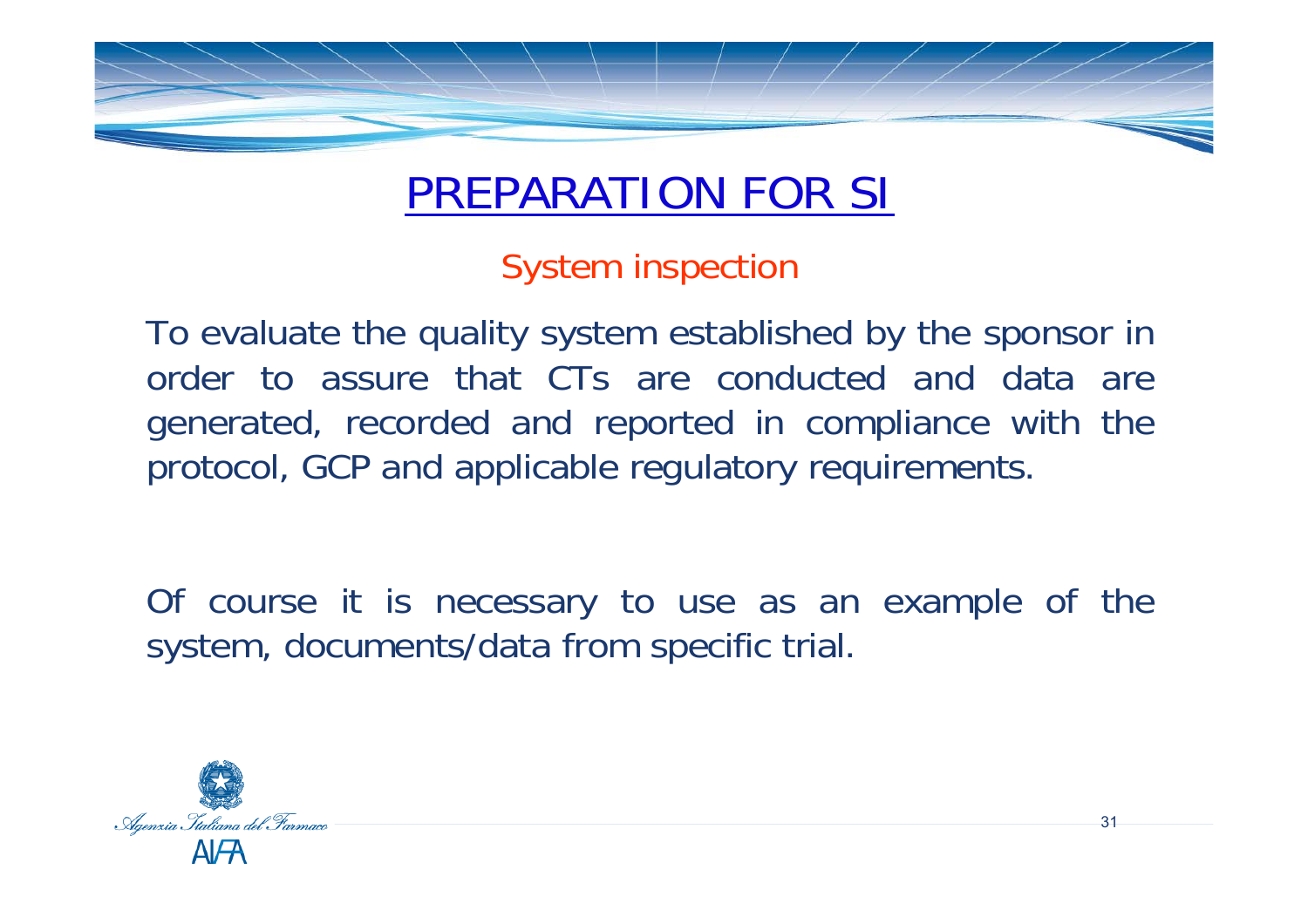# PREPARATION FOR SI

## System inspection

To evaluate the quality system established by the sponsor in order to assure that CTs are conducted and data are generated, recorded and reported in compliance with the protocol, GCP and applicable regulatory requirements.

Of course it is necessary to use as an example of the system, documents/data from specific trial.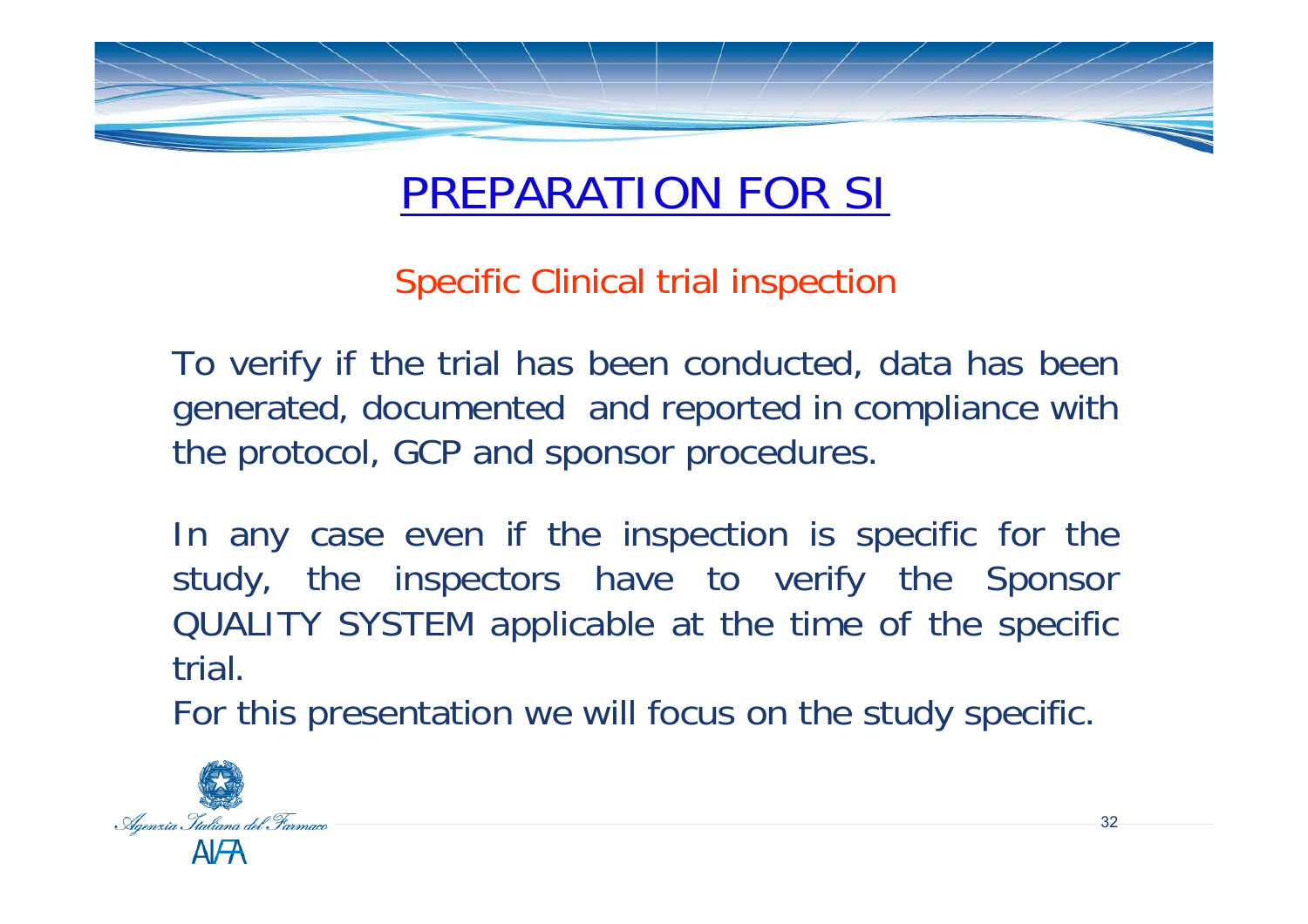# PREPARATION FOR SI

## Specific Clinical trial inspection

To verify if the trial has been conducted, data has been generated, documented and reported in compliance with the protocol, GCP and sponsor procedures.

In any case even if the inspection is specific for the study, the inspectors have to verify the Sponsor QUALITY SYSTEM applicable at the time of the specific trial.

For this presentation we will focus on the study specific.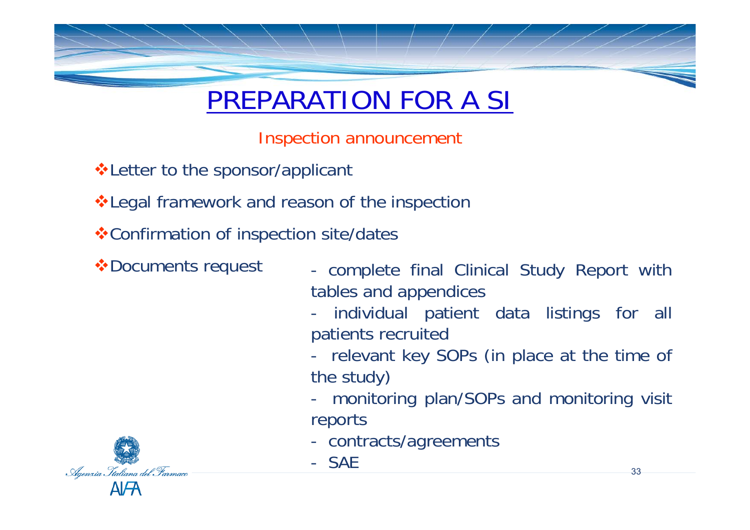# PREPARATION FOR A SI

## Inspection announcement

- Letter to the sponsor/applicant
- Legal framework and reason of the inspection
- Confirmation of inspection site/dates
- Documents request
  - complete final Clinical Study Report with tables and appendices
  - individual patient data listings for all patients recruited
  - relevant key SOPs (in place at the time of the study)
  - monitoring plan/SOPs and monitoring visit reports
  - contracts/agreements
  - SAE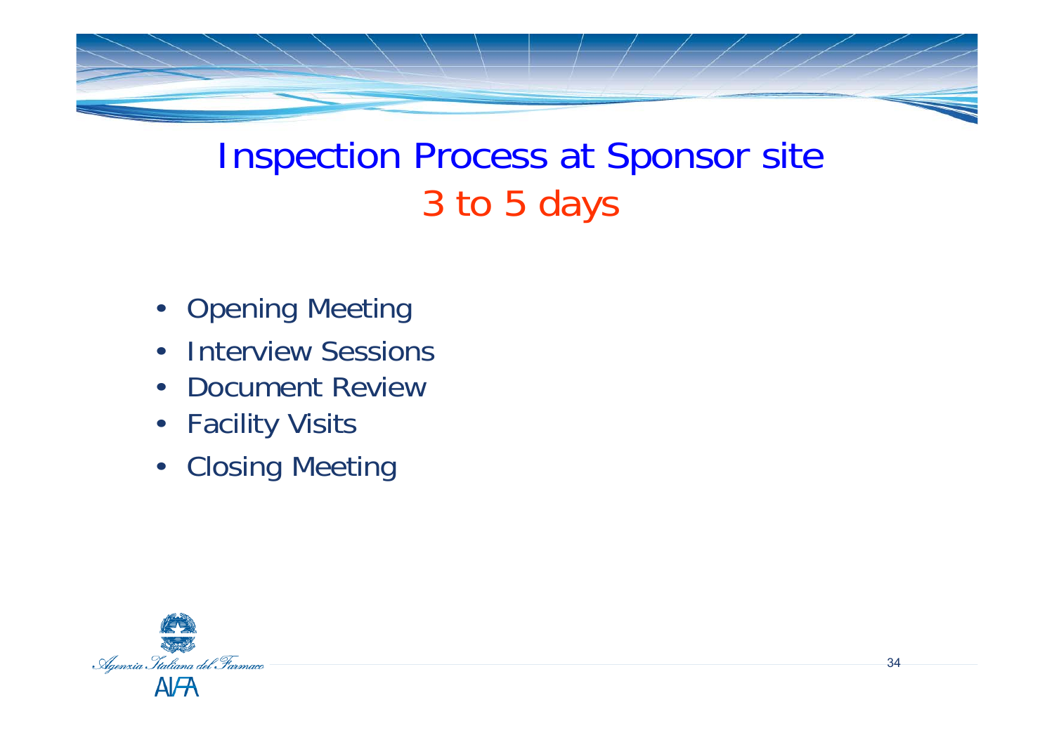# Inspection Process at Sponsor site
## 3 to 5 days

- Opening Meeting
- Interview Sessions
- Document Review
- Facility Visits
- Closing Meeting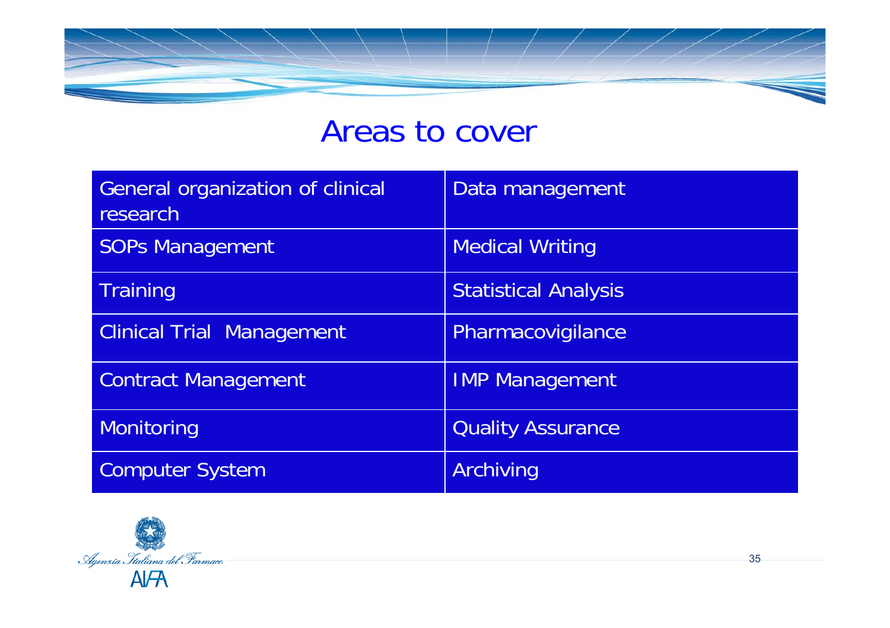# Areas to cover

| General organization of clinical research | Data management |
|---|---|
| SOPs Management | Medical Writing |
| Training | Statistical Analysis |
| Clinical Trial Management | Pharmacovigilance |
| Contract Management | IMP Management |
| Monitoring | Quality Assurance |
| Computer System | Archiving |

Agenzia Italiana del Farmaco

AIFA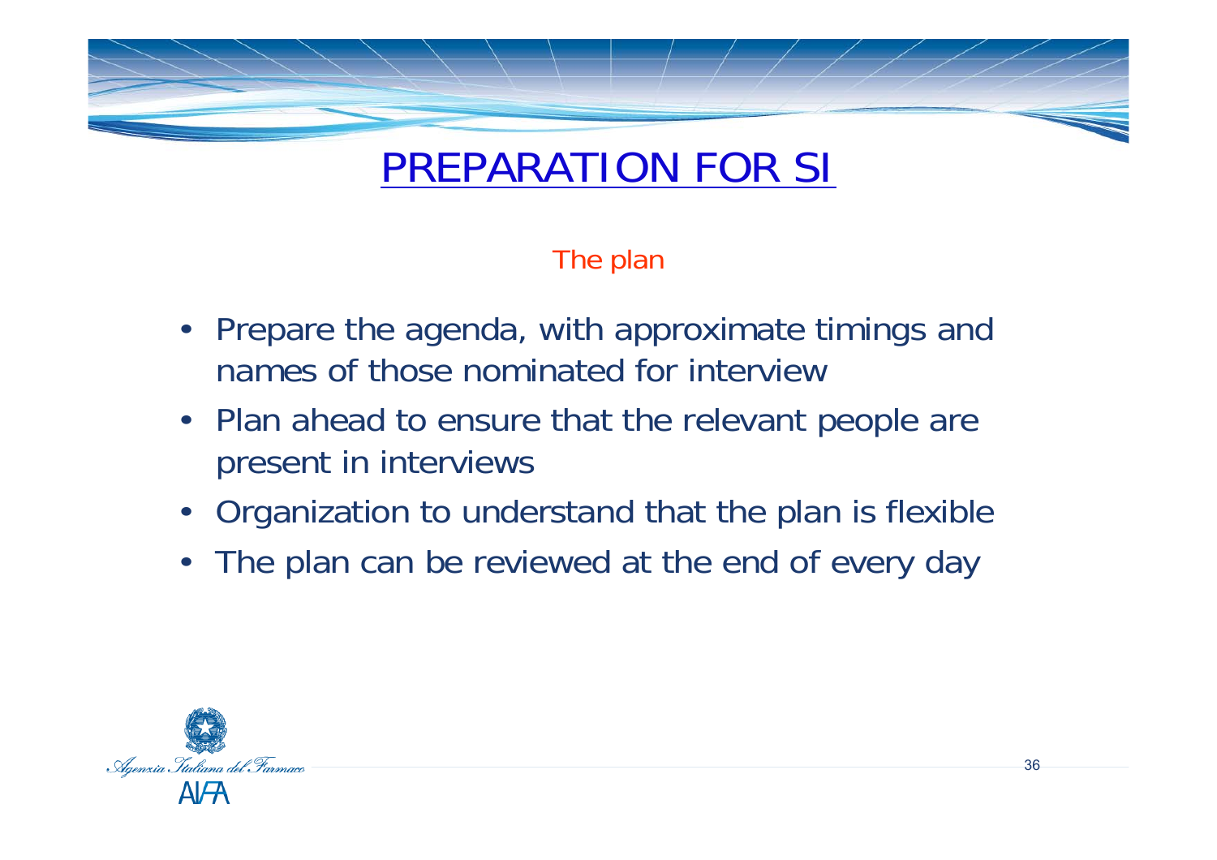# PREPARATION FOR SI

## The plan

- Prepare the agenda, with approximate timings and names of those nominated for interview
- Plan ahead to ensure that the relevant people are present in interviews
- Organization to understand that the plan is flexible
- The plan can be reviewed at the end of every day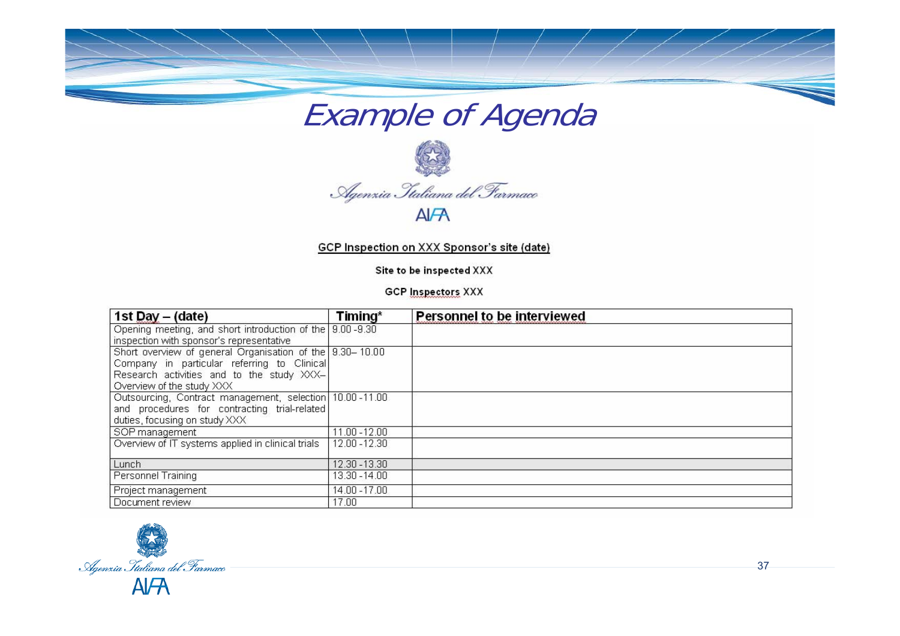# Example of Agenda

Agenzia Italiana del Farmaco

AIFA

<u>GCP Inspection on XXX Sponsor's site (date)</u>

**Site to be inspected XXX**

**GCP Inspectors XXX**

| 1st Day – (date) | Timing* | Personnel to be interviewed |
|---|---|---|
| Opening meeting, and short introduction of the inspection with sponsor's representative | 9.00 -9.30 | |
| Short overview of general Organisation of the Company in particular referring to Clinical Research activities and to the study XXX– Overview of the study XXX | 9.30– 10.00 | |
| Outsourcing, Contract management, selection and procedures for contracting trial-related duties, focusing on study XXX | 10.00 -11.00 | |
| SOP management | 11.00 -12.00 | |
| Overview of IT systems applied in clinical trials | 12.00 -12.30 | |
| Lunch | 12.30 -13.30 | |
| Personnel Training | 13.30 -14.00 | |
| Project management | 14.00 -17.00 | |
| Document review | 17.00 | |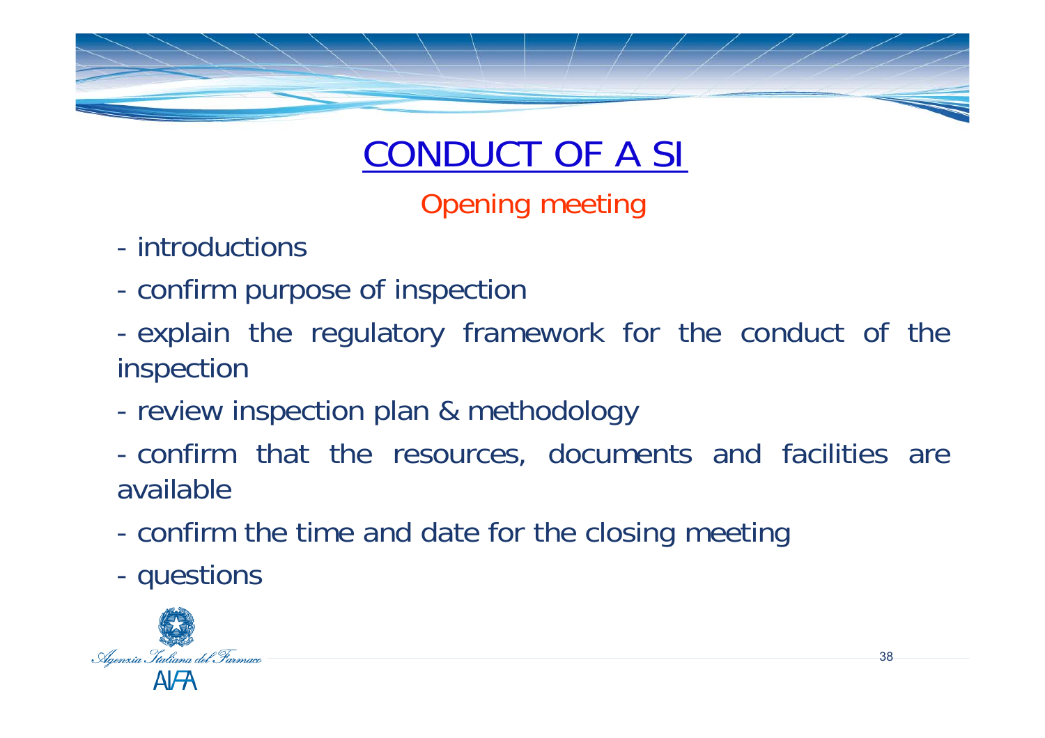# CONDUCT OF A SI

## Opening meeting

- introductions
- confirm purpose of inspection
- explain the regulatory framework for the conduct of the inspection
- review inspection plan & methodology
- confirm that the resources, documents and facilities are available
- confirm the time and date for the closing meeting
- questions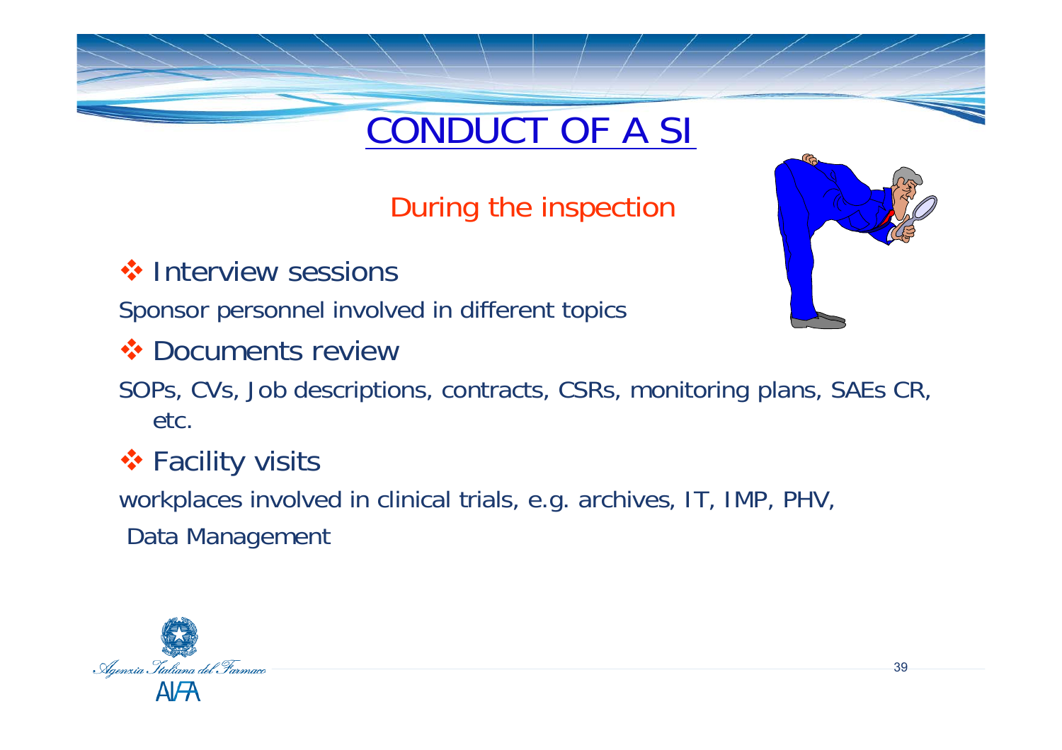# CONDUCT OF A SI

## During the inspection

- **Interview sessions**

Sponsor personnel involved in different topics

- **Documents review**

SOPs, CVs, Job descriptions, contracts, CSRs, monitoring plans, SAEs CR, etc.

- **Facility visits**

workplaces involved in clinical trials, e.g. archives, IT, IMP, PHV, Data Management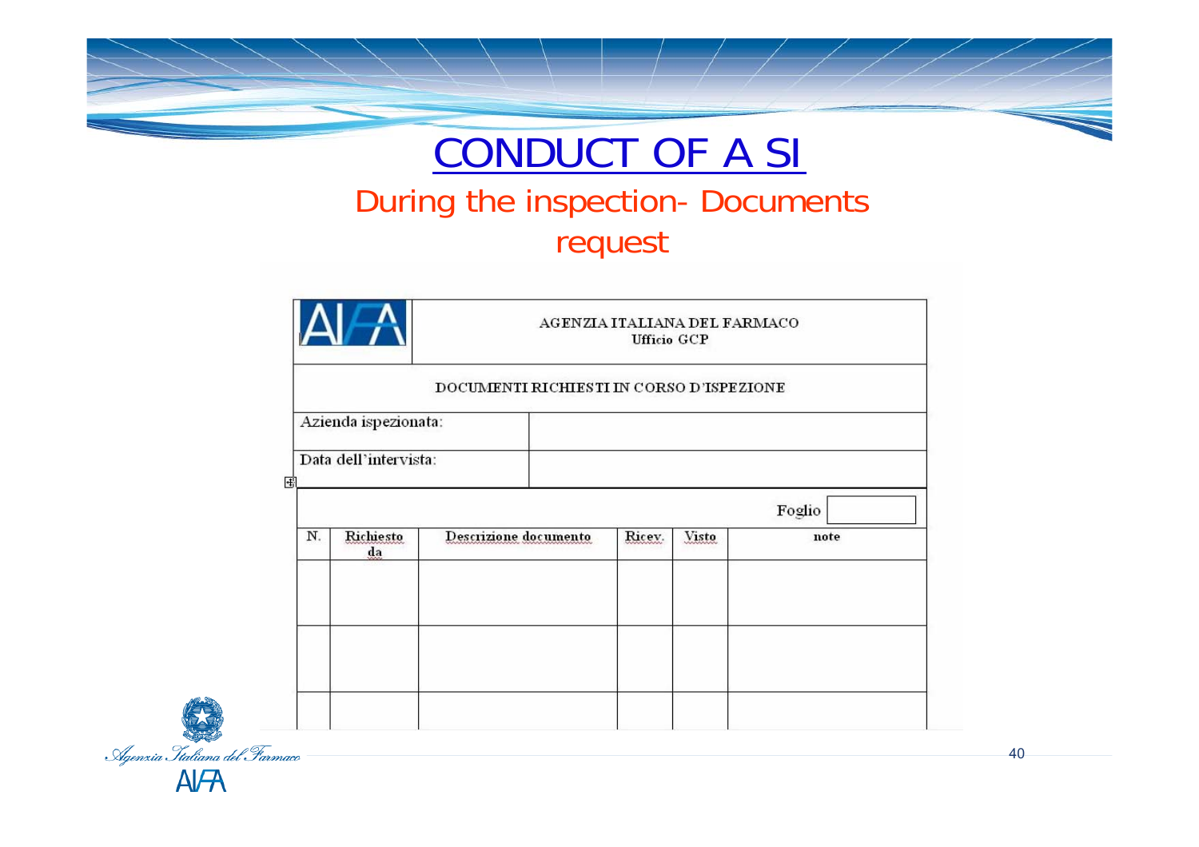# CONDUCT OF A SI

## During the inspection- Documents request

AGENZIA ITALIANA DEL FARMACO
Ufficio GCP

DOCUMENTI RICHIESTI IN CORSO D'ISPEZIONE

| Azienda ispezionata: | |
|---|---|
| Data dell'intervista: | |

Foglio

| N. | Richiesto da | Descrizione documento | Ricev. | Visto | note |
|---|---|---|---|---|---|
| | | | | | |
| | | | | | |
| | | | | | |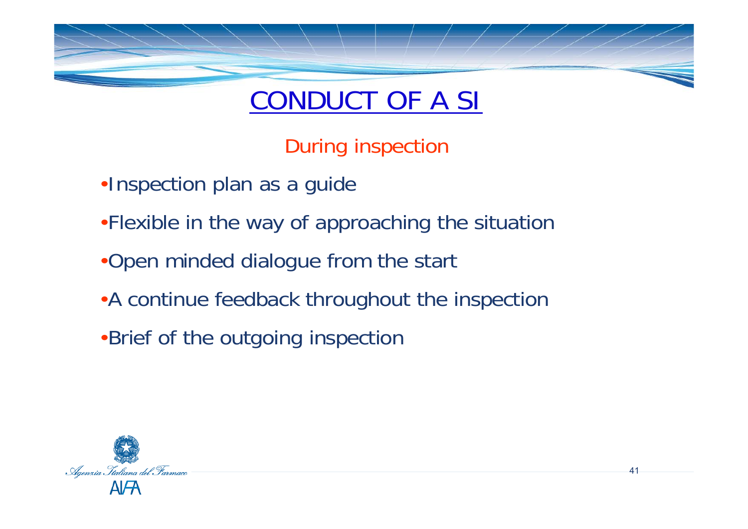# CONDUCT OF A SI

## During inspection

- Inspection plan as a guide
- Flexible in the way of approaching the situation
- Open minded dialogue from the start
- A continue feedback throughout the inspection
- Brief of the outgoing inspection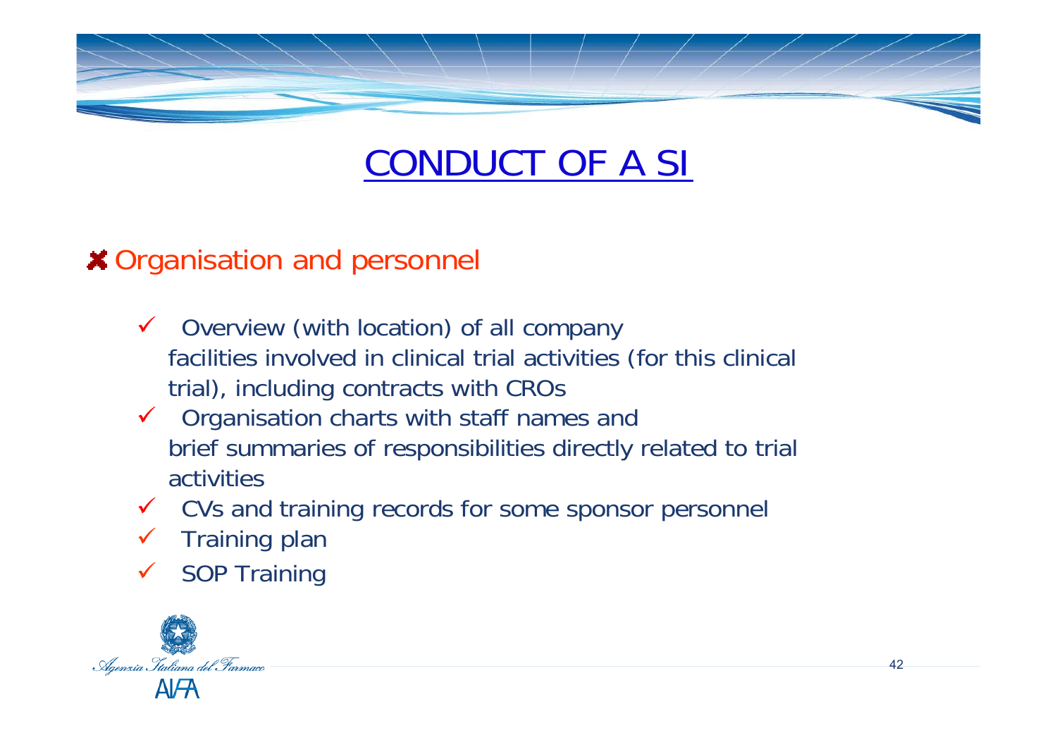# CONDUCT OF A SI

## Organisation and personnel

- Overview (with location) of all company facilities involved in clinical trial activities (for this clinical trial), including contracts with CROs
- Organisation charts with staff names and brief summaries of responsibilities directly related to trial activities
- CVs and training records for some sponsor personnel
- Training plan
- SOP Training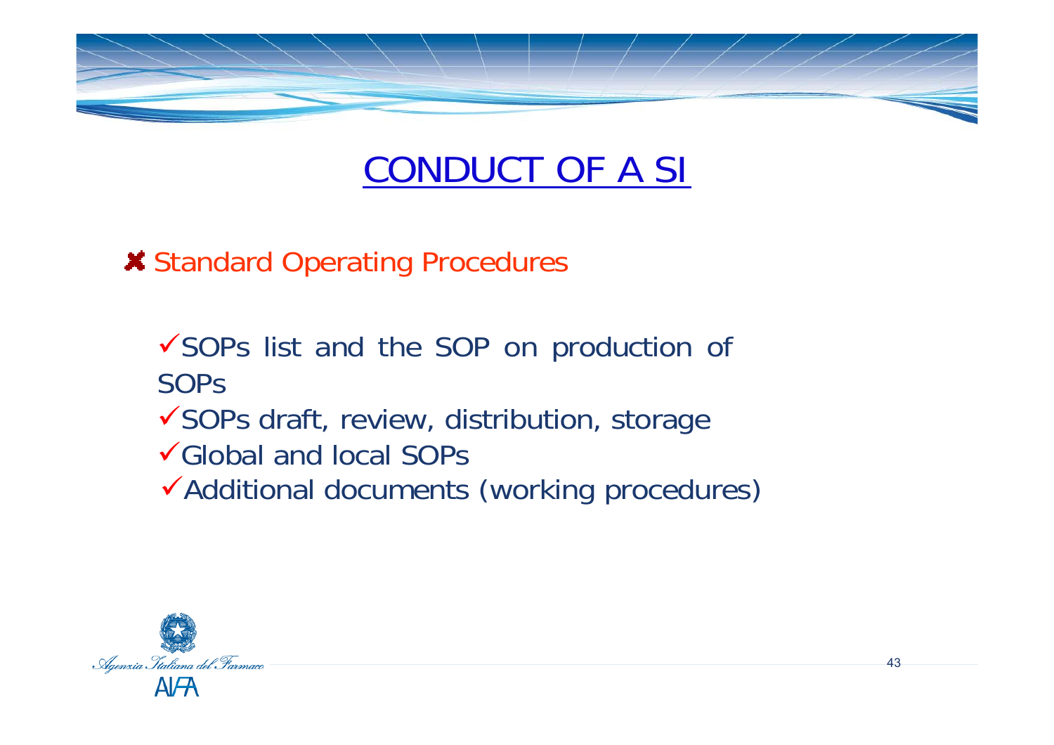# CONDUCT OF A SI

- Standard Operating Procedures

  - SOPs list and the SOP on production of SOPs
  - SOPs draft, review, distribution, storage
  - Global and local SOPs
  - Additional documents (working procedures)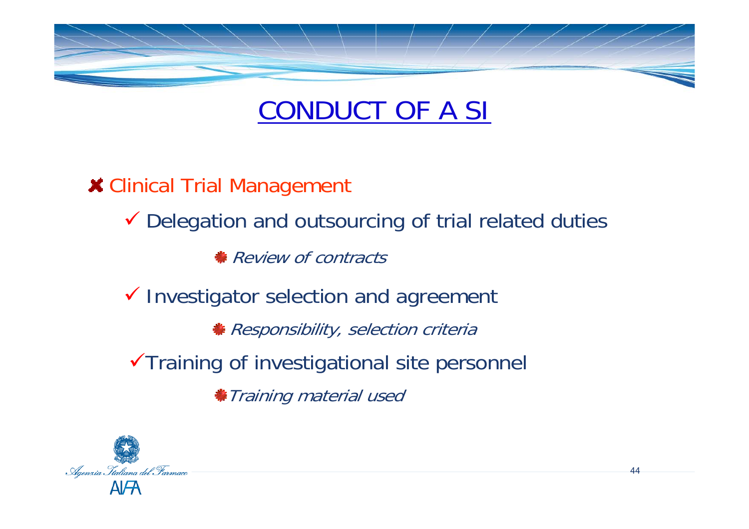# CONDUCT OF A SI

- Clinical Trial Management
  - Delegation and outsourcing of trial related duties
    - *Review of contracts*
  - Investigator selection and agreement
    - *Responsibility, selection criteria*
  - Training of investigational site personnel
    - *Training material used*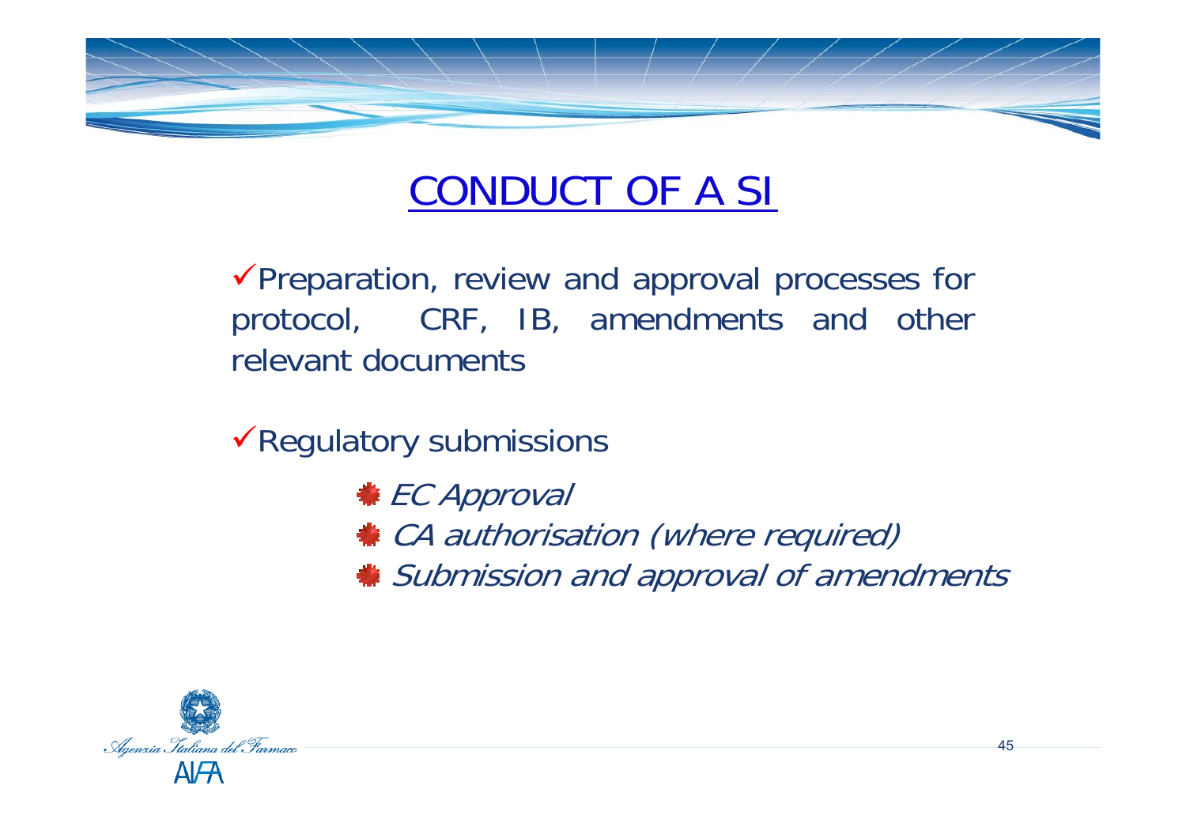# CONDUCT OF A SI

- Preparation, review and approval processes for protocol, CRF, IB, amendments and other relevant documents

- Regulatory submissions
  - *EC Approval*
  - *CA authorisation (where required)*
  - *Submission and approval of amendments*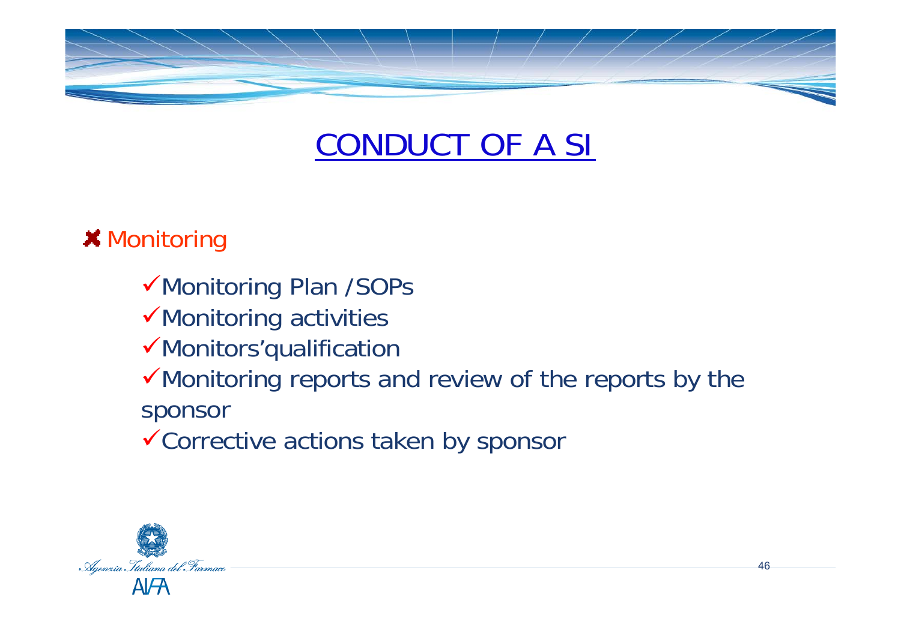# CONDUCT OF A SI

- Monitoring
  - ✓Monitoring Plan /SOPs
  - ✓Monitoring activities
  - ✓Monitors'qualification
  - ✓Monitoring reports and review of the reports by the sponsor
  - ✓Corrective actions taken by sponsor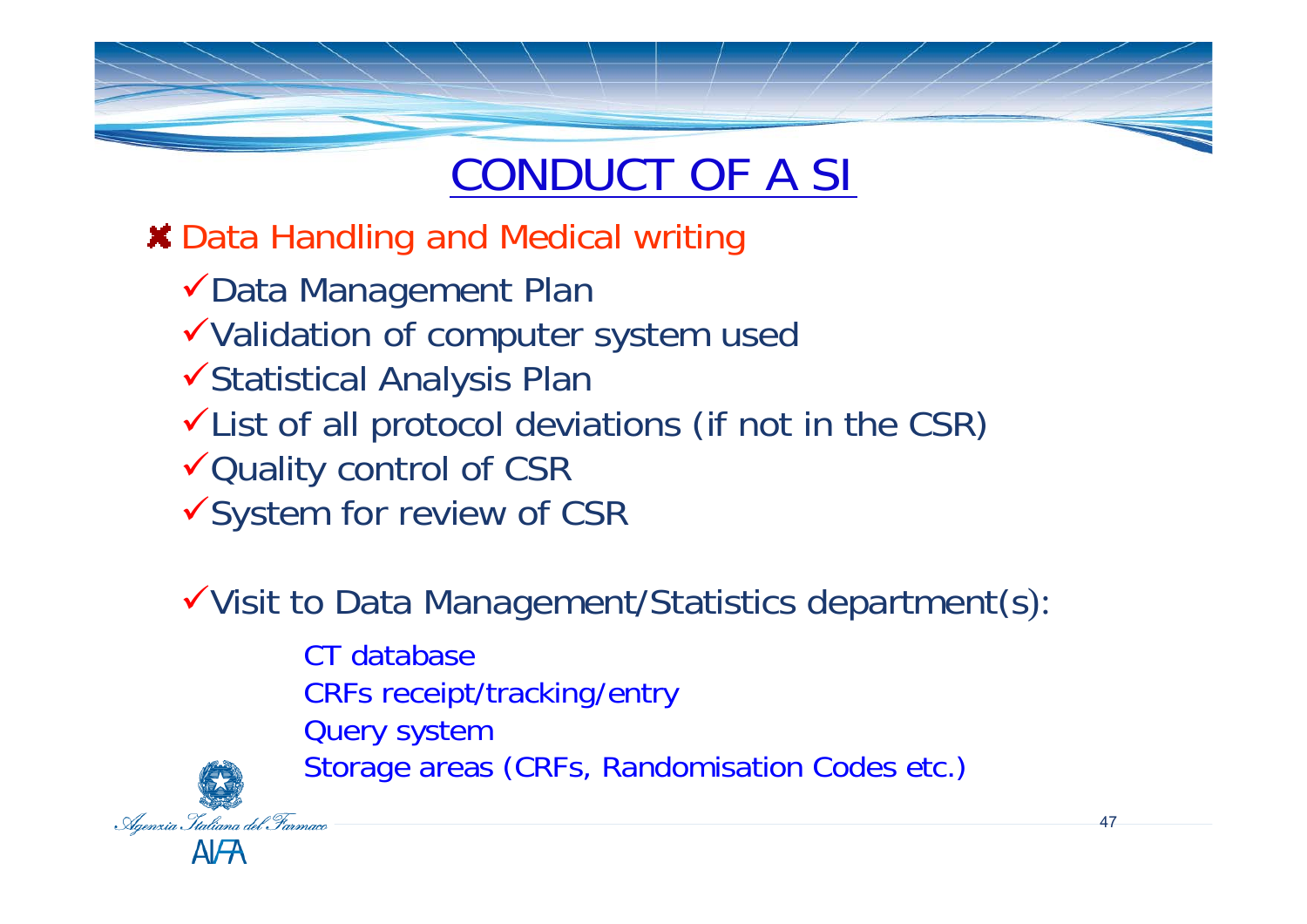# CONDUCT OF A SI

- Data Handling and Medical writing
  - ✓ Data Management Plan
  - ✓ Validation of computer system used
  - ✓ Statistical Analysis Plan
  - ✓ List of all protocol deviations (if not in the CSR)
  - ✓ Quality control of CSR
  - ✓ System for review of CSR

  - ✓ Visit to Data Management/Statistics department(s):
    - CT database
    - CRFs receipt/tracking/entry
    - Query system
    - Storage areas (CRFs, Randomisation Codes etc.)

Agenzia Italiana del Farmaco
AIFA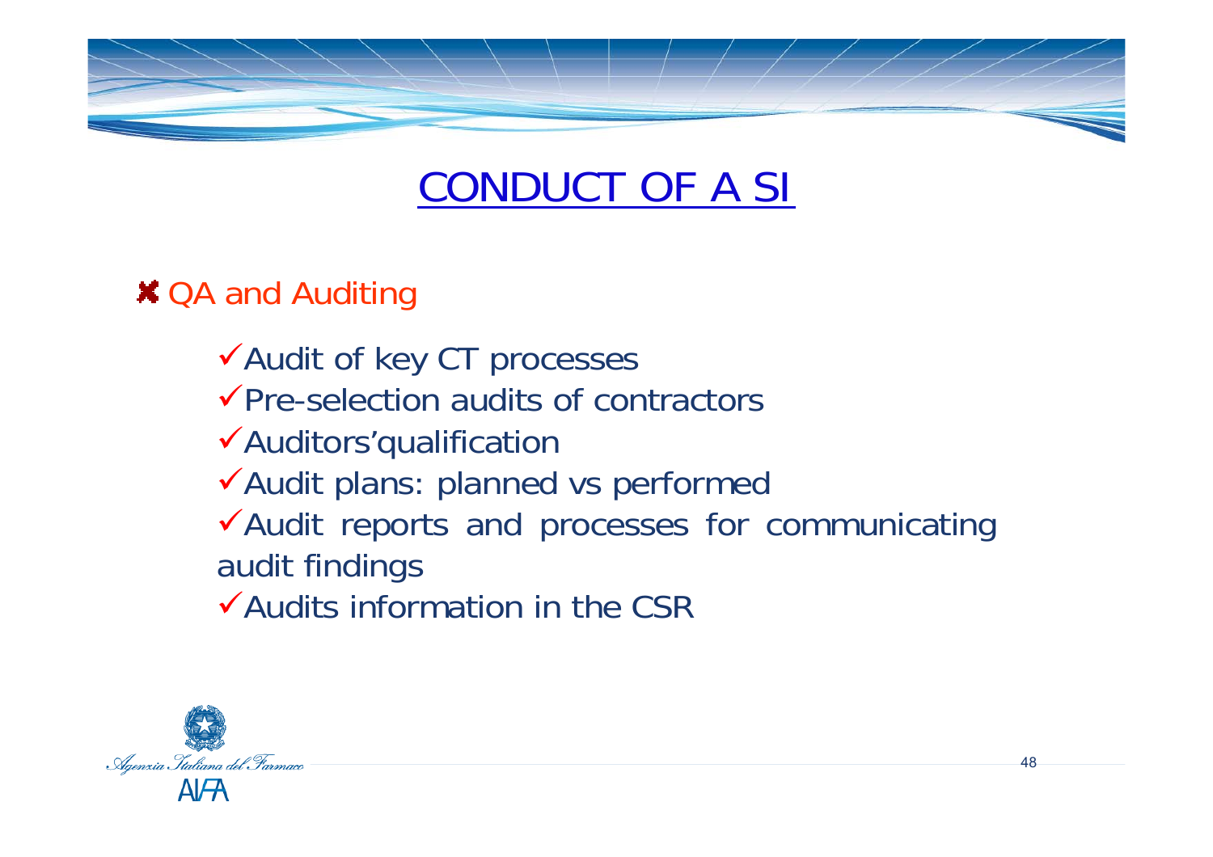# CONDUCT OF A SI

- QA and Auditing
  - Audit of key CT processes
  - Pre-selection audits of contractors
  - Auditors'qualification
  - Audit plans: planned vs performed
  - Audit reports and processes for communicating audit findings
  - Audits information in the CSR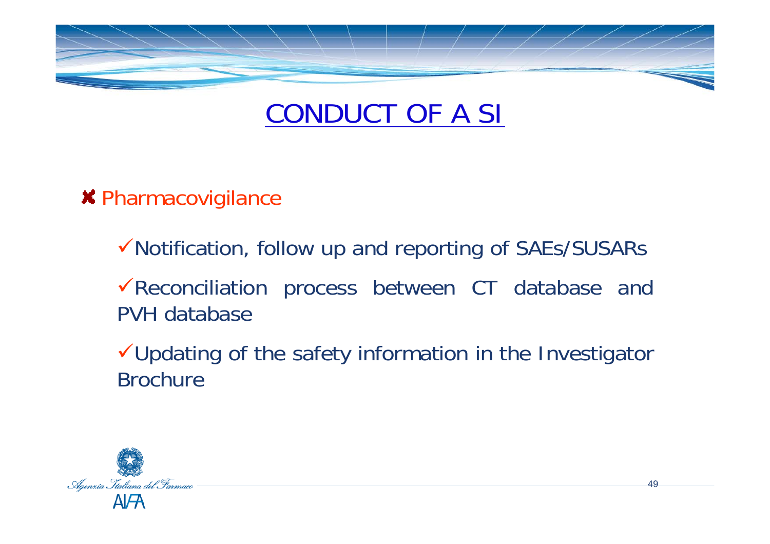# CONDUCT OF A SI

- Pharmacovigilance
  - Notification, follow up and reporting of SAEs/SUSARs
  - Reconciliation process between CT database and PVH database
  - Updating of the safety information in the Investigator Brochure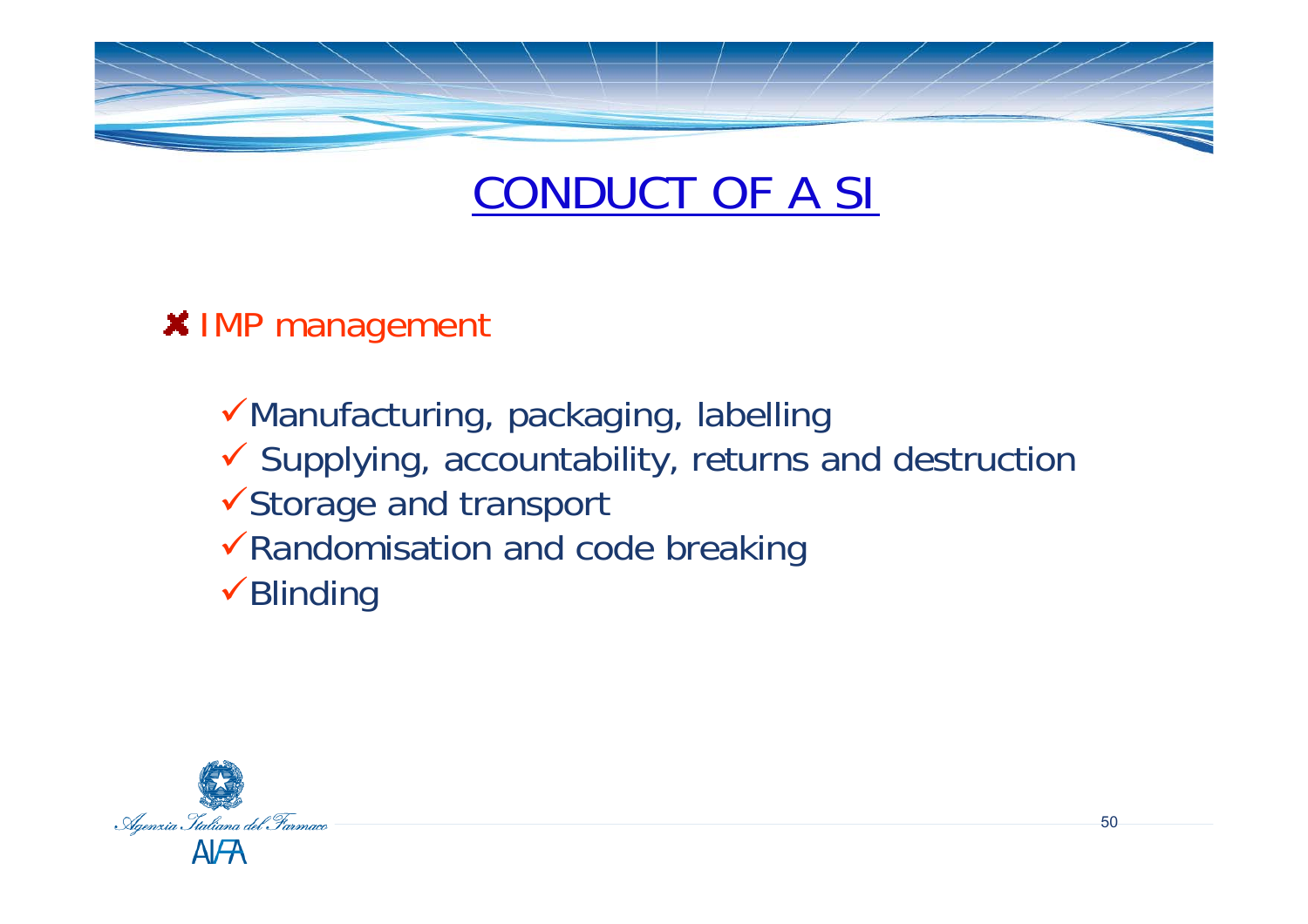# CONDUCT OF A SI

- IMP management
  - Manufacturing, packaging, labelling
  - Supplying, accountability, returns and destruction
  - Storage and transport
  - Randomisation and code breaking
  - Blinding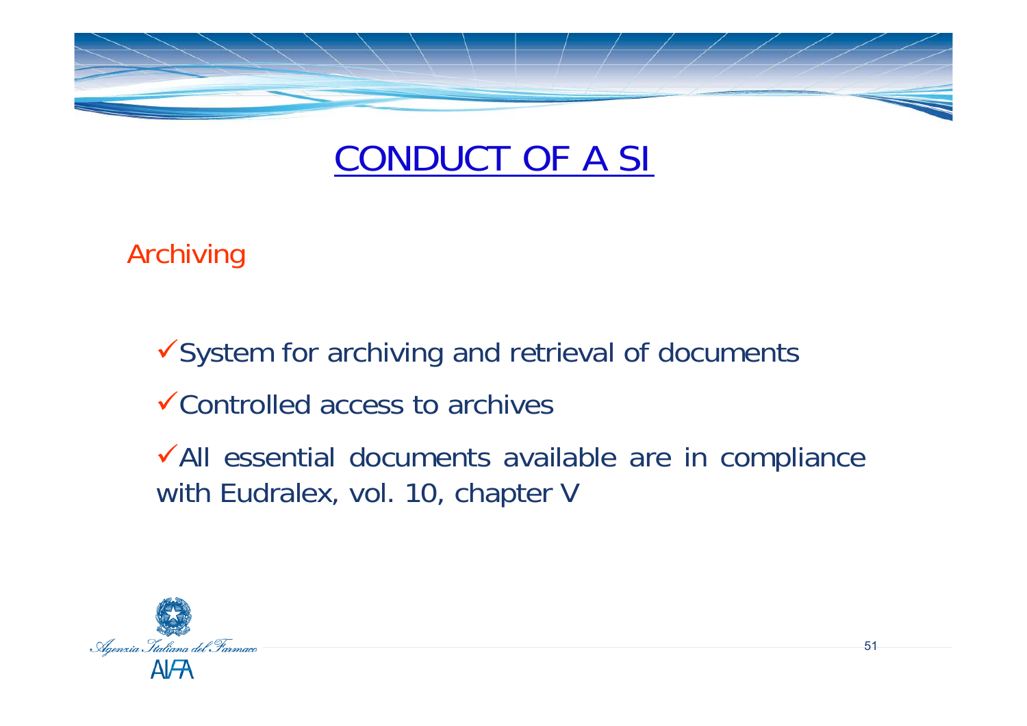# CONDUCT OF A SI

## Archiving

- System for archiving and retrieval of documents
- Controlled access to archives
- All essential documents available are in compliance with Eudralex, vol. 10, chapter V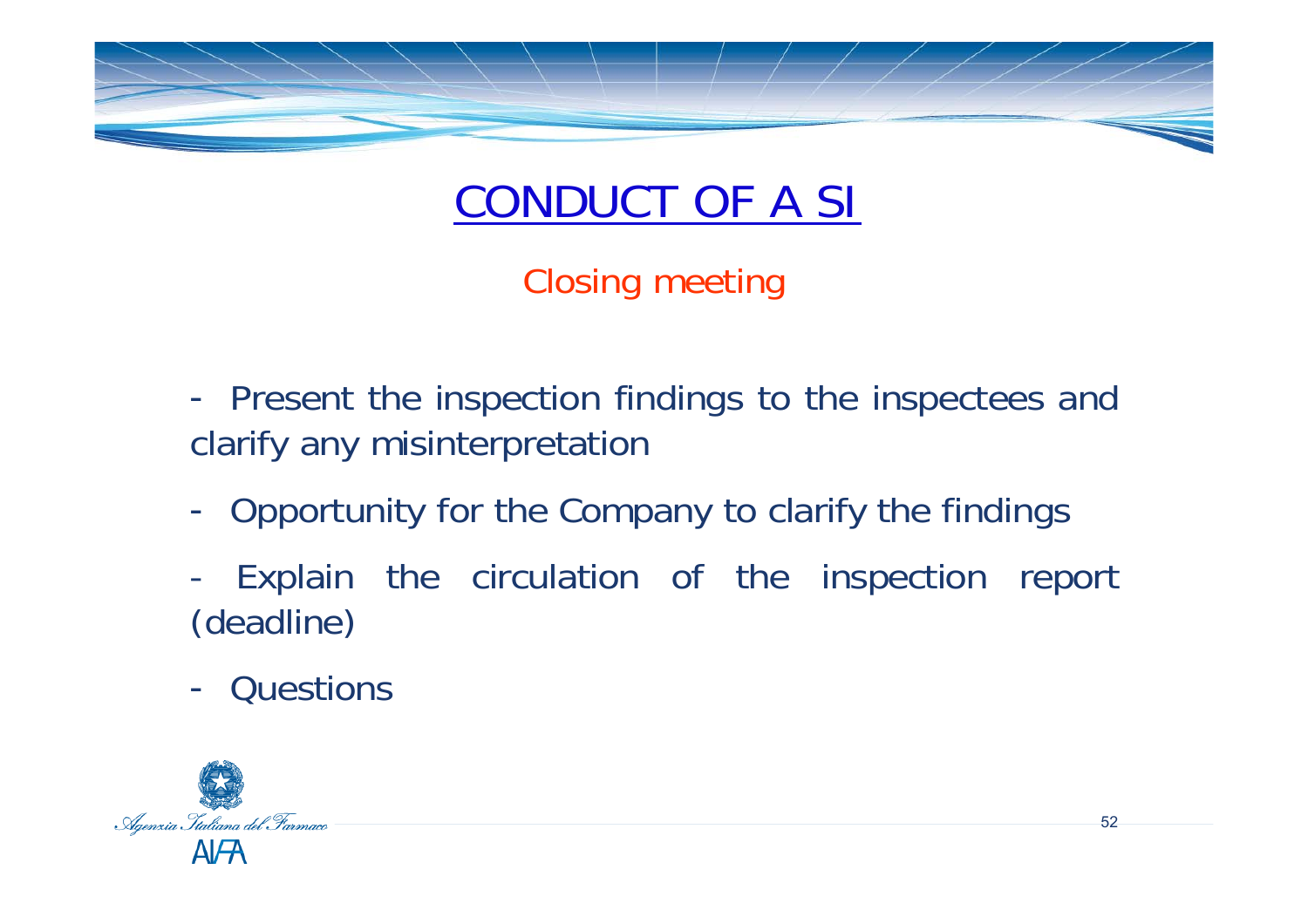# CONDUCT OF A SI

## Closing meeting

- Present the inspection findings to the inspectees and clarify any misinterpretation
- Opportunity for the Company to clarify the findings
- Explain the circulation of the inspection report (deadline)
- Questions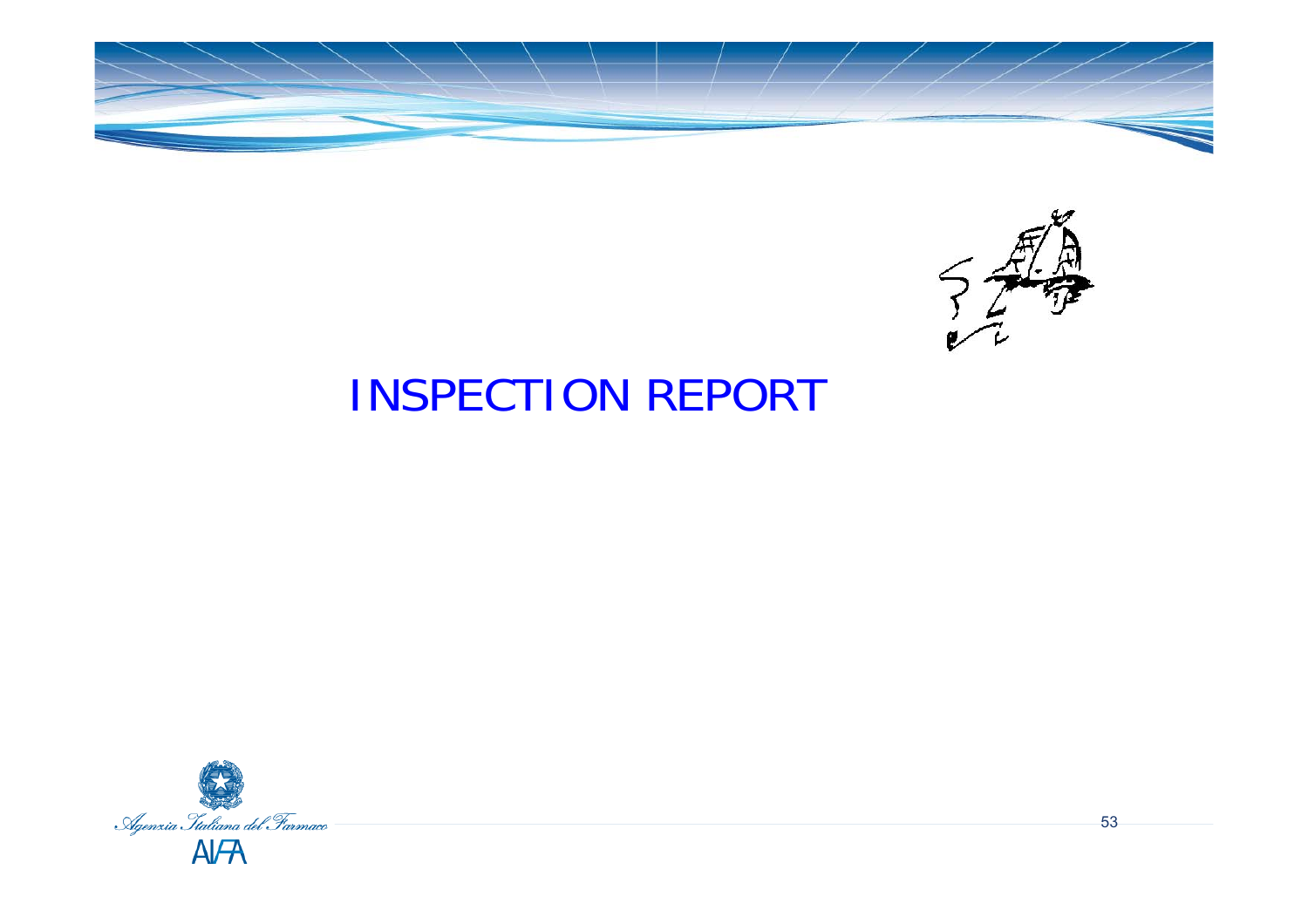# INSPECTION REPORT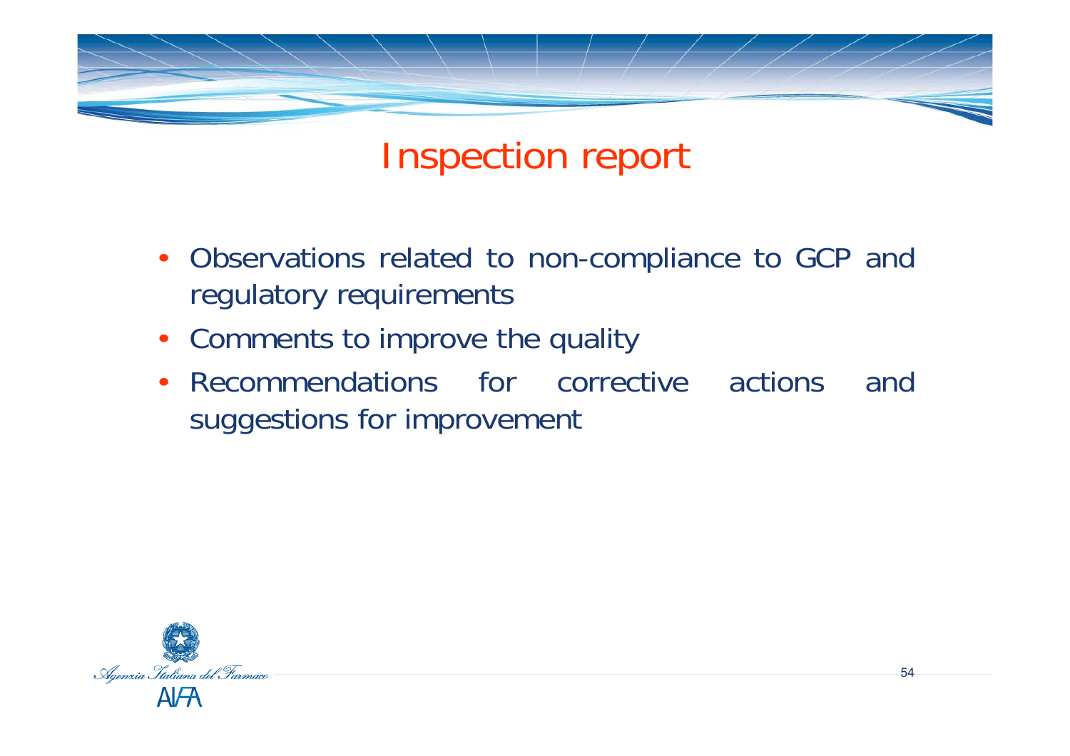# Inspection report

- Observations related to non-compliance to GCP and regulatory requirements
- Comments to improve the quality
- Recommendations for corrective actions and suggestions for improvement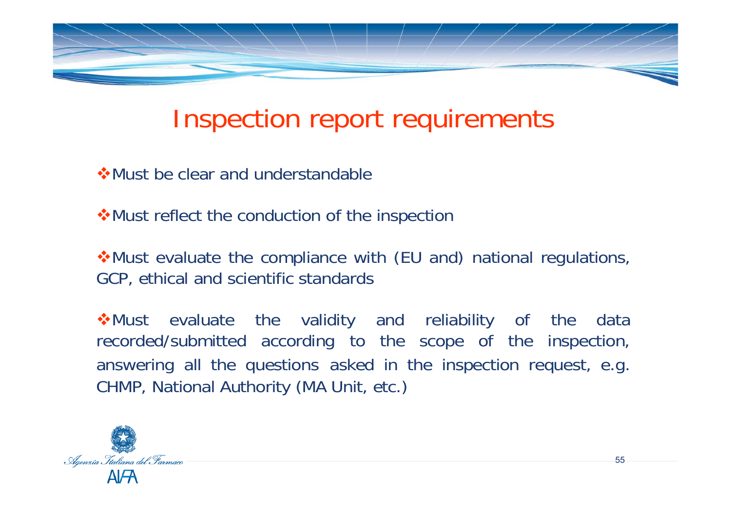# Inspection report requirements

- Must be clear and understandable
- Must reflect the conduction of the inspection
- Must evaluate the compliance with (EU and) national regulations, GCP, ethical and scientific standards
- Must evaluate the validity and reliability of the data recorded/submitted according to the scope of the inspection, answering all the questions asked in the inspection request, e.g. CHMP, National Authority (MA Unit, etc.)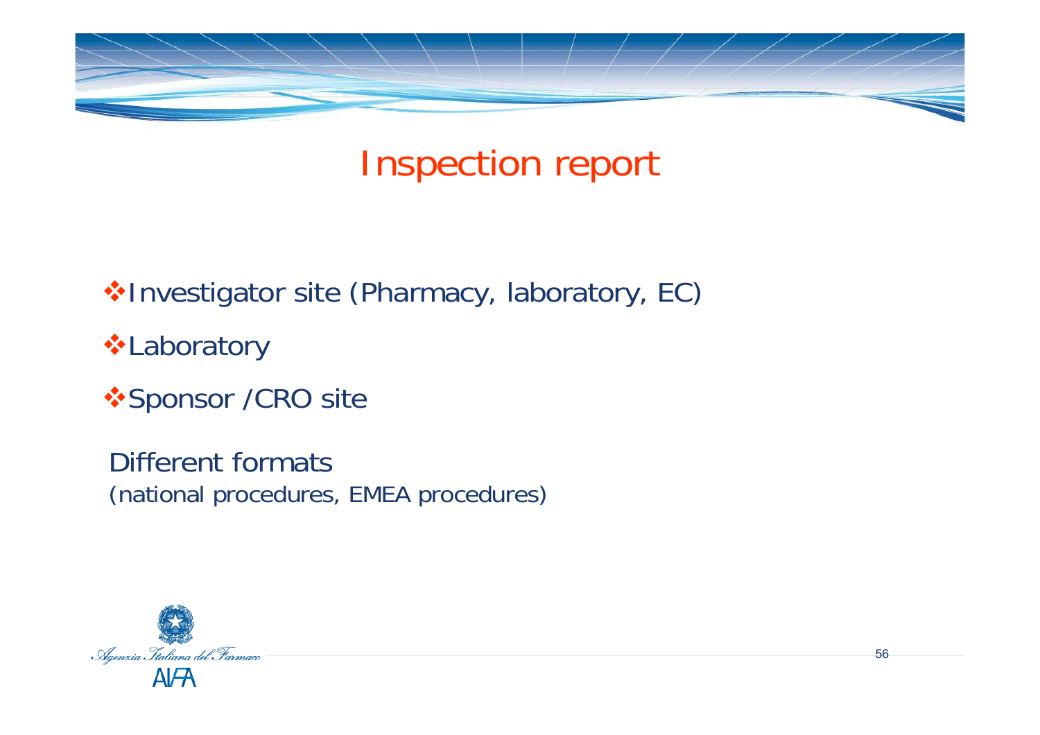# Inspection report

- Investigator site (Pharmacy, laboratory, EC)
- Laboratory
- Sponsor /CRO site

Different formats
(national procedures, EMEA procedures)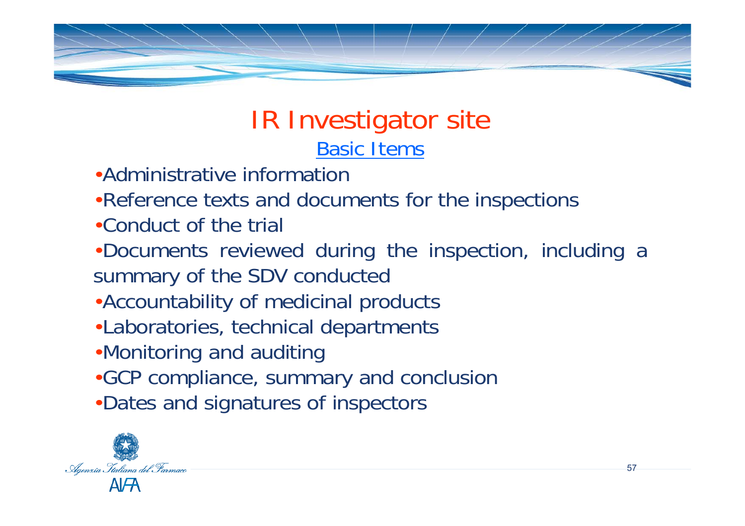# IR Investigator site

## Basic Items

- Administrative information
- Reference texts and documents for the inspections
- Conduct of the trial
- Documents reviewed during the inspection, including a summary of the SDV conducted
- Accountability of medicinal products
- Laboratories, technical departments
- Monitoring and auditing
- GCP compliance, summary and conclusion
- Dates and signatures of inspectors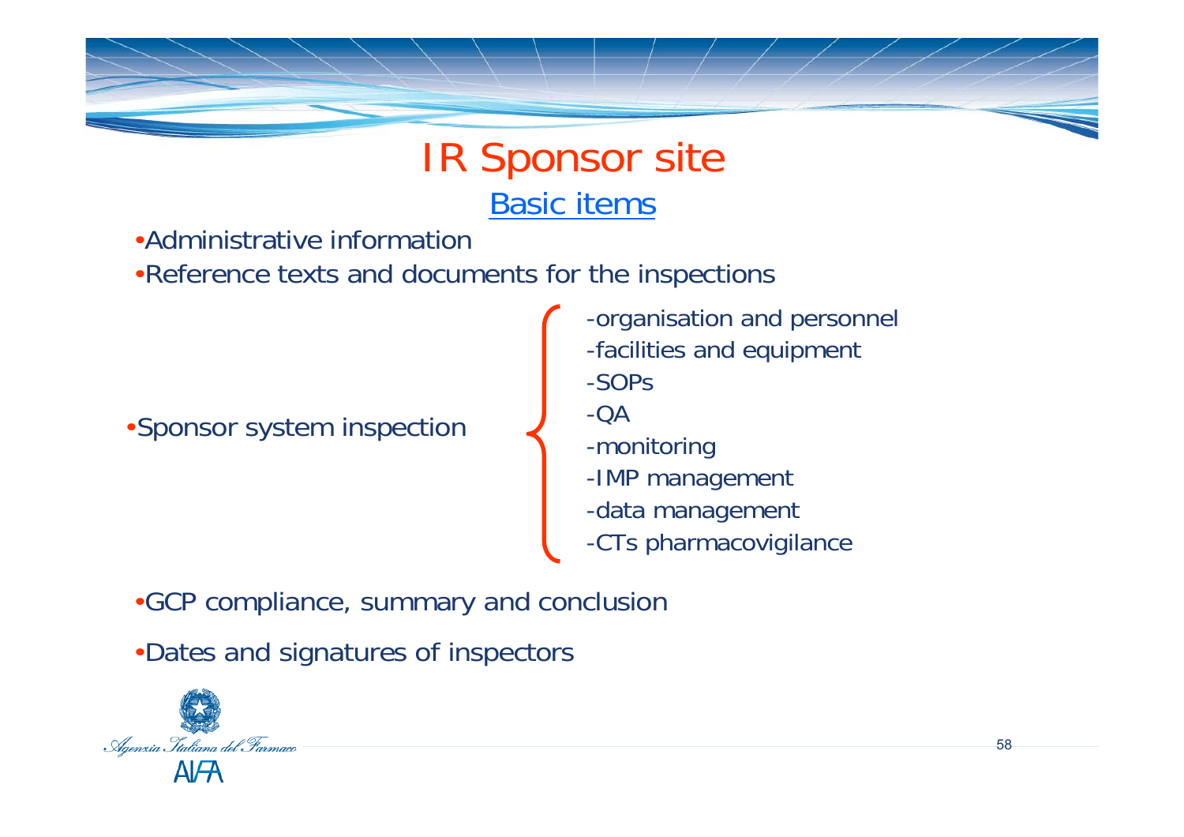# IR Sponsor site

## Basic items

- Administrative information
- Reference texts and documents for the inspections
- Sponsor system inspection
  - -organisation and personnel
  - -facilities and equipment
  - -SOPs
  - -QA
  - -monitoring
  - -IMP management
  - -data management
  - -CTs pharmacovigilance
- GCP compliance, summary and conclusion
- Dates and signatures of inspectors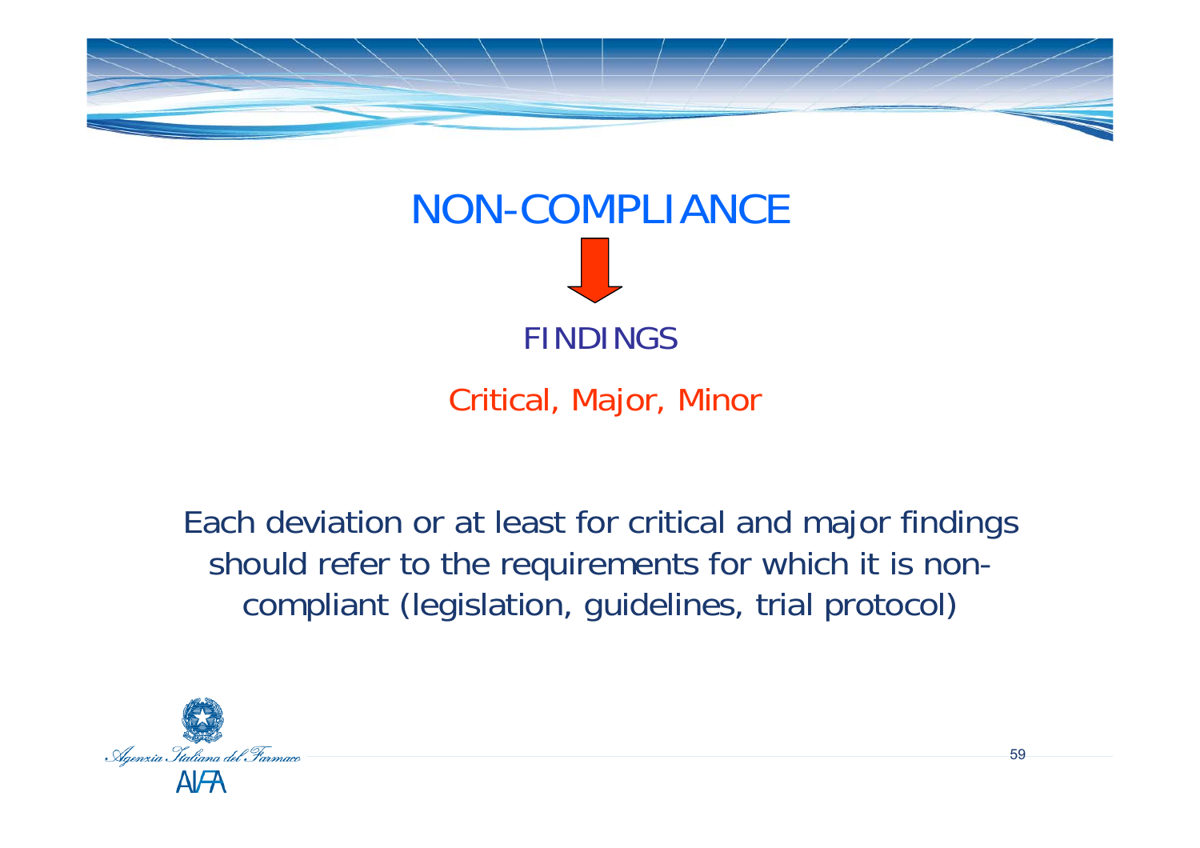# NON-COMPLIANCE

↓

## FINDINGS

Critical, Major, Minor

Each deviation or at least for critical and major findings should refer to the requirements for which it is non-compliant (legislation, guidelines, trial protocol)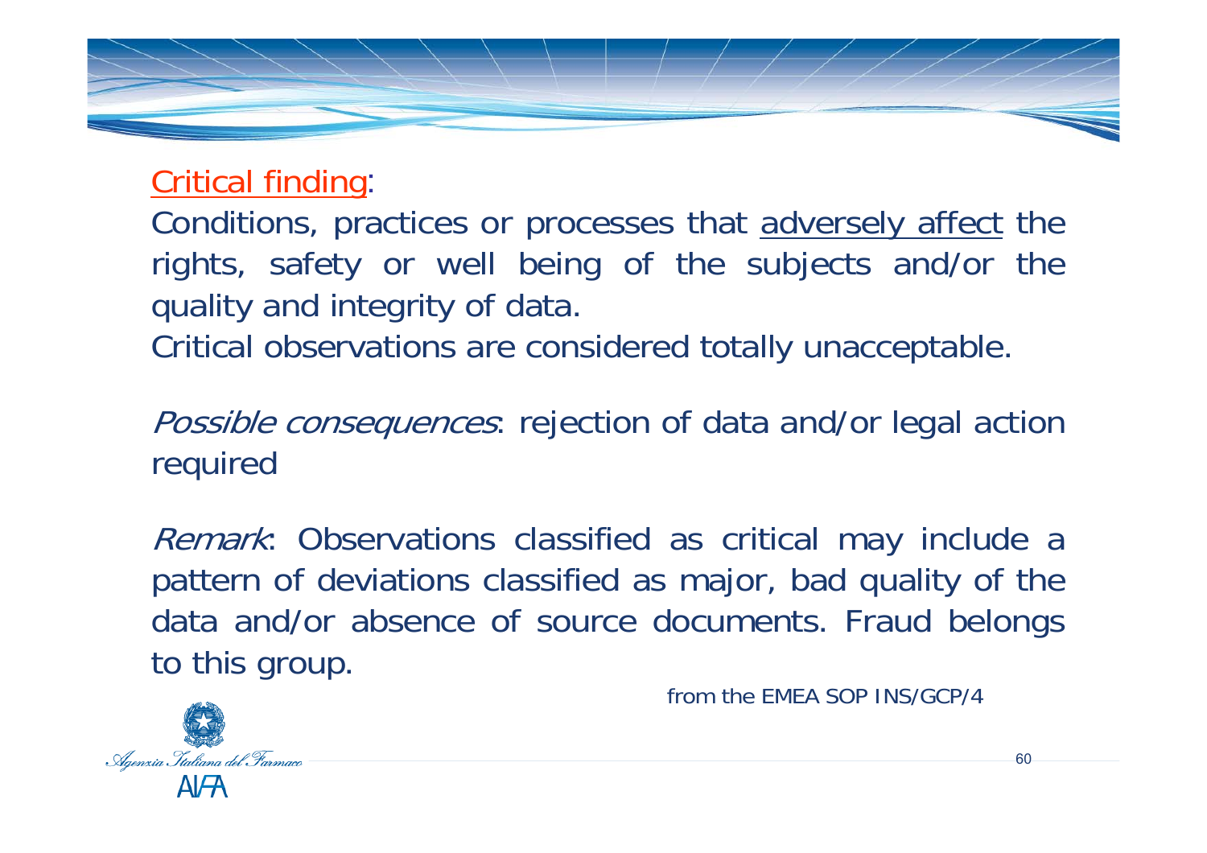Critical finding:

Conditions, practices or processes that adversely affect the rights, safety or well being of the subjects and/or the quality and integrity of data.

Critical observations are considered totally unacceptable.

*Possible consequences*: rejection of data and/or legal action required

*Remark*: Observations classified as critical may include a pattern of deviations classified as major, bad quality of the data and/or absence of source documents. Fraud belongs to this group.

from the EMEA SOP INS/GCP/4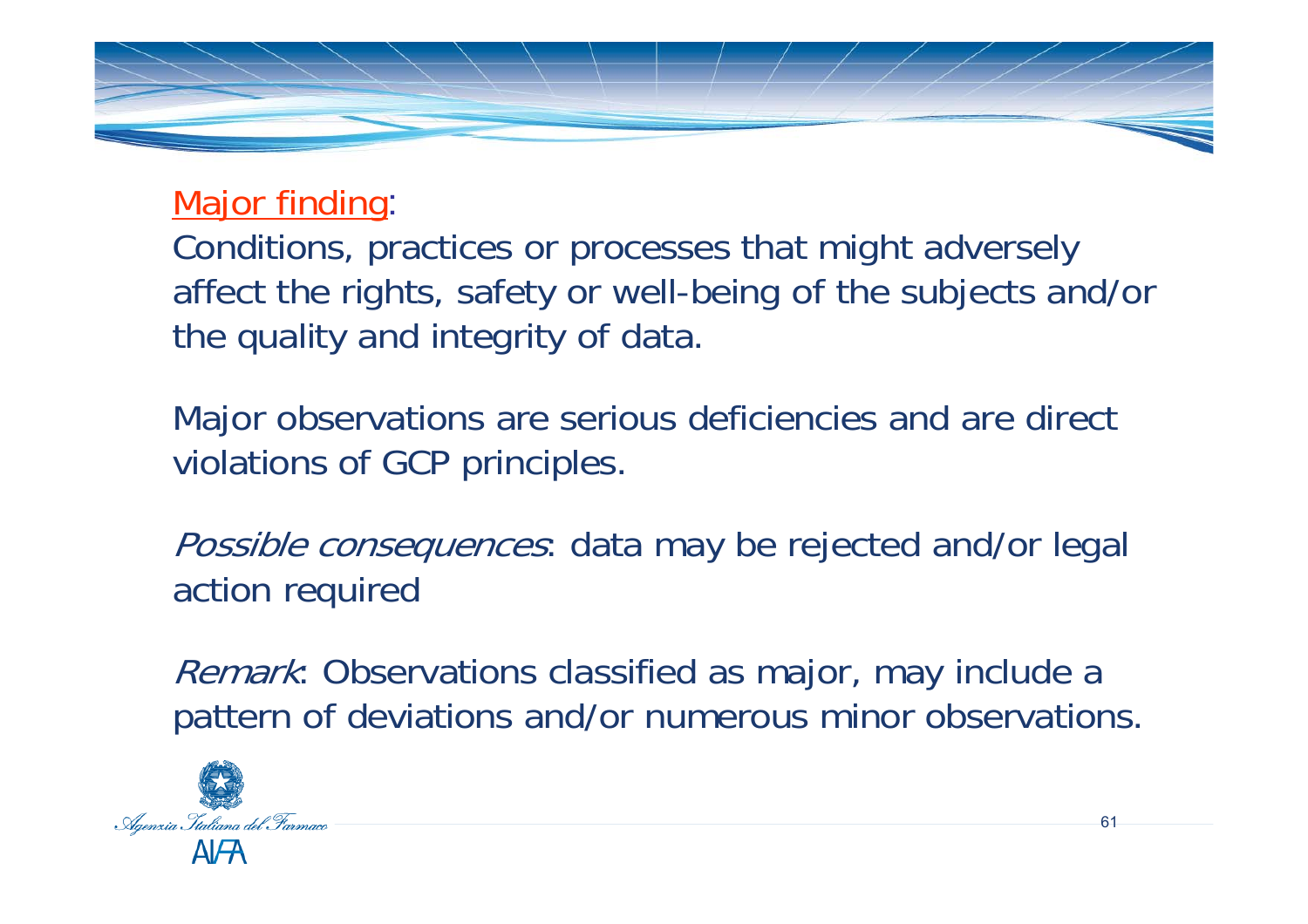Major finding:

Conditions, practices or processes that might adversely affect the rights, safety or well-being of the subjects and/or the quality and integrity of data.

Major observations are serious deficiencies and are direct violations of GCP principles.

*Possible consequences*: data may be rejected and/or legal action required

*Remark*: Observations classified as major, may include a pattern of deviations and/or numerous minor observations.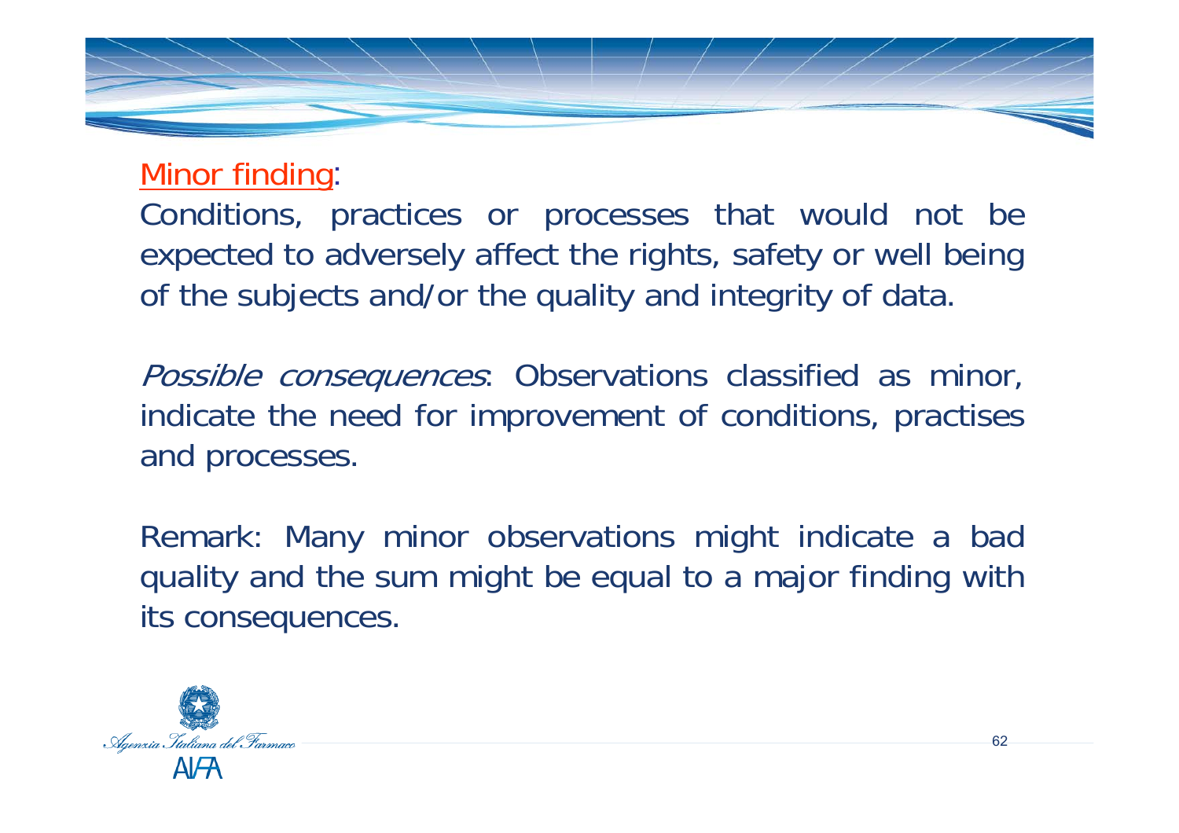## Minor finding:

Conditions, practices or processes that would not be expected to adversely affect the rights, safety or well being of the subjects and/or the quality and integrity of data.

*Possible consequences*: Observations classified as minor, indicate the need for improvement of conditions, practises and processes.

Remark: Many minor observations might indicate a bad quality and the sum might be equal to a major finding with its consequences.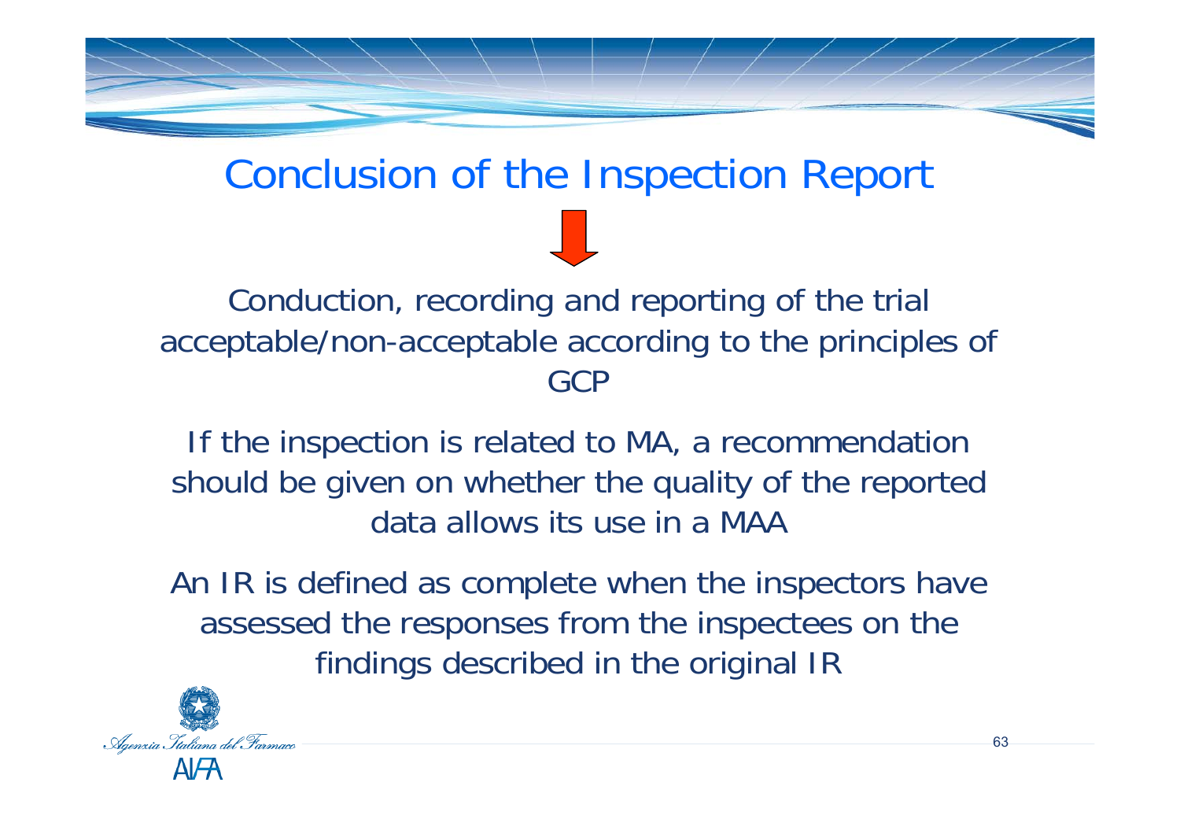# Conclusion of the Inspection Report

Conduction, recording and reporting of the trial acceptable/non-acceptable according to the principles of GCP

If the inspection is related to MA, a recommendation should be given on whether the quality of the reported data allows its use in a MAA

An IR is defined as complete when the inspectors have assessed the responses from the inspectees on the findings described in the original IR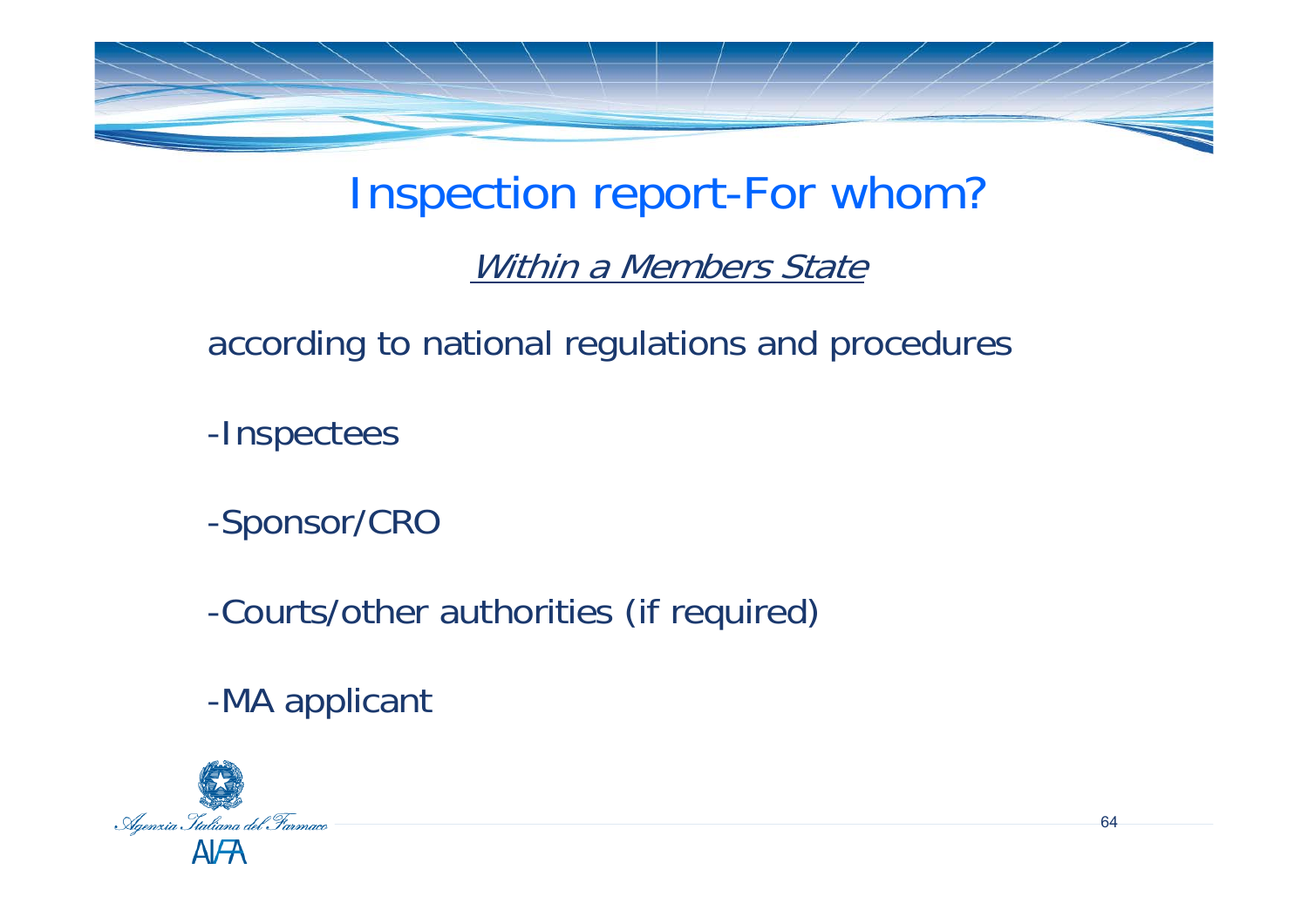# Inspection report-For whom?

*Within a Members State*

according to national regulations and procedures

-Inspectees

-Sponsor/CRO

-Courts/other authorities (if required)

-MA applicant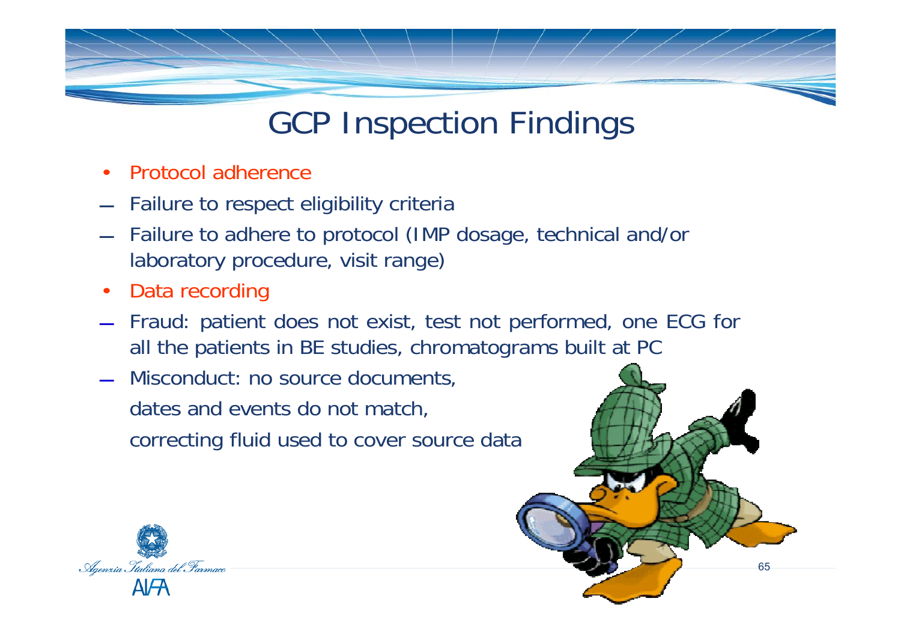# GCP Inspection Findings

- Protocol adherence
  - Failure to respect eligibility criteria
  - Failure to adhere to protocol (IMP dosage, technical and/or laboratory procedure, visit range)
- Data recording
  - Fraud: patient does not exist, test not performed, one ECG for all the patients in BE studies, chromatograms built at PC
  - Misconduct: no source documents, dates and events do not match, correcting fluid used to cover source data

Agenzia Italiana del Farmaco

AIFA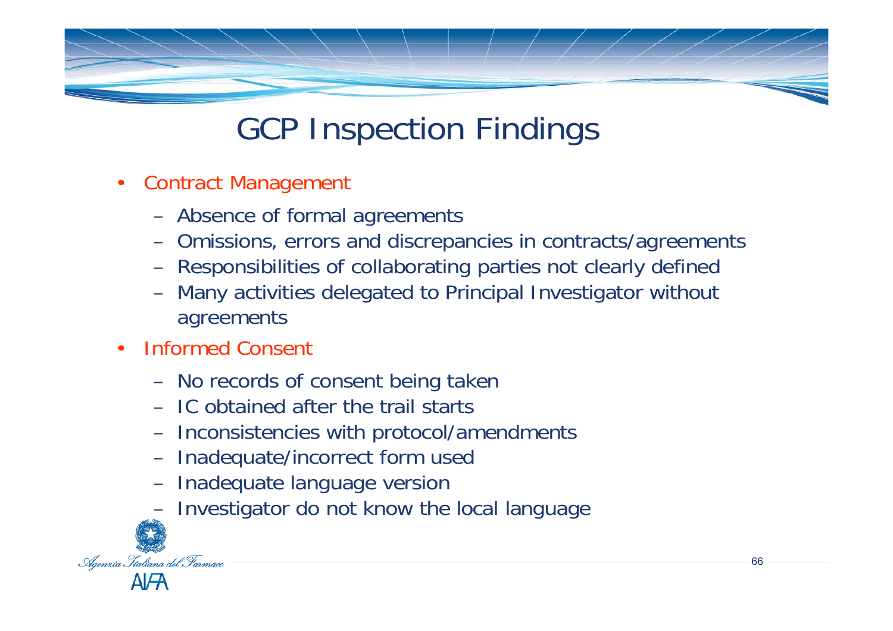# GCP Inspection Findings

- Contract Management
  - Absence of formal agreements
  - Omissions, errors and discrepancies in contracts/agreements
  - Responsibilities of collaborating parties not clearly defined
  - Many activities delegated to Principal Investigator without agreements
- Informed Consent
  - No records of consent being taken
  - IC obtained after the trail starts
  - Inconsistencies with protocol/amendments
  - Inadequate/incorrect form used
  - Inadequate language version
  - Investigator do not know the local language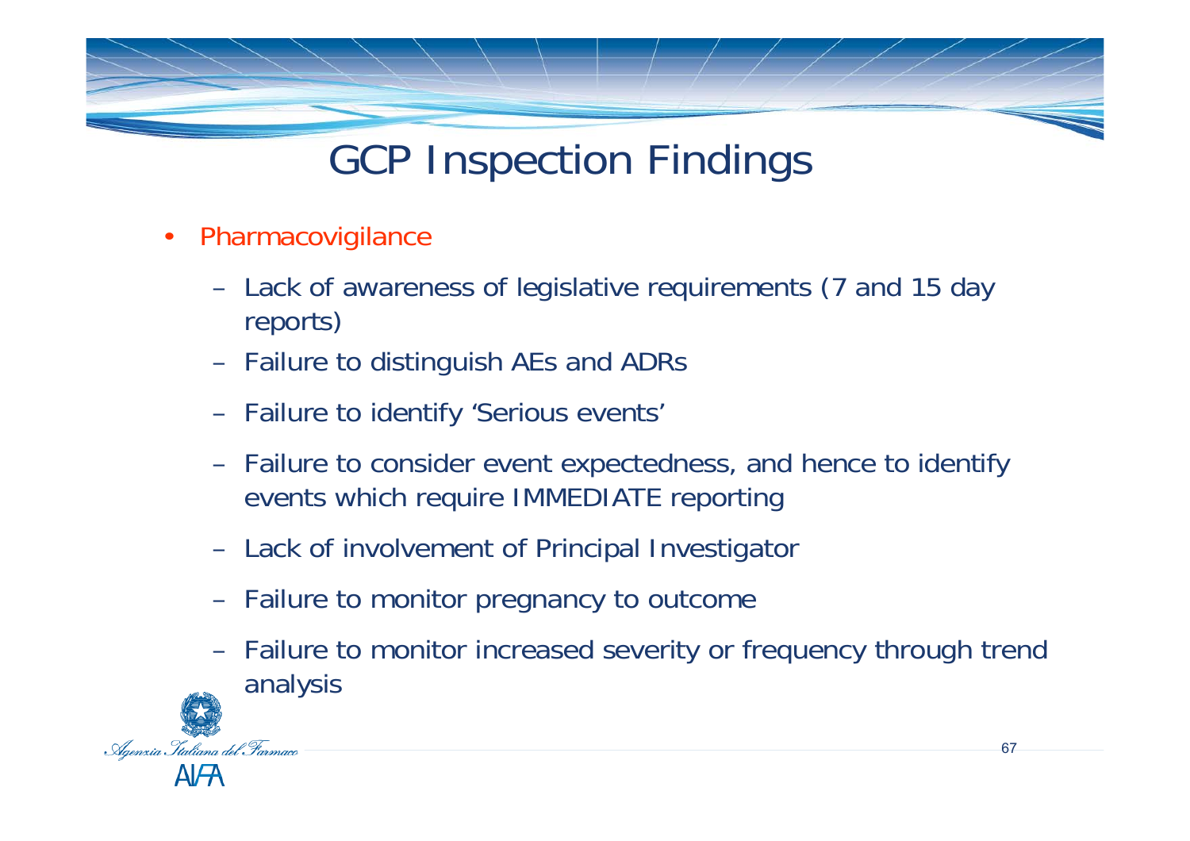# GCP Inspection Findings

- Pharmacovigilance
  - Lack of awareness of legislative requirements (7 and 15 day reports)
  - Failure to distinguish AEs and ADRs
  - Failure to identify 'Serious events'
  - Failure to consider event expectedness, and hence to identify events which require IMMEDIATE reporting
  - Lack of involvement of Principal Investigator
  - Failure to monitor pregnancy to outcome
  - Failure to monitor increased severity or frequency through trend analysis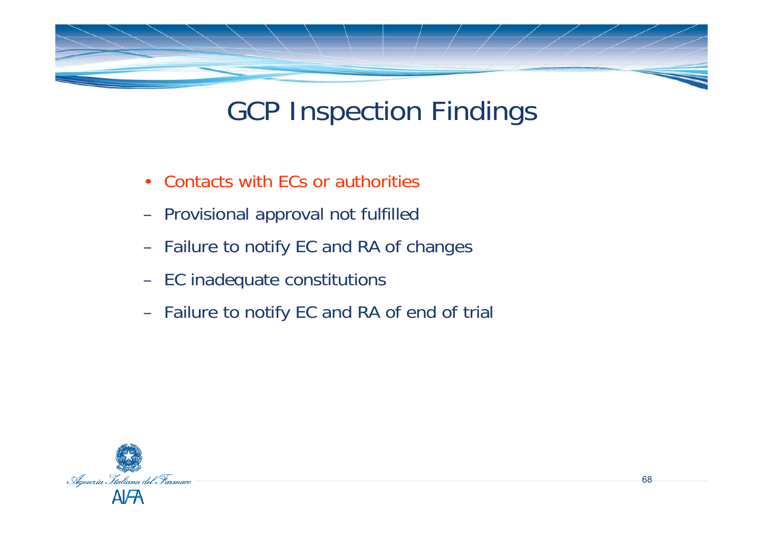# GCP Inspection Findings

- Contacts with ECs or authorities
  - Provisional approval not fulfilled
  - Failure to notify EC and RA of changes
  - EC inadequate constitutions
  - Failure to notify EC and RA of end of trial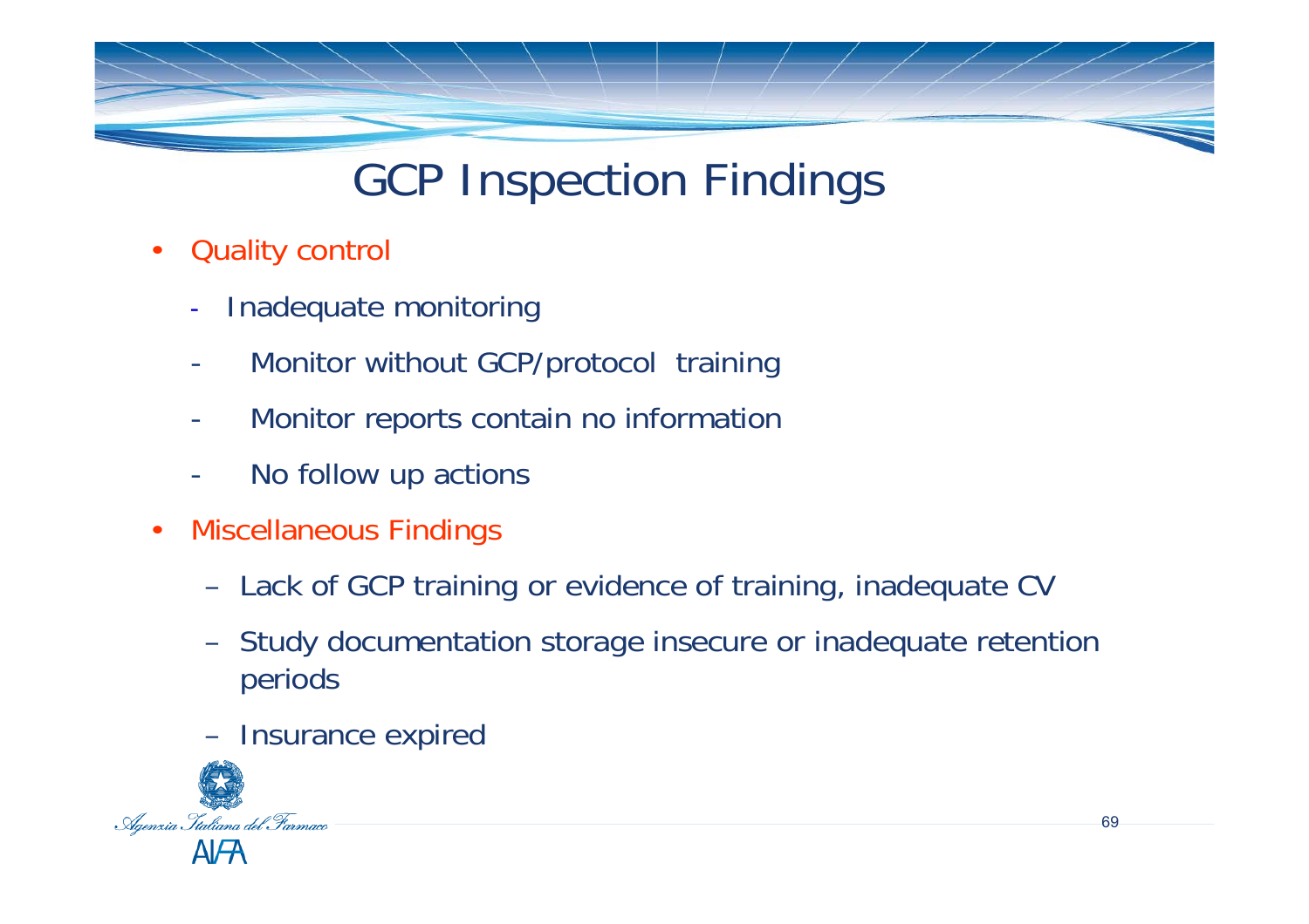# GCP Inspection Findings

- Quality control
  - Inadequate monitoring
  - Monitor without GCP/protocol training
  - Monitor reports contain no information
  - No follow up actions
- Miscellaneous Findings
  - Lack of GCP training or evidence of training, inadequate CV
  - Study documentation storage insecure or inadequate retention periods
  - Insurance expired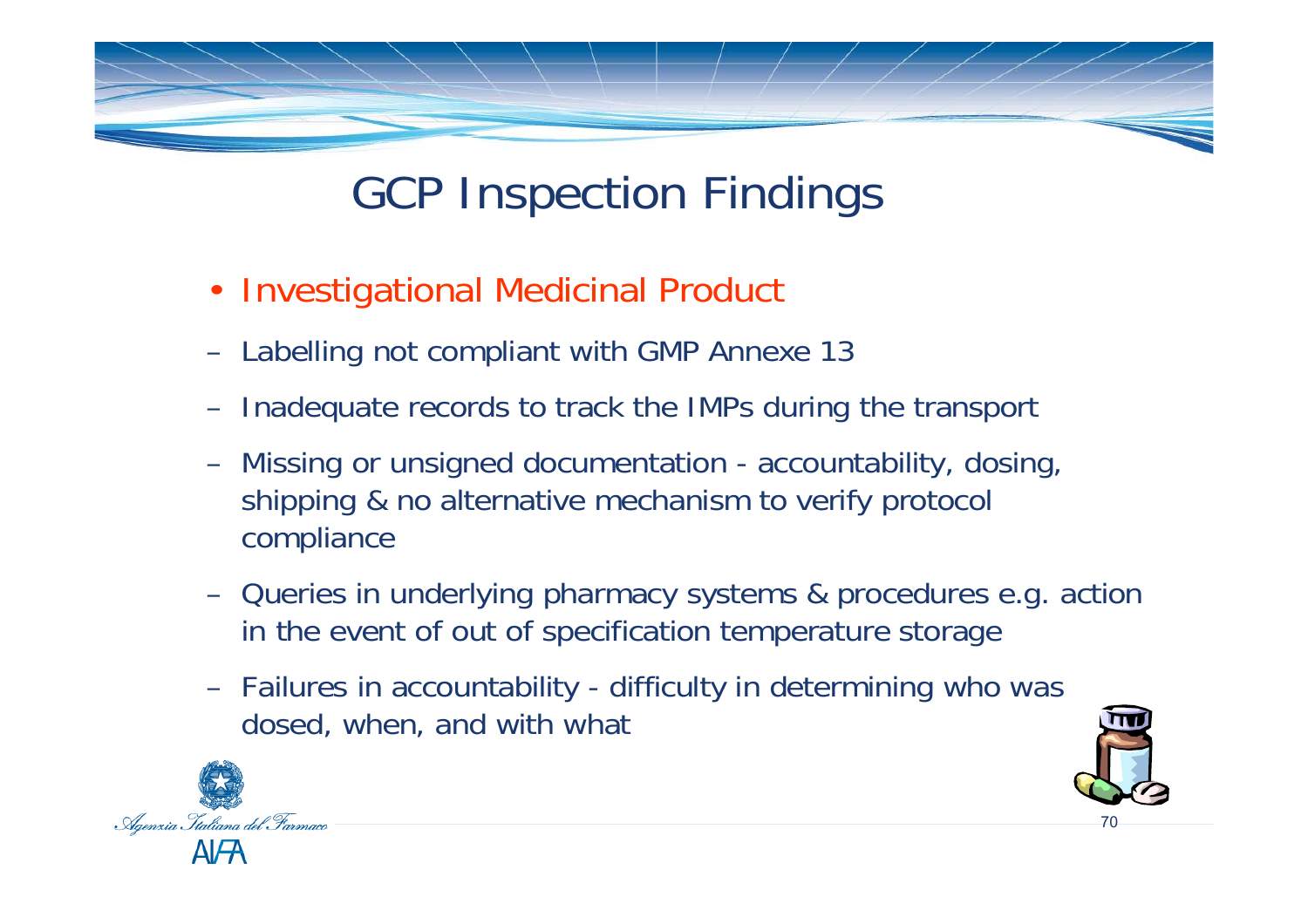# GCP Inspection Findings

- Investigational Medicinal Product
  - Labelling not compliant with GMP Annexe 13
  - Inadequate records to track the IMPs during the transport
  - Missing or unsigned documentation - accountability, dosing, shipping & no alternative mechanism to verify protocol compliance
  - Queries in underlying pharmacy systems & procedures e.g. action in the event of out of specification temperature storage
  - Failures in accountability - difficulty in determining who was dosed, when, and with what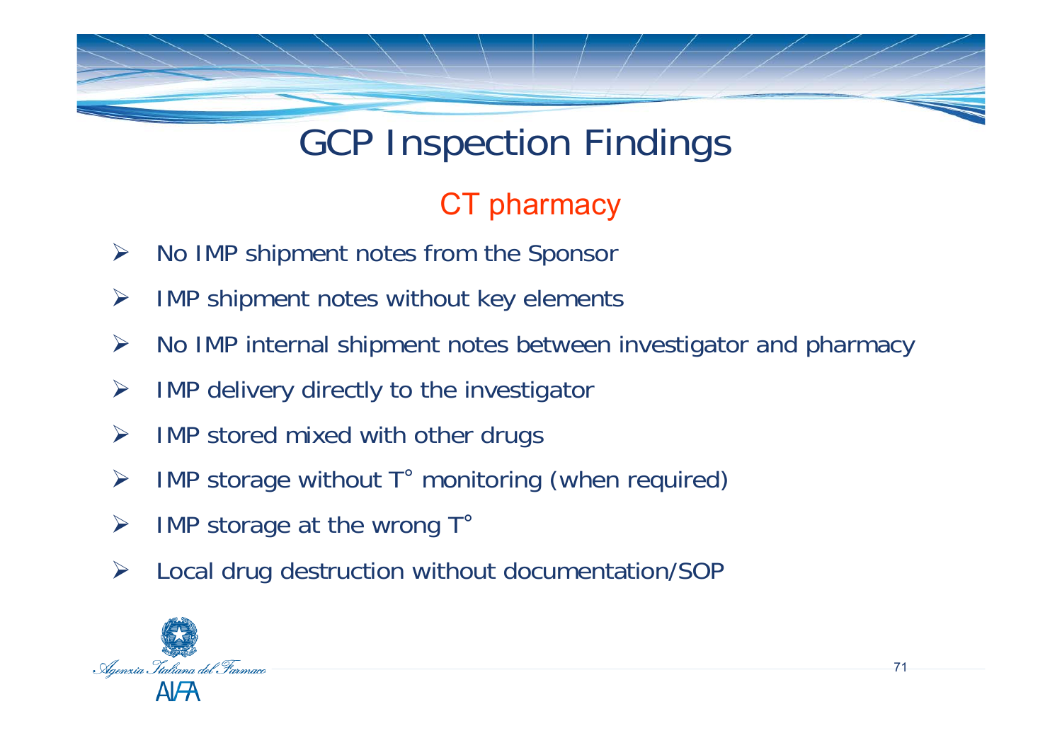# GCP Inspection Findings

## CT pharmacy

- No IMP shipment notes from the Sponsor
- IMP shipment notes without key elements
- No IMP internal shipment notes between investigator and pharmacy
- IMP delivery directly to the investigator
- IMP stored mixed with other drugs
- IMP storage without T° monitoring (when required)
- IMP storage at the wrong T°
- Local drug destruction without documentation/SOP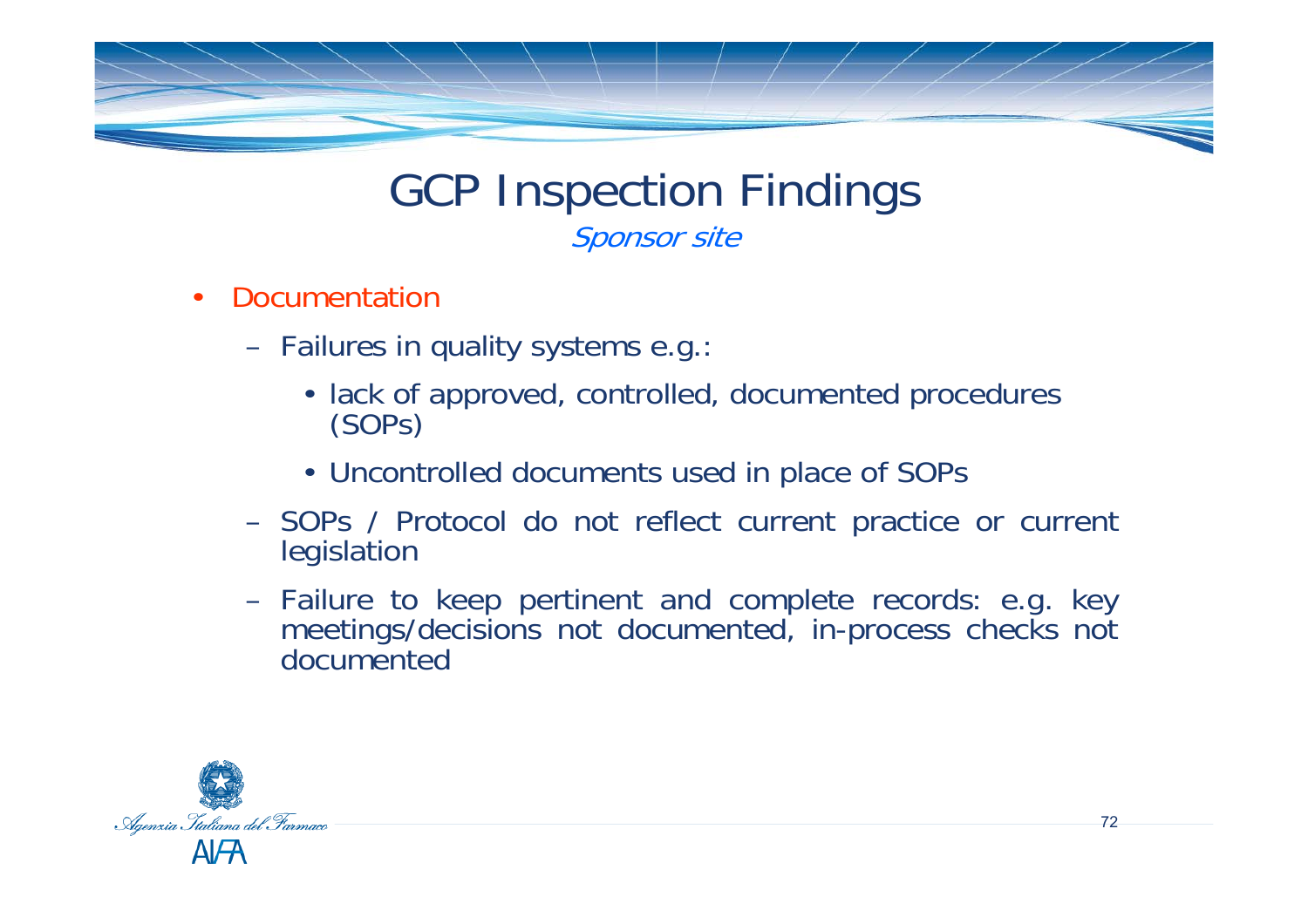# GCP Inspection Findings

*Sponsor site*

- Documentation
  - Failures in quality systems e.g.:
    - lack of approved, controlled, documented procedures (SOPs)
    - Uncontrolled documents used in place of SOPs
  - SOPs / Protocol do not reflect current practice or current legislation
  - Failure to keep pertinent and complete records: e.g. key meetings/decisions not documented, in-process checks not documented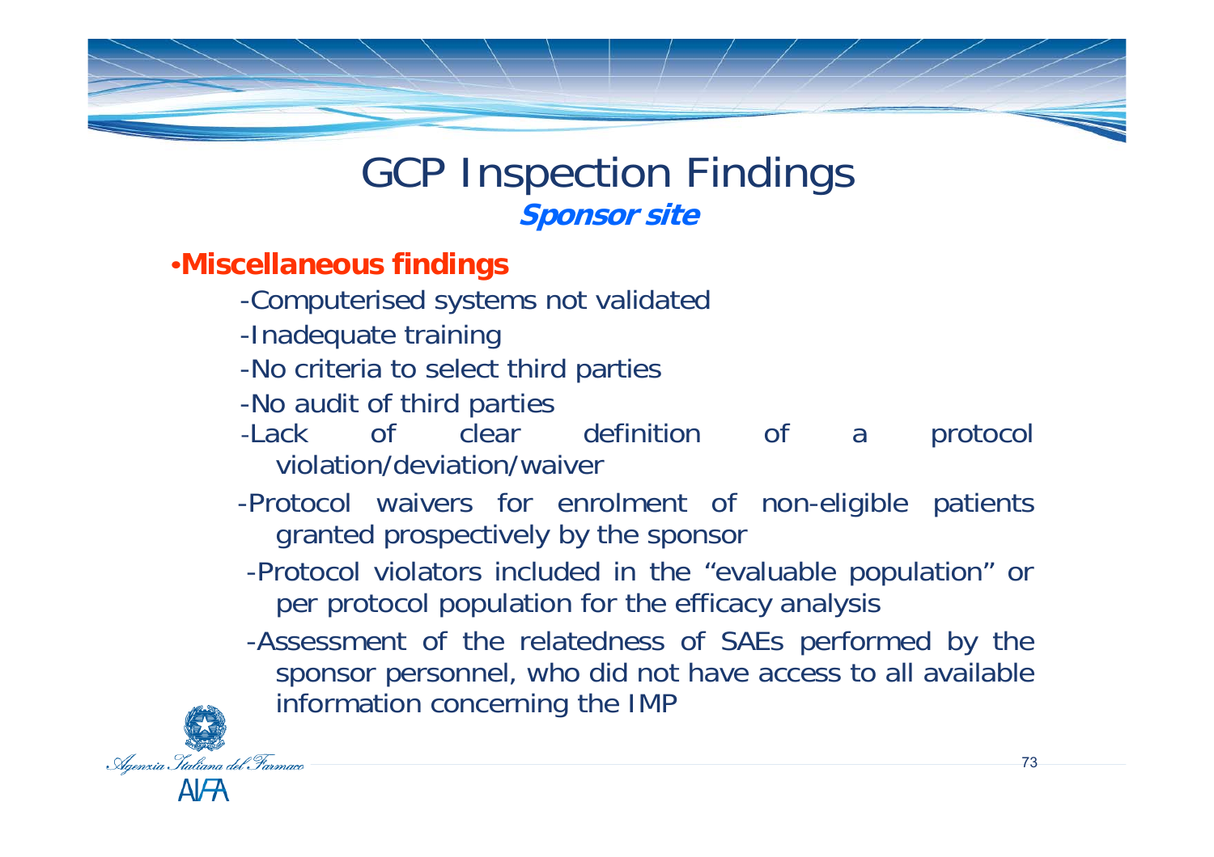# GCP Inspection Findings

## *Sponsor site*

- **Miscellaneous findings**
  - -Computerised systems not validated
  - -Inadequate training
  - -No criteria to select third parties
  - -No audit of third parties
  - -Lack of clear definition of a protocol violation/deviation/waiver
  - -Protocol waivers for enrolment of non-eligible patients granted prospectively by the sponsor
  - -Protocol violators included in the "evaluable population" or per protocol population for the efficacy analysis
  - -Assessment of the relatedness of SAEs performed by the sponsor personnel, who did not have access to all available information concerning the IMP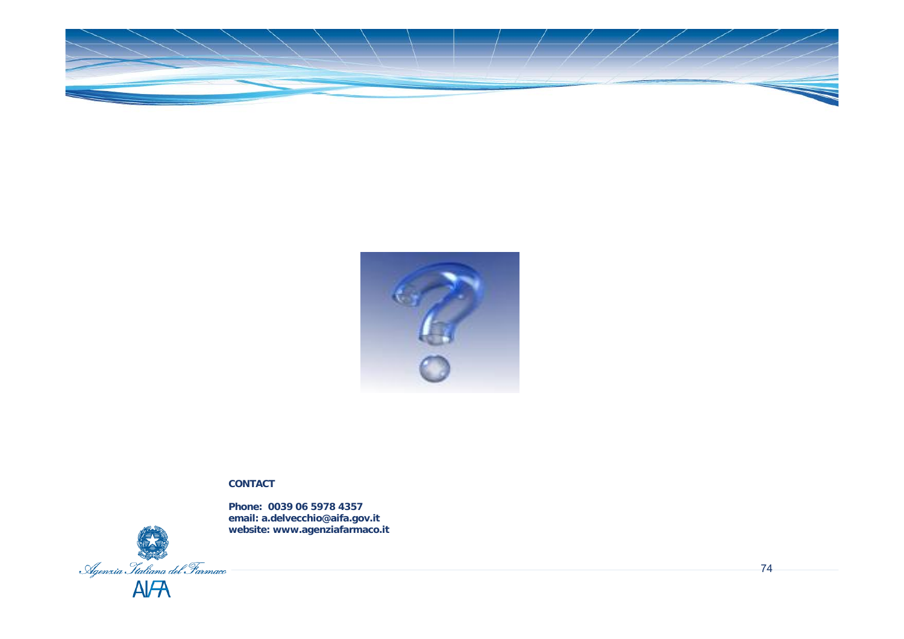**CONTACT**

**Phone: 0039 06 5978 4357**
**email: a.delvecchio@aifa.gov.it**
**website: www.agenziafarmaco.it**